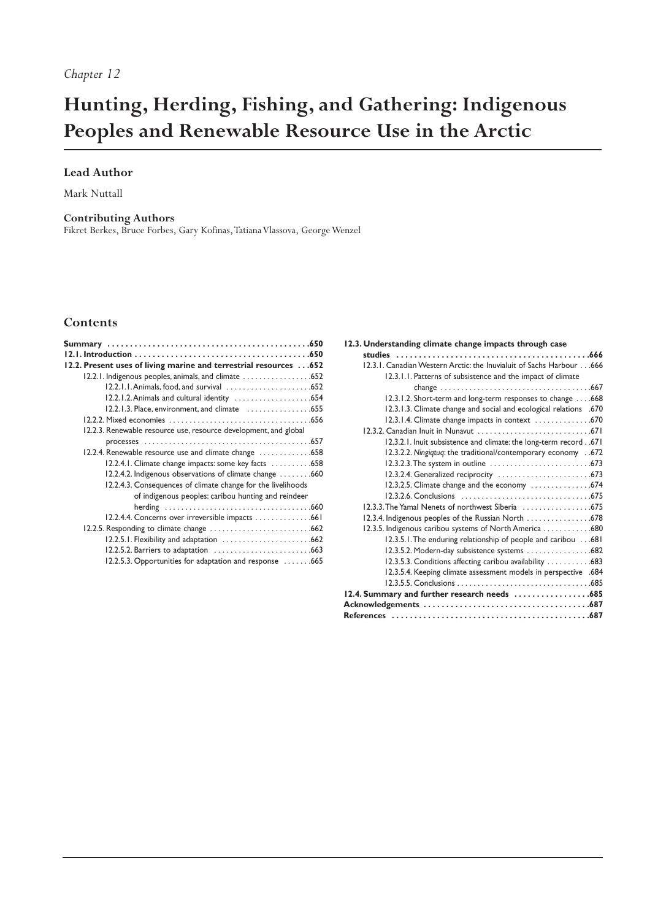*Chapter 12*

# Hunting, Herding, Fishing, and Gathering: Indigenous Peoples and Renewable Resource Use in the Arctic

**Lead Author**

Mark Nuttall

**Contributing Authors**

Fikret Berkes, Bruce Forbes, Gary Kofinas, Tatiana Vlassova, George Wenzel

## Contents

**Summary** . . . . . . . . . . . . . . . . . . . . . . . . . . . . . . . . . . . . . . . . . . . . .650

**12.1. Introduction** . . . . . . . . . . . . . . . . . . . . . . . . . . . . . . . . . . . . . .650

**12.2. Present uses of living marine and terrestrial resources** . . .652

- 12.2.1. Indigenous peoples, animals, and climate . . . . . . . . . . . . . . . . .652
  - 12.2.1.1. Animals, food, and survival . . . . . . . . . . . . . . . . . . . . .652
  - 12.2.1.2. Animals and cultural identity . . . . . . . . . . . . . . . . . . .654
  - 12.2.1.3. Place, environment, and climate . . . . . . . . . . . . . . . .655
- 12.2.2. Mixed economies . . . . . . . . . . . . . . . . . . . . . . . . . . . . . . . . . .656
- 12.2.3. Renewable resource use, resource development, and global processes . . . . . . . . . . . . . . . . . . . . . . . . . . . . . . . . . . . . . . . .657
- 12.2.4. Renewable resource use and climate change . . . . . . . . . . . .658
  - 12.2.4.1. Climate change impacts: some key facts . . . . . . . . . .658
  - 12.2.4.2. Indigenous observations of climate change . . . . . . . .660
  - 12.2.4.3. Consequences of climate change for the livelihoods of indigenous peoples: caribou hunting and reindeer herding . . . . . . . . . . . . . . . . . . . . . . . . . . . . . . . . . . .660
  - 12.2.4.4. Concerns over irreversible impacts . . . . . . . . . . . . .661
- 12.2.5. Responding to climate change . . . . . . . . . . . . . . . . . . . . . . . .662
  - 12.2.5.1. Flexibility and adaptation . . . . . . . . . . . . . . . . . . . . .662
  - 12.2.5.2. Barriers to adaptation . . . . . . . . . . . . . . . . . . . . . . .663
  - 12.2.5.3. Opportunities for adaptation and response . . . . . . .665

**12.3. Understanding climate change impacts through case studies** . . . . . . . . . . . . . . . . . . . . . . . . . . . . . . . . . . . . . . . . . . .666

- 12.3.1. Canadian Western Arctic: the Inuvialuit of Sachs Harbour . . .666
  - 12.3.1.1. Patterns of subsistence and the impact of climate change . . . . . . . . . . . . . . . . . . . . . . . . . . . . . . . . . . . .667
  - 12.3.1.2. Short-term and long-term responses to change . . . .668
  - 12.3.1.3. Climate change and social and ecological relations .670
  - 12.3.1.4. Climate change impacts in context . . . . . . . . . . . . .670
- 12.3.2. Canadian Inuit in Nunavut . . . . . . . . . . . . . . . . . . . . . . . . . . .671
  - 12.3.2.1. Inuit subsistence and climate: the long-term record . .671
  - 12.3.2.2. *Ningiqtuq*: the traditional/contemporary economy . .672
  - 12.3.2.3. The system in outline . . . . . . . . . . . . . . . . . . . . . . . .673
  - 12.3.2.4. Generalized reciprocity . . . . . . . . . . . . . . . . . . . . . .673
  - 12.3.2.5. Climate change and the economy . . . . . . . . . . . . . .674
  - 12.3.2.6. Conclusions . . . . . . . . . . . . . . . . . . . . . . . . . . . . . . .675
- 12.3.3. The Yamal Nenets of northwest Siberia . . . . . . . . . . . . . . . .675
- 12.3.4. Indigenous peoples of the Russian North . . . . . . . . . . . . . . .678
- 12.3.5. Indigenous caribou systems of North America . . . . . . . . . . .680
  - 12.3.5.1. The enduring relationship of people and caribou . . .681
  - 12.3.5.2. Modern-day subsistence systems . . . . . . . . . . . . . . .682
  - 12.3.5.3. Conditions affecting caribou availability . . . . . . . . . .683
  - 12.3.5.4. Keeping climate assessment models in perspective .684
  - 12.3.5.5. Conclusions . . . . . . . . . . . . . . . . . . . . . . . . . . . . . . .685

**12.4. Summary and further research needs** . . . . . . . . . . . . . . . . .685

**Acknowledgements** . . . . . . . . . . . . . . . . . . . . . . . . . . . . . . . . . . . .687

**References** . . . . . . . . . . . . . . . . . . . . . . . . . . . . . . . . . . . . . . . . . . .687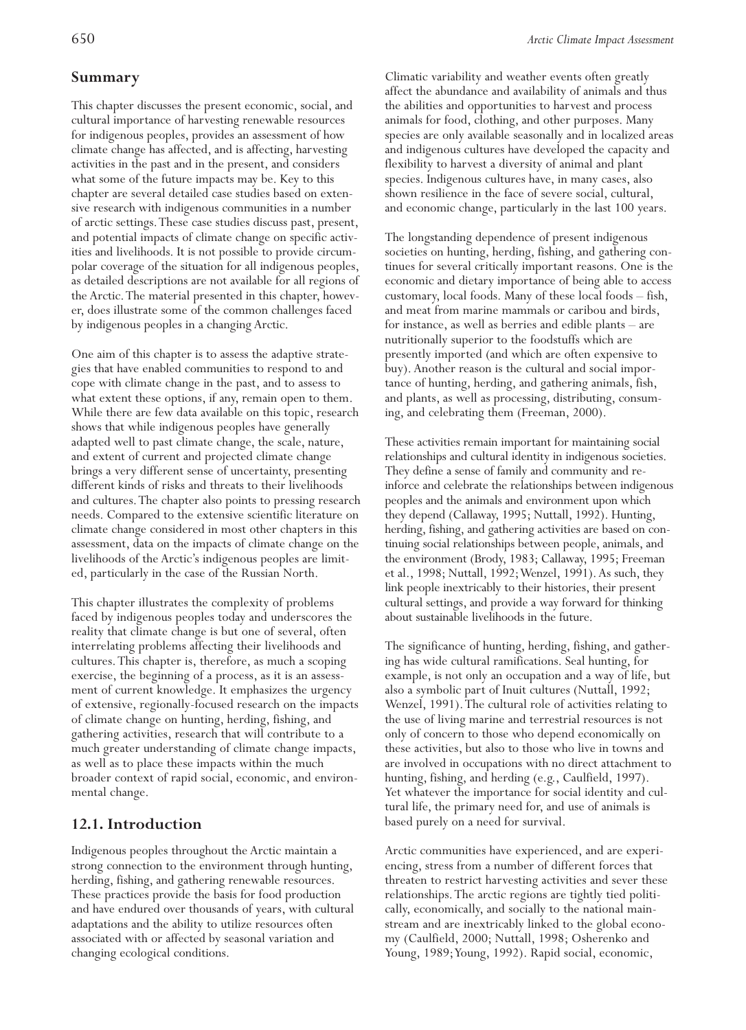## Summary

This chapter discusses the present economic, social, and cultural importance of harvesting renewable resources for indigenous peoples, provides an assessment of how climate change has affected, and is affecting, harvesting activities in the past and in the present, and considers what some of the future impacts may be. Key to this chapter are several detailed case studies based on extensive research with indigenous communities in a number of arctic settings. These case studies discuss past, present, and potential impacts of climate change on specific activities and livelihoods. It is not possible to provide circumpolar coverage of the situation for all indigenous peoples, as detailed descriptions are not available for all regions of the Arctic. The material presented in this chapter, however, does illustrate some of the common challenges faced by indigenous peoples in a changing Arctic.

One aim of this chapter is to assess the adaptive strategies that have enabled communities to respond to and cope with climate change in the past, and to assess to what extent these options, if any, remain open to them. While there are few data available on this topic, research shows that while indigenous peoples have generally adapted well to past climate change, the scale, nature, and extent of current and projected climate change brings a very different sense of uncertainty, presenting different kinds of risks and threats to their livelihoods and cultures. The chapter also points to pressing research needs. Compared to the extensive scientific literature on climate change considered in most other chapters in this assessment, data on the impacts of climate change on the livelihoods of the Arctic's indigenous peoples are limited, particularly in the case of the Russian North.

This chapter illustrates the complexity of problems faced by indigenous peoples today and underscores the reality that climate change is but one of several, often interrelating problems affecting their livelihoods and cultures. This chapter is, therefore, as much a scoping exercise, the beginning of a process, as it is an assessment of current knowledge. It emphasizes the urgency of extensive, regionally-focused research on the impacts of climate change on hunting, herding, fishing, and gathering activities, research that will contribute to a much greater understanding of climate change impacts, as well as to place these impacts within the much broader context of rapid social, economic, and environmental change.

## 12.1. Introduction

Indigenous peoples throughout the Arctic maintain a strong connection to the environment through hunting, herding, fishing, and gathering renewable resources. These practices provide the basis for food production and have endured over thousands of years, with cultural adaptations and the ability to utilize resources often associated with or affected by seasonal variation and changing ecological conditions.

Climatic variability and weather events often greatly affect the abundance and availability of animals and thus the abilities and opportunities to harvest and process animals for food, clothing, and other purposes. Many species are only available seasonally and in localized areas and indigenous cultures have developed the capacity and flexibility to harvest a diversity of animal and plant species. Indigenous cultures have, in many cases, also shown resilience in the face of severe social, cultural, and economic change, particularly in the last 100 years.

The longstanding dependence of present indigenous societies on hunting, herding, fishing, and gathering continues for several critically important reasons. One is the economic and dietary importance of being able to access customary, local foods. Many of these local foods – fish, and meat from marine mammals or caribou and birds, for instance, as well as berries and edible plants – are nutritionally superior to the foodstuffs which are presently imported (and which are often expensive to buy). Another reason is the cultural and social importance of hunting, herding, and gathering animals, fish, and plants, as well as processing, distributing, consuming, and celebrating them (Freeman, 2000).

These activities remain important for maintaining social relationships and cultural identity in indigenous societies. They define a sense of family and community and reinforce and celebrate the relationships between indigenous peoples and the animals and environment upon which they depend (Callaway, 1995; Nuttall, 1992). Hunting, herding, fishing, and gathering activities are based on continuing social relationships between people, animals, and the environment (Brody, 1983; Callaway, 1995; Freeman et al., 1998; Nuttall, 1992; Wenzel, 1991). As such, they link people inextricably to their histories, their present cultural settings, and provide a way forward for thinking about sustainable livelihoods in the future.

The significance of hunting, herding, fishing, and gathering has wide cultural ramifications. Seal hunting, for example, is not only an occupation and a way of life, but also a symbolic part of Inuit cultures (Nuttall, 1992; Wenzel, 1991). The cultural role of activities relating to the use of living marine and terrestrial resources is not only of concern to those who depend economically on these activities, but also to those who live in towns and are involved in occupations with no direct attachment to hunting, fishing, and herding (e.g., Caulfield, 1997). Yet whatever the importance for social identity and cultural life, the primary need for, and use of animals is based purely on a need for survival.

Arctic communities have experienced, and are experiencing, stress from a number of different forces that threaten to restrict harvesting activities and sever these relationships. The arctic regions are tightly tied politically, economically, and socially to the national mainstream and are inextricably linked to the global economy (Caulfield, 2000; Nuttall, 1998; Osherenko and Young, 1989; Young, 1992). Rapid social, economic,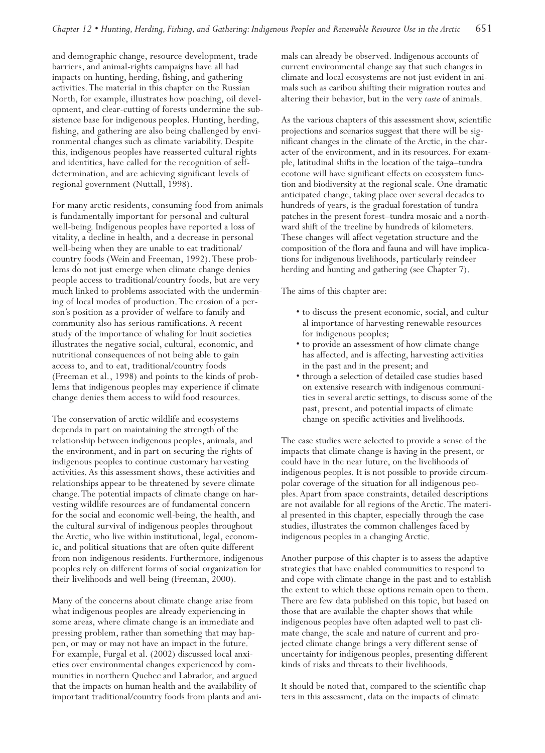and demographic change, resource development, trade barriers, and animal-rights campaigns have all had impacts on hunting, herding, fishing, and gathering activities. The material in this chapter on the Russian North, for example, illustrates how poaching, oil development, and clear-cutting of forests undermine the subsistence base for indigenous peoples. Hunting, herding, fishing, and gathering are also being challenged by environmental changes such as climate variability. Despite this, indigenous peoples have reasserted cultural rights and identities, have called for the recognition of self-determination, and are achieving significant levels of regional government (Nuttall, 1998).

For many arctic residents, consuming food from animals is fundamentally important for personal and cultural well-being. Indigenous peoples have reported a loss of vitality, a decline in health, and a decrease in personal well-being when they are unable to eat traditional/country foods (Wein and Freeman, 1992). These problems do not just emerge when climate change denies people access to traditional/country foods, but are very much linked to problems associated with the undermining of local modes of production. The erosion of a person's position as a provider of welfare to family and community also has serious ramifications. A recent study of the importance of whaling for Inuit societies illustrates the negative social, cultural, economic, and nutritional consequences of not being able to gain access to, and to eat, traditional/country foods (Freeman et al., 1998) and points to the kinds of problems that indigenous peoples may experience if climate change denies them access to wild food resources.

The conservation of arctic wildlife and ecosystems depends in part on maintaining the strength of the relationship between indigenous peoples, animals, and the environment, and in part on securing the rights of indigenous peoples to continue customary harvesting activities. As this assessment shows, these activities and relationships appear to be threatened by severe climate change. The potential impacts of climate change on harvesting wildlife resources are of fundamental concern for the social and economic well-being, the health, and the cultural survival of indigenous peoples throughout the Arctic, who live within institutional, legal, economic, and political situations that are often quite different from non-indigenous residents. Furthermore, indigenous peoples rely on different forms of social organization for their livelihoods and well-being (Freeman, 2000).

Many of the concerns about climate change arise from what indigenous peoples are already experiencing in some areas, where climate change is an immediate and pressing problem, rather than something that may happen, or may or may not have an impact in the future. For example, Furgal et al. (2002) discussed local anxieties over environmental changes experienced by communities in northern Quebec and Labrador, and argued that the impacts on human health and the availability of important traditional/country foods from plants and animals can already be observed. Indigenous accounts of current environmental change say that such changes in climate and local ecosystems are not just evident in animals such as caribou shifting their migration routes and altering their behavior, but in the very *taste* of animals.

As the various chapters of this assessment show, scientific projections and scenarios suggest that there will be significant changes in the climate of the Arctic, in the character of the environment, and in its resources. For example, latitudinal shifts in the location of the taiga–tundra ecotone will have significant effects on ecosystem function and biodiversity at the regional scale. One dramatic anticipated change, taking place over several decades to hundreds of years, is the gradual forestation of tundra patches in the present forest–tundra mosaic and a northward shift of the treeline by hundreds of kilometers. These changes will affect vegetation structure and the composition of the flora and fauna and will have implications for indigenous livelihoods, particularly reindeer herding and hunting and gathering (see Chapter 7).

The aims of this chapter are:

- to discuss the present economic, social, and cultural importance of harvesting renewable resources for indigenous peoples;
- to provide an assessment of how climate change has affected, and is affecting, harvesting activities in the past and in the present; and
- through a selection of detailed case studies based on extensive research with indigenous communities in several arctic settings, to discuss some of the past, present, and potential impacts of climate change on specific activities and livelihoods.

The case studies were selected to provide a sense of the impacts that climate change is having in the present, or could have in the near future, on the livelihoods of indigenous peoples. It is not possible to provide circumpolar coverage of the situation for all indigenous peoples. Apart from space constraints, detailed descriptions are not available for all regions of the Arctic. The material presented in this chapter, especially through the case studies, illustrates the common challenges faced by indigenous peoples in a changing Arctic.

Another purpose of this chapter is to assess the adaptive strategies that have enabled communities to respond to and cope with climate change in the past and to establish the extent to which these options remain open to them. There are few data published on this topic, but based on those that are available the chapter shows that while indigenous peoples have often adapted well to past climate change, the scale and nature of current and projected climate change brings a very different sense of uncertainty for indigenous peoples, presenting different kinds of risks and threats to their livelihoods.

It should be noted that, compared to the scientific chapters in this assessment, data on the impacts of climate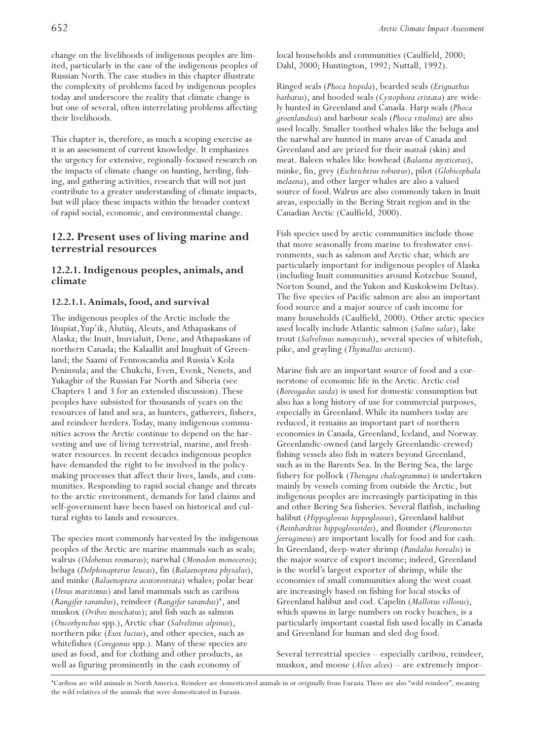change on the livelihoods of indigenous peoples are limited, particularly in the case of the indigenous peoples of Russian North. The case studies in this chapter illustrate the complexity of problems faced by indigenous peoples today and underscore the reality that climate change is but one of several, often interrelating problems affecting their livelihoods.

This chapter is, therefore, as much a scoping exercise as it is an assessment of current knowledge. It emphasizes the urgency for extensive, regionally-focused research on the impacts of climate change on hunting, herding, fishing, and gathering activities, research that will not just contribute to a greater understanding of climate impacts, but will place these impacts within the broader context of rapid social, economic, and environmental change.

## 12.2. Present uses of living marine and terrestrial resources

### 12.2.1. Indigenous peoples, animals, and climate

#### 12.2.1.1. Animals, food, and survival

The indigenous peoples of the Arctic include the Iñupiat, Yup'ik, Alutiiq, Aleuts, and Athapaskans of Alaska; the Inuit, Inuvialuit, Dene, and Athapaskans of northern Canada; the Kalaallit and Inughuit of Greenland; the Saami of Fennoscandia and Russia's Kola Peninsula; and the Chukchi, Even, Evenk, Nenets, and Yukaghir of the Russian Far North and Siberia (see Chapters 1 and 3 for an extended discussion). These peoples have subsisted for thousands of years on the resources of land and sea, as hunters, gatherers, fishers, and reindeer herders. Today, many indigenous communities across the Arctic continue to depend on the harvesting and use of living terrestrial, marine, and freshwater resources. In recent decades indigenous peoples have demanded the right to be involved in the policy-making processes that affect their lives, lands, and communities. Responding to rapid social change and threats to the arctic environment, demands for land claims and self-government have been based on historical and cultural rights to lands and resources.

The species most commonly harvested by the indigenous peoples of the Arctic are marine mammals such as seals; walrus (*Odobenus rosmarus*); narwhal (*Monodon monoceros*); beluga (*Delphinapterus leucas*), fin (*Balaenoptera physalus*), and minke (*Balaenoptera acutorostrata*) whales; polar bear (*Ursus maritimus*) and land mammals such as caribou (*Rangifer tarandus*), reindeer (*Rangifer tarandus*)[4], and muskox (*Ovibos moschatus*); and fish such as salmon (*Oncorhynchus* spp.), Arctic char (*Salvelinus alpinus*), northern pike (*Esox lucius*), and other species, such as whitefishes (*Coregonus* spp.). Many of these species are used as food, and for clothing and other products, as well as figuring prominently in the cash economy of local households and communities (Caulfield, 2000; Dahl, 2000; Huntington, 1992; Nuttall, 1992).

Ringed seals (*Phoca hispida*), bearded seals (*Erignathus barbatus*), and hooded seals (*Cystophora cristata*) are widely hunted in Greenland and Canada. Harp seals (*Phoca groenlandica*) and harbour seals (*Phoca vitulina*) are also used locally. Smaller toothed whales like the beluga and the narwhal are hunted in many areas of Canada and Greenland and are prized for their *mattak* (skin) and meat. Baleen whales like bowhead (*Balaena mysticetus*), minke, fin, grey (*Eschrichtius robustus*), pilot (*Globicephala melaena*), and other larger whales are also a valued source of food. Walrus are also commonly taken in Inuit areas, especially in the Bering Strait region and in the Canadian Arctic (Caulfield, 2000).

Fish species used by arctic communities include those that move seasonally from marine to freshwater environments, such as salmon and Arctic char, which are particularly important for indigenous peoples of Alaska (including Inuit communities around Kotzebue Sound, Norton Sound, and the Yukon and Kuskokwim Deltas). The five species of Pacific salmon are also an important food source and a major source of cash income for many households (Caulfield, 2000). Other arctic species used locally include Atlantic salmon (*Salmo salar*), lake trout (*Salvelinus namaycush*), several species of whitefish, pike, and grayling (*Thymallus arcticus*).

Marine fish are an important source of food and a cornerstone of economic life in the Arctic. Arctic cod (*Boreogadus saida*) is used for domestic consumption but also has a long history of use for commercial purposes, especially in Greenland. While its numbers today are reduced, it remains an important part of northern economies in Canada, Greenland, Iceland, and Norway. Greenlandic-owned (and largely Greenlandic-crewed) fishing vessels also fish in waters beyond Greenland, such as in the Barents Sea. In the Bering Sea, the large fishery for pollock (*Theragra chalcogramma*) is undertaken mainly by vessels coming from outside the Arctic, but indigenous peoples are increasingly participating in this and other Bering Sea fisheries. Several flatfish, including halibut (*Hippoglossus hippoglossus*), Greenland halibut (*Reinhardtius hippoglossoides*), and flounder (*Pleuronectes ferrugineus*) are important locally for food and for cash. In Greenland, deep-water shrimp (*Pandalus borealis*) is the major source of export income; indeed, Greenland is the world's largest exporter of shrimp, while the economies of small communities along the west coast are increasingly based on fishing for local stocks of Greenland halibut and cod. Capelin (*Mallotus villosus*), which spawns in large numbers on rocky beaches, is a particularly important coastal fish used locally in Canada and Greenland for human and sled dog food.

Several terrestrial species – especially caribou, reindeer, muskox, and moose (*Alces alces*) – are extremely impor-

[4] Caribou are wild animals in North America. Reindeer are domesticated animals in or originally from Eurasia. There are also "wild reindeer", meaning the wild relatives of the animals that were domesticated in Eurasia.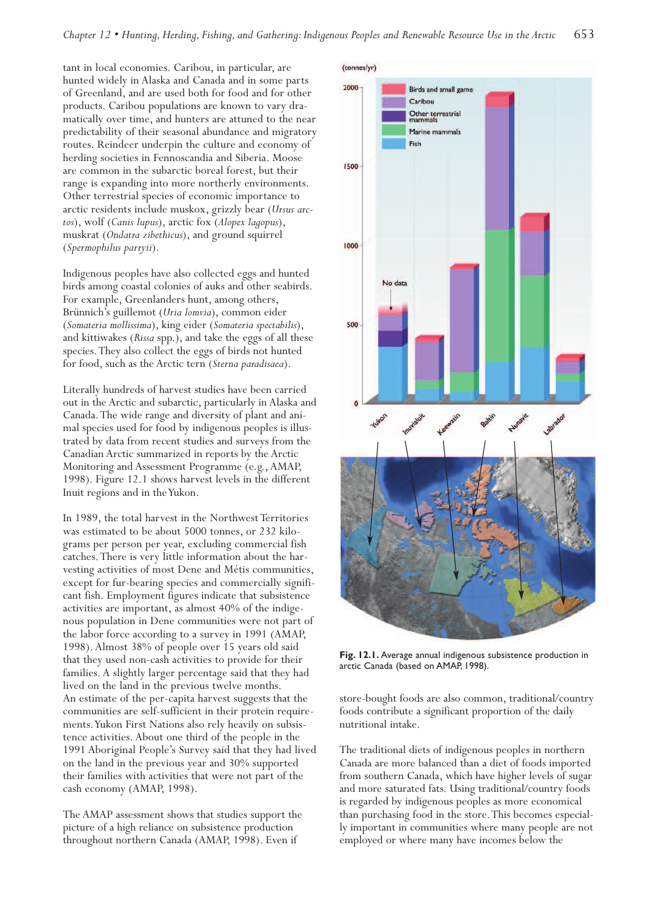tant in local economies. Caribou, in particular, are hunted widely in Alaska and Canada and in some parts of Greenland, and are used both for food and for other products. Caribou populations are known to vary dramatically over time, and hunters are attuned to the near predictability of their seasonal abundance and migratory routes. Reindeer underpin the culture and economy of herding societies in Fennoscandia and Siberia. Moose are common in the subarctic boreal forest, but their range is expanding into more northerly environments. Other terrestrial species of economic importance to arctic residents include muskox, grizzly bear (*Ursus arctos*), wolf (*Canis lupus*), arctic fox (*Alopex lagopus*), muskrat (*Ondatra zibethicus*), and ground squirrel (*Spermophilus parryii*).

Indigenous peoples have also collected eggs and hunted birds among coastal colonies of auks and other seabirds. For example, Greenlanders hunt, among others, Brünnich's guillemot (*Uria lomvia*), common eider (*Somateria mollissima*), king eider (*Somateria spectabilis*), and kittiwakes (*Rissa* spp.), and take the eggs of all these species. They also collect the eggs of birds not hunted for food, such as the Arctic tern (*Sterna paradisaea*).

Literally hundreds of harvest studies have been carried out in the Arctic and subarctic, particularly in Alaska and Canada. The wide range and diversity of plant and animal species used for food by indigenous peoples is illustrated by data from recent studies and surveys from the Canadian Arctic summarized in reports by the Arctic Monitoring and Assessment Programme (e.g., AMAP, 1998). Figure 12.1 shows harvest levels in the different Inuit regions and in the Yukon.

In 1989, the total harvest in the Northwest Territories was estimated to be about 5000 tonnes, or 232 kilograms per person per year, excluding commercial fish catches. There is very little information about the harvesting activities of most Dene and Métis communities, except for fur-bearing species and commercially significant fish. Employment figures indicate that subsistence activities are important, as almost 40% of the indigenous population in Dene communities were not part of the labor force according to a survey in 1991 (AMAP, 1998). Almost 38% of people over 15 years old said that they used non-cash activities to provide for their families. A slightly larger percentage said that they had lived on the land in the previous twelve months. An estimate of the per-capita harvest suggests that the communities are self-sufficient in their protein requirements. Yukon First Nations also rely heavily on subsistence activities. About one third of the people in the 1991 Aboriginal People's Survey said that they had lived on the land in the previous year and 30% supported their families with activities that were not part of the cash economy (AMAP, 1998).

The AMAP assessment shows that studies support the picture of a high reliance on subsistence production throughout northern Canada (AMAP, 1998). Even if store-bought foods are also common, traditional/country foods contribute a significant proportion of the daily nutritional intake.

(tonnes/yr)
2000
1500
1000
500
0
Birds and small game
Caribou
Other terrestrial mammals
Marine mammals
Fish
No data
Yukon
Inuvialuit
Keewatin
Baffin
Nunavik
Labrador

**Fig. 12.1.** Average annual indigenous subsistence production in arctic Canada (based on AMAP, 1998).

The traditional diets of indigenous peoples in northern Canada are more balanced than a diet of foods imported from southern Canada, which have higher levels of sugar and more saturated fats. Using traditional/country foods is regarded by indigenous peoples as more economical than purchasing food in the store. This becomes especially important in communities where many people are not employed or where many have incomes below the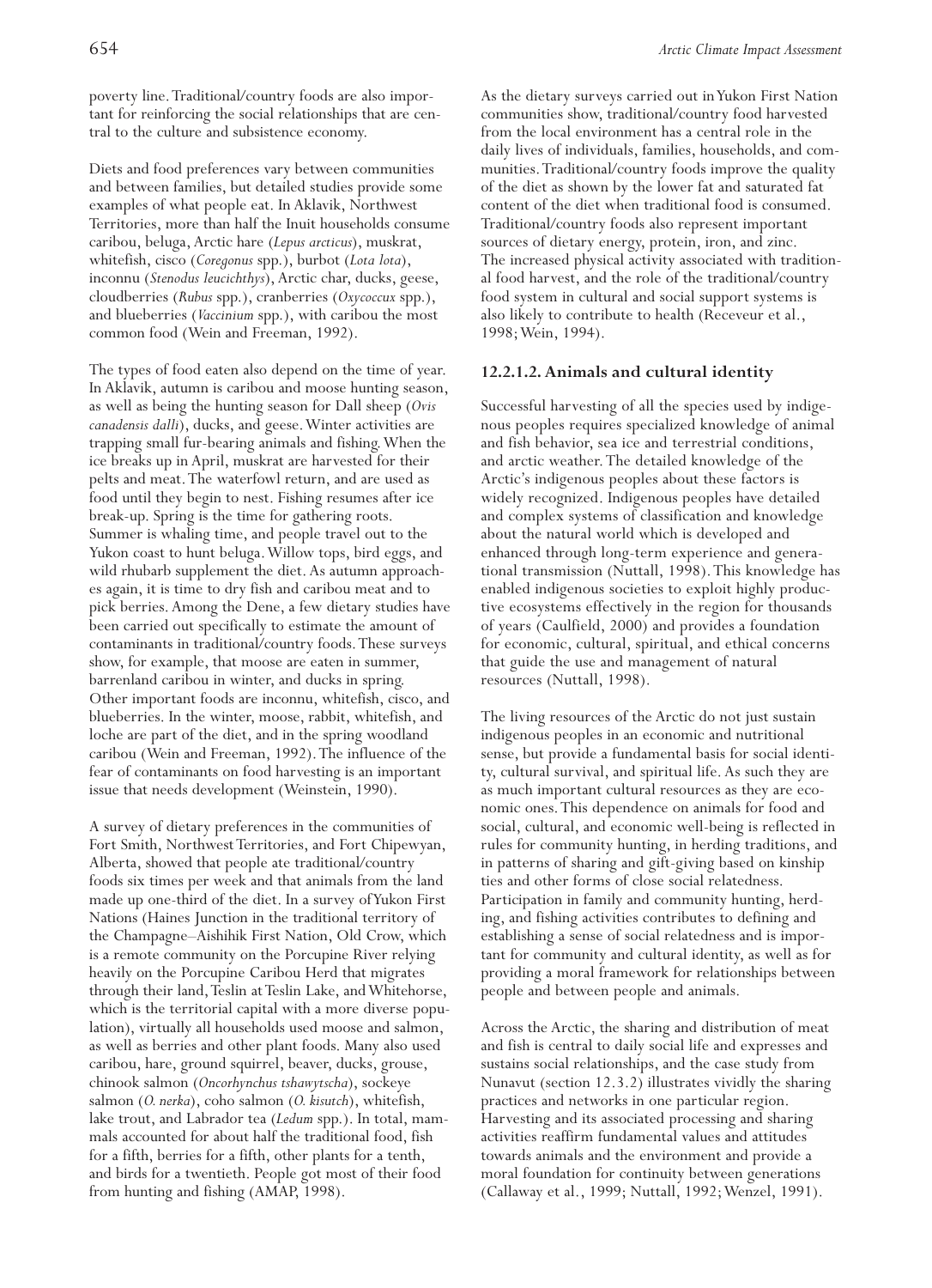poverty line. Traditional/country foods are also important for reinforcing the social relationships that are central to the culture and subsistence economy.

Diets and food preferences vary between communities and between families, but detailed studies provide some examples of what people eat. In Aklavik, Northwest Territories, more than half the Inuit households consume caribou, beluga, Arctic hare (*Lepus arcticus*), muskrat, whitefish, cisco (*Coregonus* spp.), burbot (*Lota lota*), inconnu (*Stenodus leucichthys*), Arctic char, ducks, geese, cloudberries (*Rubus* spp.), cranberries (*Oxycoccux* spp.), and blueberries (*Vaccinium* spp.), with caribou the most common food (Wein and Freeman, 1992).

The types of food eaten also depend on the time of year. In Aklavik, autumn is caribou and moose hunting season, as well as being the hunting season for Dall sheep (*Ovis canadensis dalli*), ducks, and geese. Winter activities are trapping small fur-bearing animals and fishing. When the ice breaks up in April, muskrat are harvested for their pelts and meat. The waterfowl return, and are used as food until they begin to nest. Fishing resumes after ice break-up. Spring is the time for gathering roots. Summer is whaling time, and people travel out to the Yukon coast to hunt beluga. Willow tops, bird eggs, and wild rhubarb supplement the diet. As autumn approaches again, it is time to dry fish and caribou meat and to pick berries. Among the Dene, a few dietary studies have been carried out specifically to estimate the amount of contaminants in traditional/country foods. These surveys show, for example, that moose are eaten in summer, barrenland caribou in winter, and ducks in spring. Other important foods are inconnu, whitefish, cisco, and blueberries. In the winter, moose, rabbit, whitefish, and loche are part of the diet, and in the spring woodland caribou (Wein and Freeman, 1992). The influence of the fear of contaminants on food harvesting is an important issue that needs development (Weinstein, 1990).

A survey of dietary preferences in the communities of Fort Smith, Northwest Territories, and Fort Chipewyan, Alberta, showed that people ate traditional/country foods six times per week and that animals from the land made up one-third of the diet. In a survey of Yukon First Nations (Haines Junction in the traditional territory of the Champagne–Aishihik First Nation, Old Crow, which is a remote community on the Porcupine River relying heavily on the Porcupine Caribou Herd that migrates through their land, Teslin at Teslin Lake, and Whitehorse, which is the territorial capital with a more diverse population), virtually all households used moose and salmon, as well as berries and other plant foods. Many also used caribou, hare, ground squirrel, beaver, ducks, grouse, chinook salmon (*Oncorhynchus tshawytscha*), sockeye salmon (*O. nerka*), coho salmon (*O. kisutch*), whitefish, lake trout, and Labrador tea (*Ledum* spp.). In total, mammals accounted for about half the traditional food, fish for a fifth, berries for a fifth, other plants for a tenth, and birds for a twentieth. People got most of their food from hunting and fishing (AMAP, 1998).

As the dietary surveys carried out in Yukon First Nation communities show, traditional/country food harvested from the local environment has a central role in the daily lives of individuals, families, households, and communities. Traditional/country foods improve the quality of the diet as shown by the lower fat and saturated fat content of the diet when traditional food is consumed. Traditional/country foods also represent important sources of dietary energy, protein, iron, and zinc. The increased physical activity associated with traditional food harvest, and the role of the traditional/country food system in cultural and social support systems is also likely to contribute to health (Receveur et al., 1998; Wein, 1994).

#### 12.2.1.2. Animals and cultural identity

Successful harvesting of all the species used by indigenous peoples requires specialized knowledge of animal and fish behavior, sea ice and terrestrial conditions, and arctic weather. The detailed knowledge of the Arctic's indigenous peoples about these factors is widely recognized. Indigenous peoples have detailed and complex systems of classification and knowledge about the natural world which is developed and enhanced through long-term experience and generational transmission (Nuttall, 1998). This knowledge has enabled indigenous societies to exploit highly productive ecosystems effectively in the region for thousands of years (Caulfield, 2000) and provides a foundation for economic, cultural, spiritual, and ethical concerns that guide the use and management of natural resources (Nuttall, 1998).

The living resources of the Arctic do not just sustain indigenous peoples in an economic and nutritional sense, but provide a fundamental basis for social identity, cultural survival, and spiritual life. As such they are as much important cultural resources as they are economic ones. This dependence on animals for food and social, cultural, and economic well-being is reflected in rules for community hunting, in herding traditions, and in patterns of sharing and gift-giving based on kinship ties and other forms of close social relatedness. Participation in family and community hunting, herding, and fishing activities contributes to defining and establishing a sense of social relatedness and is important for community and cultural identity, as well as for providing a moral framework for relationships between people and between people and animals.

Across the Arctic, the sharing and distribution of meat and fish is central to daily social life and expresses and sustains social relationships, and the case study from Nunavut (section 12.3.2) illustrates vividly the sharing practices and networks in one particular region. Harvesting and its associated processing and sharing activities reaffirm fundamental values and attitudes towards animals and the environment and provide a moral foundation for continuity between generations (Callaway et al., 1999; Nuttall, 1992; Wenzel, 1991).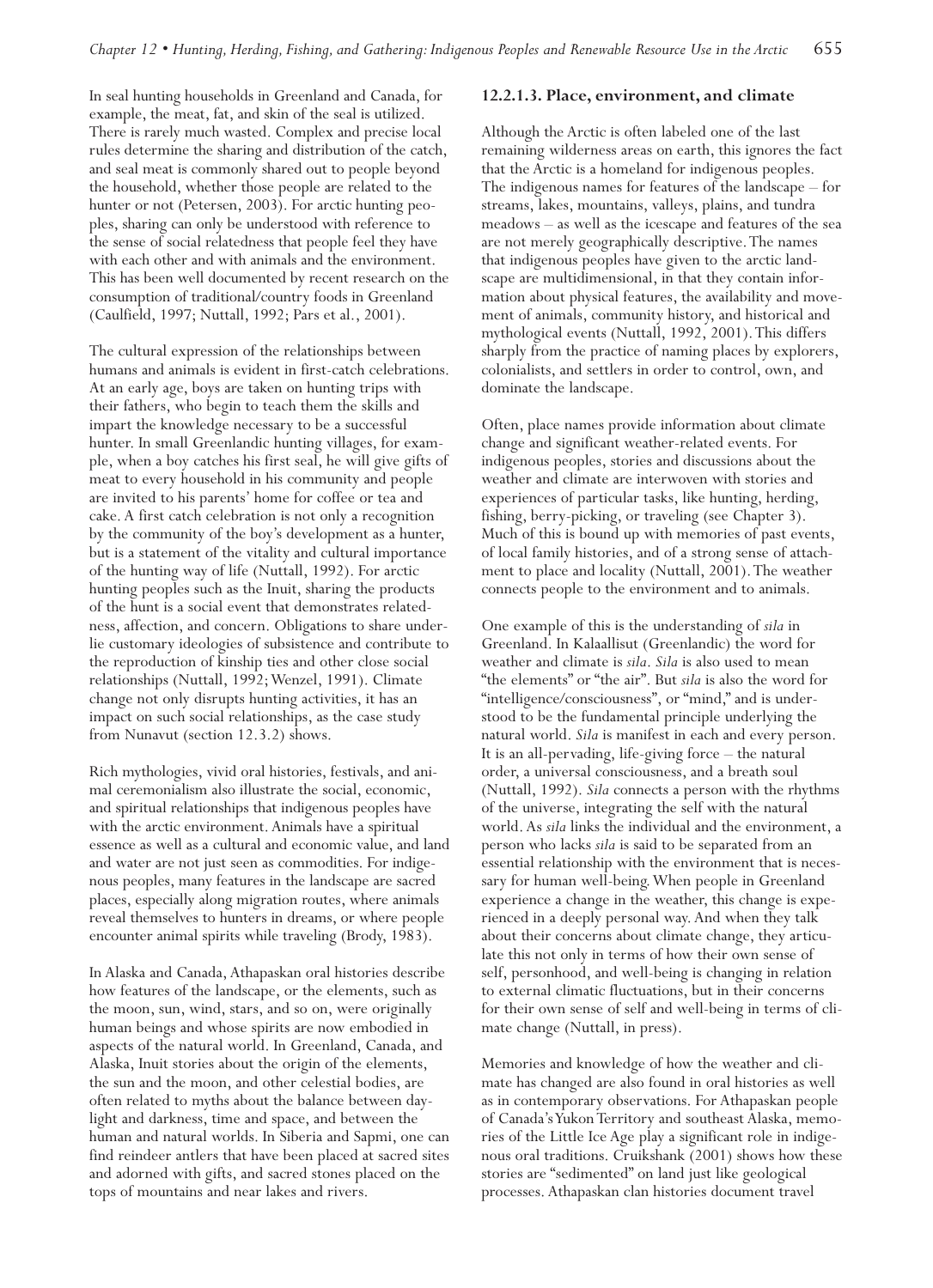In seal hunting households in Greenland and Canada, for example, the meat, fat, and skin of the seal is utilized. There is rarely much wasted. Complex and precise local rules determine the sharing and distribution of the catch, and seal meat is commonly shared out to people beyond the household, whether those people are related to the hunter or not (Petersen, 2003). For arctic hunting peoples, sharing can only be understood with reference to the sense of social relatedness that people feel they have with each other and with animals and the environment. This has been well documented by recent research on the consumption of traditional/country foods in Greenland (Caulfield, 1997; Nuttall, 1992; Pars et al., 2001).

The cultural expression of the relationships between humans and animals is evident in first-catch celebrations. At an early age, boys are taken on hunting trips with their fathers, who begin to teach them the skills and impart the knowledge necessary to be a successful hunter. In small Greenlandic hunting villages, for example, when a boy catches his first seal, he will give gifts of meat to every household in his community and people are invited to his parents' home for coffee or tea and cake. A first catch celebration is not only a recognition by the community of the boy's development as a hunter, but is a statement of the vitality and cultural importance of the hunting way of life (Nuttall, 1992). For arctic hunting peoples such as the Inuit, sharing the products of the hunt is a social event that demonstrates relatedness, affection, and concern. Obligations to share underlie customary ideologies of subsistence and contribute to the reproduction of kinship ties and other close social relationships (Nuttall, 1992; Wenzel, 1991). Climate change not only disrupts hunting activities, it has an impact on such social relationships, as the case study from Nunavut (section 12.3.2) shows.

Rich mythologies, vivid oral histories, festivals, and animal ceremonialism also illustrate the social, economic, and spiritual relationships that indigenous peoples have with the arctic environment. Animals have a spiritual essence as well as a cultural and economic value, and land and water are not just seen as commodities. For indigenous peoples, many features in the landscape are sacred places, especially along migration routes, where animals reveal themselves to hunters in dreams, or where people encounter animal spirits while traveling (Brody, 1983).

In Alaska and Canada, Athapaskan oral histories describe how features of the landscape, or the elements, such as the moon, sun, wind, stars, and so on, were originally human beings and whose spirits are now embodied in aspects of the natural world. In Greenland, Canada, and Alaska, Inuit stories about the origin of the elements, the sun and the moon, and other celestial bodies, are often related to myths about the balance between daylight and darkness, time and space, and between the human and natural worlds. In Siberia and Sapmi, one can find reindeer antlers that have been placed at sacred sites and adorned with gifts, and sacred stones placed on the tops of mountains and near lakes and rivers.

#### 12.2.1.3. Place, environment, and climate

Although the Arctic is often labeled one of the last remaining wilderness areas on earth, this ignores the fact that the Arctic is a homeland for indigenous peoples. The indigenous names for features of the landscape – for streams, lakes, mountains, valleys, plains, and tundra meadows – as well as the icescape and features of the sea are not merely geographically descriptive. The names that indigenous peoples have given to the arctic landscape are multidimensional, in that they contain information about physical features, the availability and movement of animals, community history, and historical and mythological events (Nuttall, 1992, 2001). This differs sharply from the practice of naming places by explorers, colonialists, and settlers in order to control, own, and dominate the landscape.

Often, place names provide information about climate change and significant weather-related events. For indigenous peoples, stories and discussions about the weather and climate are interwoven with stories and experiences of particular tasks, like hunting, herding, fishing, berry-picking, or traveling (see Chapter 3). Much of this is bound up with memories of past events, of local family histories, and of a strong sense of attachment to place and locality (Nuttall, 2001). The weather connects people to the environment and to animals.

One example of this is the understanding of *sila* in Greenland. In Kalaallisut (Greenlandic) the word for weather and climate is *sila*. *Sila* is also used to mean "the elements" or "the air". But *sila* is also the word for "intelligence/consciousness", or "mind," and is understood to be the fundamental principle underlying the natural world. *Sila* is manifest in each and every person. It is an all-pervading, life-giving force – the natural order, a universal consciousness, and a breath soul (Nuttall, 1992). *Sila* connects a person with the rhythms of the universe, integrating the self with the natural world. As *sila* links the individual and the environment, a person who lacks *sila* is said to be separated from an essential relationship with the environment that is necessary for human well-being. When people in Greenland experience a change in the weather, this change is experienced in a deeply personal way. And when they talk about their concerns about climate change, they articulate this not only in terms of how their own sense of self, personhood, and well-being is changing in relation to external climatic fluctuations, but in their concerns for their own sense of self and well-being in terms of climate change (Nuttall, in press).

Memories and knowledge of how the weather and climate has changed are also found in oral histories as well as in contemporary observations. For Athapaskan people of Canada's Yukon Territory and southeast Alaska, memories of the Little Ice Age play a significant role in indigenous oral traditions. Cruikshank (2001) shows how these stories are "sedimented" on land just like geological processes. Athapaskan clan histories document travel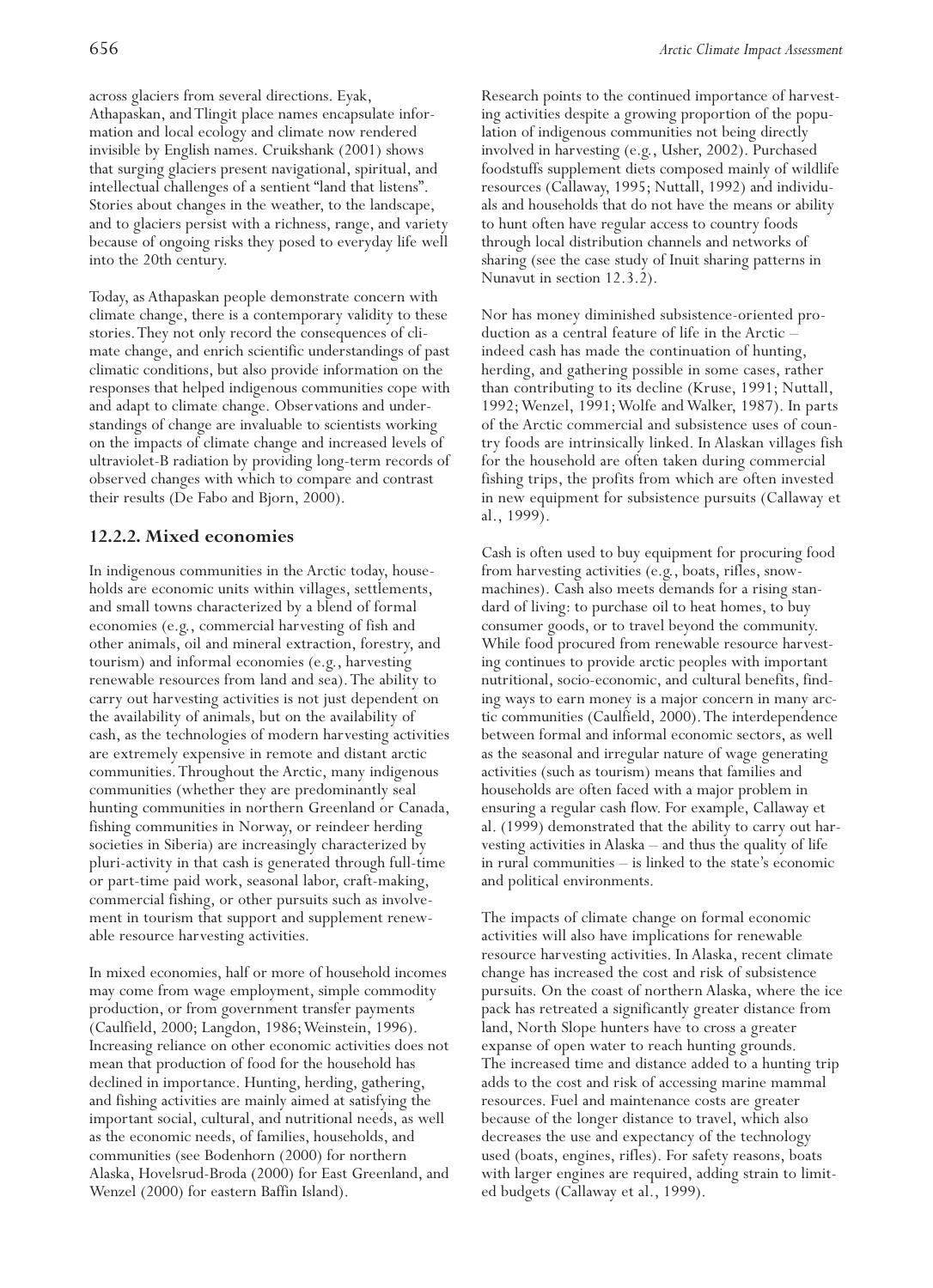across glaciers from several directions. Eyak, Athapaskan, and Tlingit place names encapsulate information and local ecology and climate now rendered invisible by English names. Cruikshank (2001) shows that surging glaciers present navigational, spiritual, and intellectual challenges of a sentient "land that listens". Stories about changes in the weather, to the landscape, and to glaciers persist with a richness, range, and variety because of ongoing risks they posed to everyday life well into the 20th century.

Today, as Athapaskan people demonstrate concern with climate change, there is a contemporary validity to these stories. They not only record the consequences of climate change, and enrich scientific understandings of past climatic conditions, but also provide information on the responses that helped indigenous communities cope with and adapt to climate change. Observations and understandings of change are invaluable to scientists working on the impacts of climate change and increased levels of ultraviolet-B radiation by providing long-term records of observed changes with which to compare and contrast their results (De Fabo and Bjorn, 2000).

### 12.2.2. Mixed economies

In indigenous communities in the Arctic today, households are economic units within villages, settlements, and small towns characterized by a blend of formal economies (e.g., commercial harvesting of fish and other animals, oil and mineral extraction, forestry, and tourism) and informal economies (e.g., harvesting renewable resources from land and sea). The ability to carry out harvesting activities is not just dependent on the availability of animals, but on the availability of cash, as the technologies of modern harvesting activities are extremely expensive in remote and distant arctic communities. Throughout the Arctic, many indigenous communities (whether they are predominantly seal hunting communities in northern Greenland or Canada, fishing communities in Norway, or reindeer herding societies in Siberia) are increasingly characterized by pluri-activity in that cash is generated through full-time or part-time paid work, seasonal labor, craft-making, commercial fishing, or other pursuits such as involvement in tourism that support and supplement renewable resource harvesting activities.

In mixed economies, half or more of household incomes may come from wage employment, simple commodity production, or from government transfer payments (Caulfield, 2000; Langdon, 1986; Weinstein, 1996). Increasing reliance on other economic activities does not mean that production of food for the household has declined in importance. Hunting, herding, gathering, and fishing activities are mainly aimed at satisfying the important social, cultural, and nutritional needs, as well as the economic needs, of families, households, and communities (see Bodenhorn (2000) for northern Alaska, Hovelsrud-Broda (2000) for East Greenland, and Wenzel (2000) for eastern Baffin Island).

Research points to the continued importance of harvesting activities despite a growing proportion of the population of indigenous communities not being directly involved in harvesting (e.g., Usher, 2002). Purchased foodstuffs supplement diets composed mainly of wildlife resources (Callaway, 1995; Nuttall, 1992) and individuals and households that do not have the means or ability to hunt often have regular access to country foods through local distribution channels and networks of sharing (see the case study of Inuit sharing patterns in Nunavut in section 12.3.2).

Nor has money diminished subsistence-oriented production as a central feature of life in the Arctic – indeed cash has made the continuation of hunting, herding, and gathering possible in some cases, rather than contributing to its decline (Kruse, 1991; Nuttall, 1992; Wenzel, 1991; Wolfe and Walker, 1987). In parts of the Arctic commercial and subsistence uses of country foods are intrinsically linked. In Alaskan villages fish for the household are often taken during commercial fishing trips, the profits from which are often invested in new equipment for subsistence pursuits (Callaway et al., 1999).

Cash is often used to buy equipment for procuring food from harvesting activities (e.g., boats, rifles, snowmachines). Cash also meets demands for a rising standard of living: to purchase oil to heat homes, to buy consumer goods, or to travel beyond the community. While food procured from renewable resource harvesting continues to provide arctic peoples with important nutritional, socio-economic, and cultural benefits, finding ways to earn money is a major concern in many arctic communities (Caulfield, 2000). The interdependence between formal and informal economic sectors, as well as the seasonal and irregular nature of wage generating activities (such as tourism) means that families and households are often faced with a major problem in ensuring a regular cash flow. For example, Callaway et al. (1999) demonstrated that the ability to carry out harvesting activities in Alaska – and thus the quality of life in rural communities – is linked to the state's economic and political environments.

The impacts of climate change on formal economic activities will also have implications for renewable resource harvesting activities. In Alaska, recent climate change has increased the cost and risk of subsistence pursuits. On the coast of northern Alaska, where the ice pack has retreated a significantly greater distance from land, North Slope hunters have to cross a greater expanse of open water to reach hunting grounds. The increased time and distance added to a hunting trip adds to the cost and risk of accessing marine mammal resources. Fuel and maintenance costs are greater because of the longer distance to travel, which also decreases the use and expectancy of the technology used (boats, engines, rifles). For safety reasons, boats with larger engines are required, adding strain to limited budgets (Callaway et al., 1999).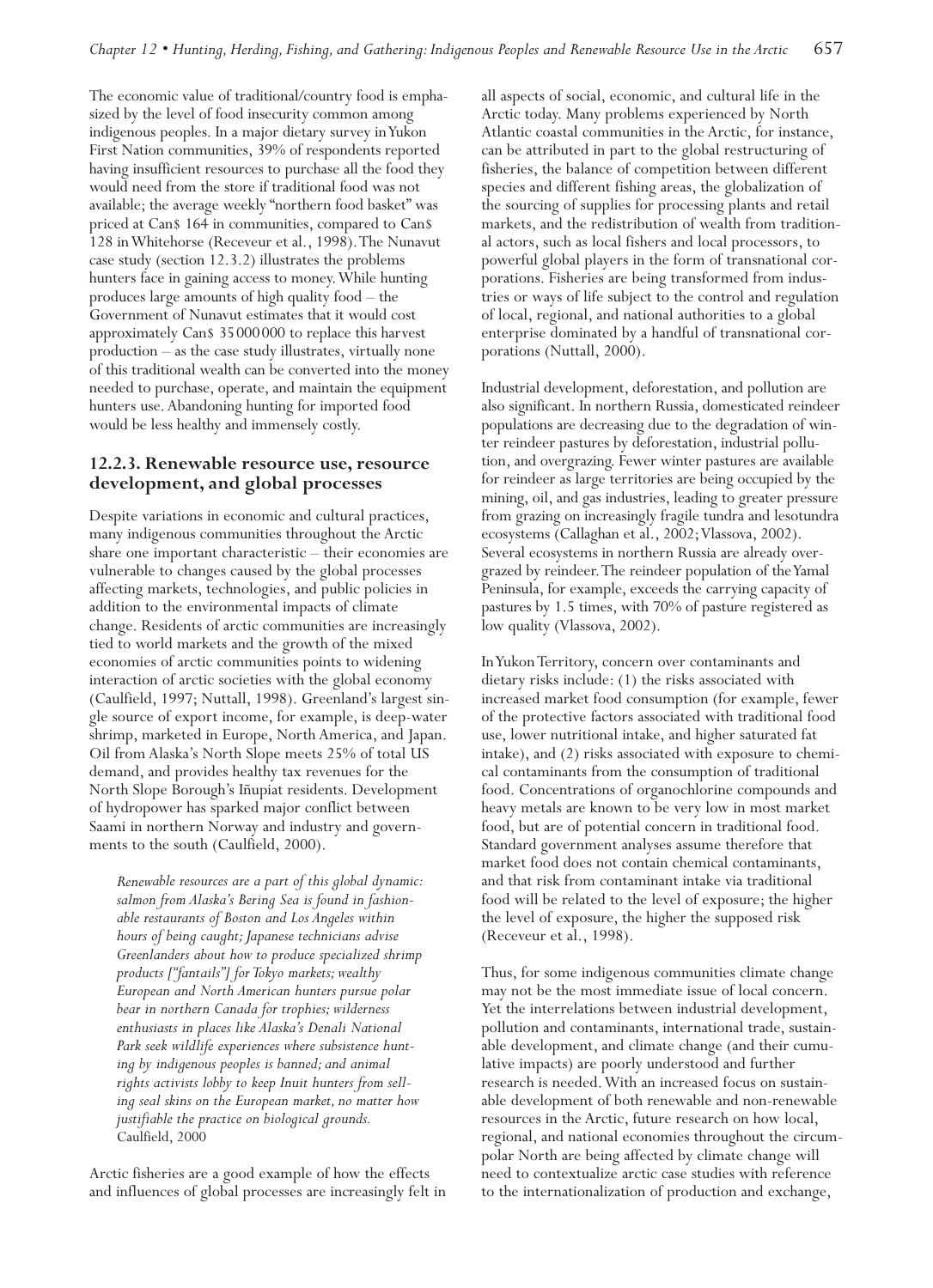The economic value of traditional/country food is emphasized by the level of food insecurity common among indigenous peoples. In a major dietary survey in Yukon First Nation communities, 39% of respondents reported having insufficient resources to purchase all the food they would need from the store if traditional food was not available; the average weekly "northern food basket" was priced at Can$ 164 in communities, compared to Can$ 128 in Whitehorse (Receveur et al., 1998). The Nunavut case study (section 12.3.2) illustrates the problems hunters face in gaining access to money. While hunting produces large amounts of high quality food – the Government of Nunavut estimates that it would cost approximately Can$ 35 000 000 to replace this harvest production – as the case study illustrates, virtually none of this traditional wealth can be converted into the money needed to purchase, operate, and maintain the equipment hunters use. Abandoning hunting for imported food would be less healthy and immensely costly.

### 12.2.3. Renewable resource use, resource development, and global processes

Despite variations in economic and cultural practices, many indigenous communities throughout the Arctic share one important characteristic – their economies are vulnerable to changes caused by the global processes affecting markets, technologies, and public policies in addition to the environmental impacts of climate change. Residents of arctic communities are increasingly tied to world markets and the growth of the mixed economies of arctic communities points to widening interaction of arctic societies with the global economy (Caulfield, 1997; Nuttall, 1998). Greenland's largest single source of export income, for example, is deep-water shrimp, marketed in Europe, North America, and Japan. Oil from Alaska's North Slope meets 25% of total US demand, and provides healthy tax revenues for the North Slope Borough's Iñupiat residents. Development of hydropower has sparked major conflict between Saami in northern Norway and industry and governments to the south (Caulfield, 2000).

> *Renewable resources are a part of this global dynamic: salmon from Alaska's Bering Sea is found in fashionable restaurants of Boston and Los Angeles within hours of being caught; Japanese technicians advise Greenlanders about how to produce specialized shrimp products ["fantails"] for Tokyo markets; wealthy European and North American hunters pursue polar bear in northern Canada for trophies; wilderness enthusiasts in places like Alaska's Denali National Park seek wildlife experiences where subsistence hunting by indigenous peoples is banned; and animal rights activists lobby to keep Inuit hunters from selling seal skins on the European market, no matter how justifiable the practice on biological grounds.*
> Caulfield, 2000

Arctic fisheries are a good example of how the effects and influences of global processes are increasingly felt in all aspects of social, economic, and cultural life in the Arctic today. Many problems experienced by North Atlantic coastal communities in the Arctic, for instance, can be attributed in part to the global restructuring of fisheries, the balance of competition between different species and different fishing areas, the globalization of the sourcing of supplies for processing plants and retail markets, and the redistribution of wealth from traditional actors, such as local fishers and local processors, to powerful global players in the form of transnational corporations. Fisheries are being transformed from industries or ways of life subject to the control and regulation of local, regional, and national authorities to a global enterprise dominated by a handful of transnational corporations (Nuttall, 2000).

Industrial development, deforestation, and pollution are also significant. In northern Russia, domesticated reindeer populations are decreasing due to the degradation of winter reindeer pastures by deforestation, industrial pollution, and overgrazing. Fewer winter pastures are available for reindeer as large territories are being occupied by the mining, oil, and gas industries, leading to greater pressure from grazing on increasingly fragile tundra and lesotundra ecosystems (Callaghan et al., 2002; Vlassova, 2002). Several ecosystems in northern Russia are already overgrazed by reindeer. The reindeer population of the Yamal Peninsula, for example, exceeds the carrying capacity of pastures by 1.5 times, with 70% of pasture registered as low quality (Vlassova, 2002).

In Yukon Territory, concern over contaminants and dietary risks include: (1) the risks associated with increased market food consumption (for example, fewer of the protective factors associated with traditional food use, lower nutritional intake, and higher saturated fat intake), and (2) risks associated with exposure to chemical contaminants from the consumption of traditional food. Concentrations of organochlorine compounds and heavy metals are known to be very low in most market food, but are of potential concern in traditional food. Standard government analyses assume therefore that market food does not contain chemical contaminants, and that risk from contaminant intake via traditional food will be related to the level of exposure; the higher the level of exposure, the higher the supposed risk (Receveur et al., 1998).

Thus, for some indigenous communities climate change may not be the most immediate issue of local concern. Yet the interrelations between industrial development, pollution and contaminants, international trade, sustainable development, and climate change (and their cumulative impacts) are poorly understood and further research is needed. With an increased focus on sustainable development of both renewable and non-renewable resources in the Arctic, future research on how local, regional, and national economies throughout the circumpolar North are being affected by climate change will need to contextualize arctic case studies with reference to the internationalization of production and exchange,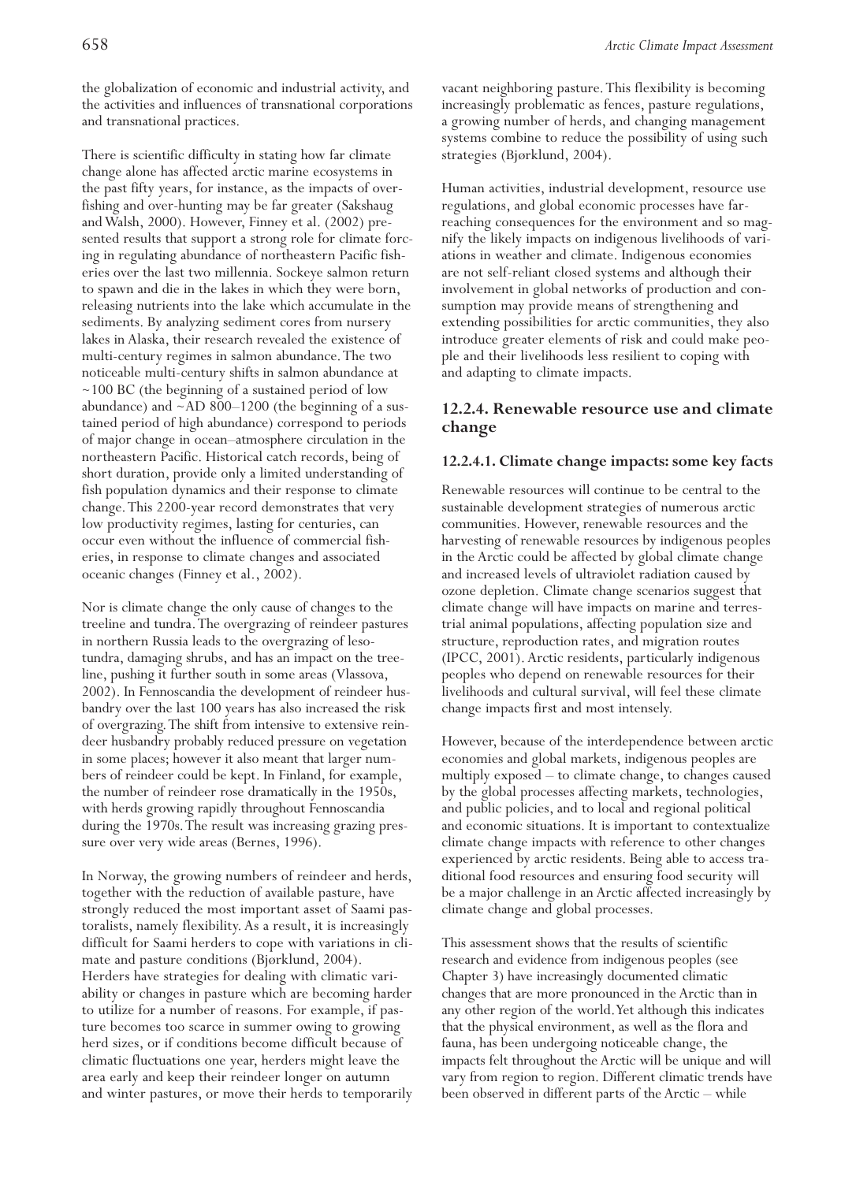the globalization of economic and industrial activity, and the activities and influences of transnational corporations and transnational practices.

There is scientific difficulty in stating how far climate change alone has affected arctic marine ecosystems in the past fifty years, for instance, as the impacts of overfishing and over-hunting may be far greater (Sakshaug and Walsh, 2000). However, Finney et al. (2002) presented results that support a strong role for climate forcing in regulating abundance of northeastern Pacific fisheries over the last two millennia. Sockeye salmon return to spawn and die in the lakes in which they were born, releasing nutrients into the lake which accumulate in the sediments. By analyzing sediment cores from nursery lakes in Alaska, their research revealed the existence of multi-century regimes in salmon abundance. The two noticeable multi-century shifts in salmon abundance at ~100 BC (the beginning of a sustained period of low abundance) and ~AD 800–1200 (the beginning of a sustained period of high abundance) correspond to periods of major change in ocean–atmosphere circulation in the northeastern Pacific. Historical catch records, being of short duration, provide only a limited understanding of fish population dynamics and their response to climate change. This 2200-year record demonstrates that very low productivity regimes, lasting for centuries, can occur even without the influence of commercial fisheries, in response to climate changes and associated oceanic changes (Finney et al., 2002).

Nor is climate change the only cause of changes to the treeline and tundra. The overgrazing of reindeer pastures in northern Russia leads to the overgrazing of lesotundra, damaging shrubs, and has an impact on the treeline, pushing it further south in some areas (Vlassova, 2002). In Fennoscandia the development of reindeer husbandry over the last 100 years has also increased the risk of overgrazing. The shift from intensive to extensive reindeer husbandry probably reduced pressure on vegetation in some places; however it also meant that larger numbers of reindeer could be kept. In Finland, for example, the number of reindeer rose dramatically in the 1950s, with herds growing rapidly throughout Fennoscandia during the 1970s. The result was increasing grazing pressure over very wide areas (Bernes, 1996).

In Norway, the growing numbers of reindeer and herds, together with the reduction of available pasture, have strongly reduced the most important asset of Saami pastoralists, namely flexibility. As a result, it is increasingly difficult for Saami herders to cope with variations in climate and pasture conditions (Bjørklund, 2004). Herders have strategies for dealing with climatic variability or changes in pasture which are becoming harder to utilize for a number of reasons. For example, if pasture becomes too scarce in summer owing to growing herd sizes, or if conditions become difficult because of climatic fluctuations one year, herders might leave the area early and keep their reindeer longer on autumn and winter pastures, or move their herds to temporarily vacant neighboring pasture. This flexibility is becoming increasingly problematic as fences, pasture regulations, a growing number of herds, and changing management systems combine to reduce the possibility of using such strategies (Bjørklund, 2004).

Human activities, industrial development, resource use regulations, and global economic processes have far-reaching consequences for the environment and so magnify the likely impacts on indigenous livelihoods of variations in weather and climate. Indigenous economies are not self-reliant closed systems and although their involvement in global networks of production and consumption may provide means of strengthening and extending possibilities for arctic communities, they also introduce greater elements of risk and could make people and their livelihoods less resilient to coping with and adapting to climate impacts.

## 12.2.4. Renewable resource use and climate change

### 12.2.4.1. Climate change impacts: some key facts

Renewable resources will continue to be central to the sustainable development strategies of numerous arctic communities. However, renewable resources and the harvesting of renewable resources by indigenous peoples in the Arctic could be affected by global climate change and increased levels of ultraviolet radiation caused by ozone depletion. Climate change scenarios suggest that climate change will have impacts on marine and terrestrial animal populations, affecting population size and structure, reproduction rates, and migration routes (IPCC, 2001). Arctic residents, particularly indigenous peoples who depend on renewable resources for their livelihoods and cultural survival, will feel these climate change impacts first and most intensely.

However, because of the interdependence between arctic economies and global markets, indigenous peoples are multiply exposed – to climate change, to changes caused by the global processes affecting markets, technologies, and public policies, and to local and regional political and economic situations. It is important to contextualize climate change impacts with reference to other changes experienced by arctic residents. Being able to access traditional food resources and ensuring food security will be a major challenge in an Arctic affected increasingly by climate change and global processes.

This assessment shows that the results of scientific research and evidence from indigenous peoples (see Chapter 3) have increasingly documented climatic changes that are more pronounced in the Arctic than in any other region of the world. Yet although this indicates that the physical environment, as well as the flora and fauna, has been undergoing noticeable change, the impacts felt throughout the Arctic will be unique and will vary from region to region. Different climatic trends have been observed in different parts of the Arctic – while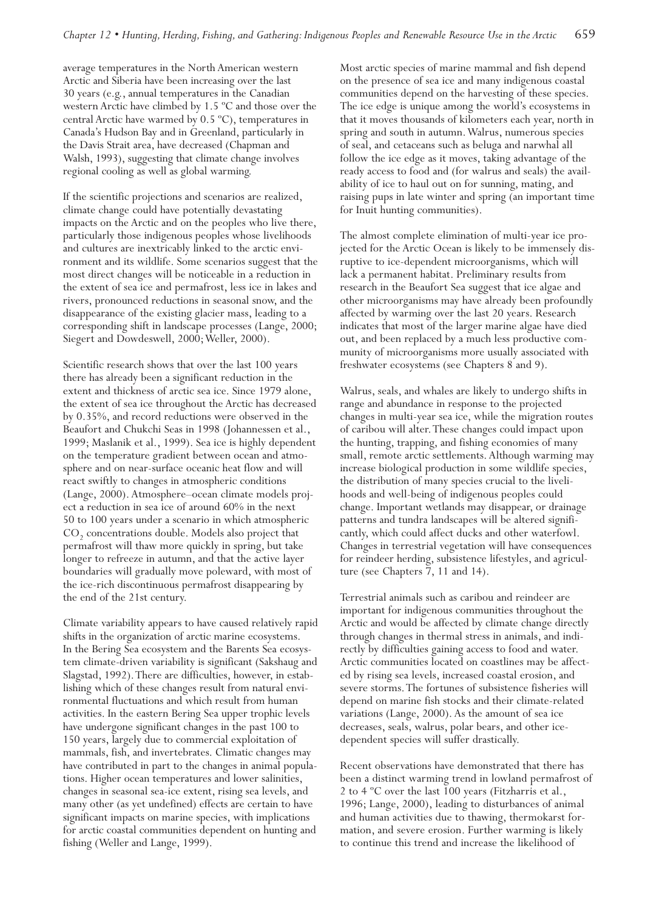average temperatures in the North American western Arctic and Siberia have been increasing over the last 30 years (e.g., annual temperatures in the Canadian western Arctic have climbed by 1.5 ºC and those over the central Arctic have warmed by 0.5 ºC), temperatures in Canada's Hudson Bay and in Greenland, particularly in the Davis Strait area, have decreased (Chapman and Walsh, 1993), suggesting that climate change involves regional cooling as well as global warming.

If the scientific projections and scenarios are realized, climate change could have potentially devastating impacts on the Arctic and on the peoples who live there, particularly those indigenous peoples whose livelihoods and cultures are inextricably linked to the arctic environment and its wildlife. Some scenarios suggest that the most direct changes will be noticeable in a reduction in the extent of sea ice and permafrost, less ice in lakes and rivers, pronounced reductions in seasonal snow, and the disappearance of the existing glacier mass, leading to a corresponding shift in landscape processes (Lange, 2000; Siegert and Dowdeswell, 2000; Weller, 2000).

Scientific research shows that over the last 100 years there has already been a significant reduction in the extent and thickness of arctic sea ice. Since 1979 alone, the extent of sea ice throughout the Arctic has decreased by 0.35%, and record reductions were observed in the Beaufort and Chukchi Seas in 1998 (Johannessen et al., 1999; Maslanik et al., 1999). Sea ice is highly dependent on the temperature gradient between ocean and atmosphere and on near-surface oceanic heat flow and will react swiftly to changes in atmospheric conditions (Lange, 2000). Atmosphere–ocean climate models project a reduction in sea ice of around 60% in the next 50 to 100 years under a scenario in which atmospheric $CO_2$ concentrations double. Models also project that permafrost will thaw more quickly in spring, but take longer to refreeze in autumn, and that the active layer boundaries will gradually move poleward, with most of the ice-rich discontinuous permafrost disappearing by the end of the 21st century.

Climate variability appears to have caused relatively rapid shifts in the organization of arctic marine ecosystems. In the Bering Sea ecosystem and the Barents Sea ecosystem climate-driven variability is significant (Sakshaug and Slagstad, 1992). There are difficulties, however, in establishing which of these changes result from natural environmental fluctuations and which result from human activities. In the eastern Bering Sea upper trophic levels have undergone significant changes in the past 100 to 150 years, largely due to commercial exploitation of mammals, fish, and invertebrates. Climatic changes may have contributed in part to the changes in animal populations. Higher ocean temperatures and lower salinities, changes in seasonal sea-ice extent, rising sea levels, and many other (as yet undefined) effects are certain to have significant impacts on marine species, with implications for arctic coastal communities dependent on hunting and fishing (Weller and Lange, 1999).

Most arctic species of marine mammal and fish depend on the presence of sea ice and many indigenous coastal communities depend on the harvesting of these species. The ice edge is unique among the world's ecosystems in that it moves thousands of kilometers each year, north in spring and south in autumn. Walrus, numerous species of seal, and cetaceans such as beluga and narwhal all follow the ice edge as it moves, taking advantage of the ready access to food and (for walrus and seals) the availability of ice to haul out on for sunning, mating, and raising pups in late winter and spring (an important time for Inuit hunting communities).

The almost complete elimination of multi-year ice projected for the Arctic Ocean is likely to be immensely disruptive to ice-dependent microorganisms, which will lack a permanent habitat. Preliminary results from research in the Beaufort Sea suggest that ice algae and other microorganisms may have already been profoundly affected by warming over the last 20 years. Research indicates that most of the larger marine algae have died out, and been replaced by a much less productive community of microorganisms more usually associated with freshwater ecosystems (see Chapters 8 and 9).

Walrus, seals, and whales are likely to undergo shifts in range and abundance in response to the projected changes in multi-year sea ice, while the migration routes of caribou will alter. These changes could impact upon the hunting, trapping, and fishing economies of many small, remote arctic settlements. Although warming may increase biological production in some wildlife species, the distribution of many species crucial to the livelihoods and well-being of indigenous peoples could change. Important wetlands may disappear, or drainage patterns and tundra landscapes will be altered significantly, which could affect ducks and other waterfowl. Changes in terrestrial vegetation will have consequences for reindeer herding, subsistence lifestyles, and agriculture (see Chapters 7, 11 and 14).

Terrestrial animals such as caribou and reindeer are important for indigenous communities throughout the Arctic and would be affected by climate change directly through changes in thermal stress in animals, and indirectly by difficulties gaining access to food and water. Arctic communities located on coastlines may be affected by rising sea levels, increased coastal erosion, and severe storms. The fortunes of subsistence fisheries will depend on marine fish stocks and their climate-related variations (Lange, 2000). As the amount of sea ice decreases, seals, walrus, polar bears, and other ice-dependent species will suffer drastically.

Recent observations have demonstrated that there has been a distinct warming trend in lowland permafrost of 2 to 4 ºC over the last 100 years (Fitzharris et al., 1996; Lange, 2000), leading to disturbances of animal and human activities due to thawing, thermokarst formation, and severe erosion. Further warming is likely to continue this trend and increase the likelihood of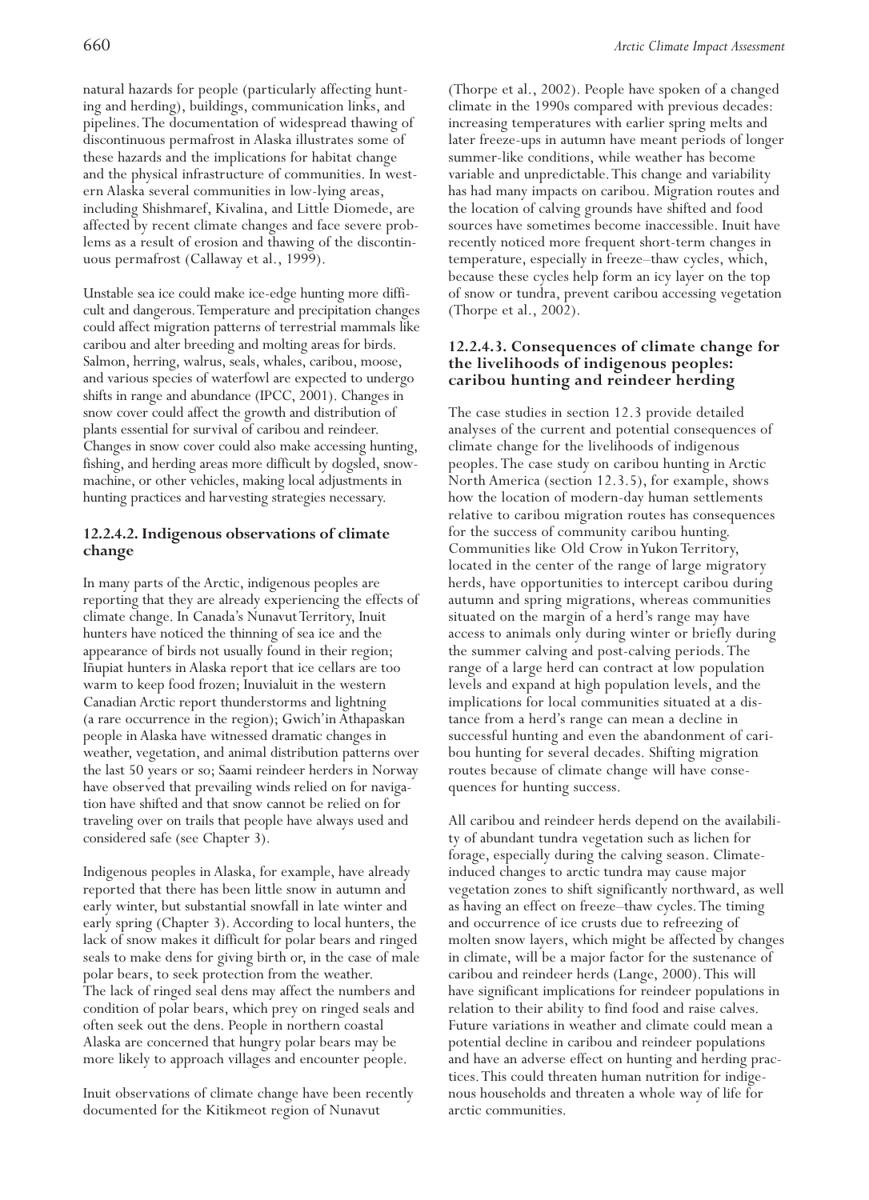natural hazards for people (particularly affecting hunting and herding), buildings, communication links, and pipelines. The documentation of widespread thawing of discontinuous permafrost in Alaska illustrates some of these hazards and the implications for habitat change and the physical infrastructure of communities. In western Alaska several communities in low-lying areas, including Shishmaref, Kivalina, and Little Diomede, are affected by recent climate changes and face severe problems as a result of erosion and thawing of the discontinuous permafrost (Callaway et al., 1999).

Unstable sea ice could make ice-edge hunting more difficult and dangerous. Temperature and precipitation changes could affect migration patterns of terrestrial mammals like caribou and alter breeding and molting areas for birds. Salmon, herring, walrus, seals, whales, caribou, moose, and various species of waterfowl are expected to undergo shifts in range and abundance (IPCC, 2001). Changes in snow cover could affect the growth and distribution of plants essential for survival of caribou and reindeer. Changes in snow cover could also make accessing hunting, fishing, and herding areas more difficult by dogsled, snowmachine, or other vehicles, making local adjustments in hunting practices and harvesting strategies necessary.

### 12.2.4.2. Indigenous observations of climate change

In many parts of the Arctic, indigenous peoples are reporting that they are already experiencing the effects of climate change. In Canada's Nunavut Territory, Inuit hunters have noticed the thinning of sea ice and the appearance of birds not usually found in their region; Iñupiat hunters in Alaska report that ice cellars are too warm to keep food frozen; Inuvialuit in the western Canadian Arctic report thunderstorms and lightning (a rare occurrence in the region); Gwich'in Athapaskan people in Alaska have witnessed dramatic changes in weather, vegetation, and animal distribution patterns over the last 50 years or so; Saami reindeer herders in Norway have observed that prevailing winds relied on for navigation have shifted and that snow cannot be relied on for traveling over on trails that people have always used and considered safe (see Chapter 3).

Indigenous peoples in Alaska, for example, have already reported that there has been little snow in autumn and early winter, but substantial snowfall in late winter and early spring (Chapter 3). According to local hunters, the lack of snow makes it difficult for polar bears and ringed seals to make dens for giving birth or, in the case of male polar bears, to seek protection from the weather. The lack of ringed seal dens may affect the numbers and condition of polar bears, which prey on ringed seals and often seek out the dens. People in northern coastal Alaska are concerned that hungry polar bears may be more likely to approach villages and encounter people.

Inuit observations of climate change have been recently documented for the Kitikmeot region of Nunavut (Thorpe et al., 2002). People have spoken of a changed climate in the 1990s compared with previous decades: increasing temperatures with earlier spring melts and later freeze-ups in autumn have meant periods of longer summer-like conditions, while weather has become variable and unpredictable. This change and variability has had many impacts on caribou. Migration routes and the location of calving grounds have shifted and food sources have sometimes become inaccessible. Inuit have recently noticed more frequent short-term changes in temperature, especially in freeze–thaw cycles, which, because these cycles help form an icy layer on the top of snow or tundra, prevent caribou accessing vegetation (Thorpe et al., 2002).

### 12.2.4.3. Consequences of climate change for the livelihoods of indigenous peoples: caribou hunting and reindeer herding

The case studies in section 12.3 provide detailed analyses of the current and potential consequences of climate change for the livelihoods of indigenous peoples. The case study on caribou hunting in Arctic North America (section 12.3.5), for example, shows how the location of modern-day human settlements relative to caribou migration routes has consequences for the success of community caribou hunting. Communities like Old Crow in Yukon Territory, located in the center of the range of large migratory herds, have opportunities to intercept caribou during autumn and spring migrations, whereas communities situated on the margin of a herd's range may have access to animals only during winter or briefly during the summer calving and post-calving periods. The range of a large herd can contract at low population levels and expand at high population levels, and the implications for local communities situated at a distance from a herd's range can mean a decline in successful hunting and even the abandonment of caribou hunting for several decades. Shifting migration routes because of climate change will have consequences for hunting success.

All caribou and reindeer herds depend on the availability of abundant tundra vegetation such as lichen for forage, especially during the calving season. Climate-induced changes to arctic tundra may cause major vegetation zones to shift significantly northward, as well as having an effect on freeze–thaw cycles. The timing and occurrence of ice crusts due to refreezing of molten snow layers, which might be affected by changes in climate, will be a major factor for the sustenance of caribou and reindeer herds (Lange, 2000). This will have significant implications for reindeer populations in relation to their ability to find food and raise calves. Future variations in weather and climate could mean a potential decline in caribou and reindeer populations and have an adverse effect on hunting and herding practices. This could threaten human nutrition for indigenous households and threaten a whole way of life for arctic communities.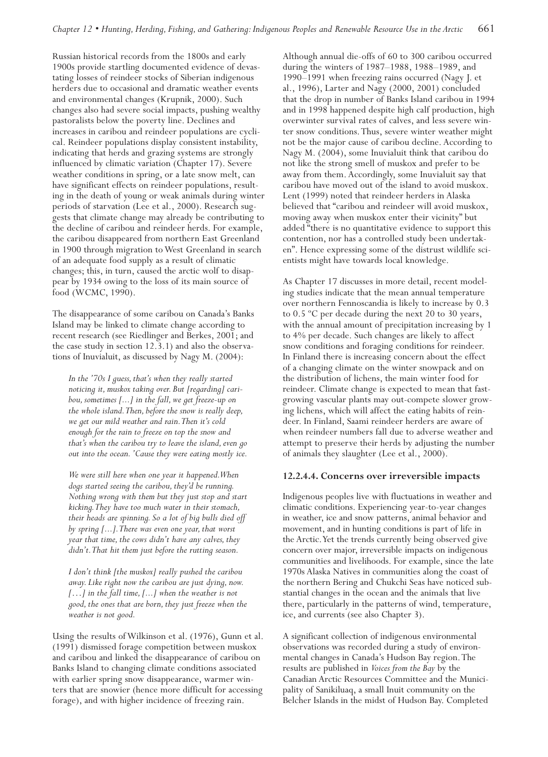Russian historical records from the 1800s and early 1900s provide startling documented evidence of devastating losses of reindeer stocks of Siberian indigenous herders due to occasional and dramatic weather events and environmental changes (Krupnik, 2000). Such changes also had severe social impacts, pushing wealthy pastoralists below the poverty line. Declines and increases in caribou and reindeer populations are cyclical. Reindeer populations display consistent instability, indicating that herds and grazing systems are strongly influenced by climatic variation (Chapter 17). Severe weather conditions in spring, or a late snow melt, can have significant effects on reindeer populations, resulting in the death of young or weak animals during winter periods of starvation (Lee et al., 2000). Research suggests that climate change may already be contributing to the decline of caribou and reindeer herds. For example, the caribou disappeared from northern East Greenland in 1900 through migration to West Greenland in search of an adequate food supply as a result of climatic changes; this, in turn, caused the arctic wolf to disappear by 1934 owing to the loss of its main source of food (WCMC, 1990).

The disappearance of some caribou on Canada's Banks Island may be linked to climate change according to recent research (see Riedlinger and Berkes, 2001; and the case study in section 12.3.1) and also the observations of Inuvialuit, as discussed by Nagy M. (2004):

*In the '70s I guess, that's when they really started noticing it, muskox taking over. But [regarding] caribou, sometimes [...] in the fall, we get freeze-up on the whole island. Then, before the snow is really deep, we get our mild weather and rain. Then it's cold enough for the rain to freeze on top the snow and that's when the caribou try to leave the island, even go out into the ocean. 'Cause they were eating mostly ice.*

*We were still here when one year it happened. When dogs started seeing the caribou, they'd be running. Nothing wrong with them but they just stop and start kicking. They have too much water in their stomach, their heads are spinning. So a lot of big bulls died off by spring [...]. There was even one year, that worst year that time, the cows didn't have any calves, they didn't. That hit them just before the rutting season.*

*I don't think [the muskox] really pushed the caribou away. Like right now the caribou are just dying, now. [...] in the fall time, [...] when the weather is not good, the ones that are born, they just freeze when the weather is not good.*

Using the results of Wilkinson et al. (1976), Gunn et al. (1991) dismissed forage competition between muskox and caribou and linked the disappearance of caribou on Banks Island to changing climate conditions associated with earlier spring snow disappearance, warmer winters that are snowier (hence more difficult for accessing forage), and with higher incidence of freezing rain.

Although annual die-offs of 60 to 300 caribou occurred during the winters of 1987–1988, 1988–1989, and 1990–1991 when freezing rains occurred (Nagy J. et al., 1996), Larter and Nagy (2000, 2001) concluded that the drop in number of Banks Island caribou in 1994 and in 1998 happened despite high calf production, high overwinter survival rates of calves, and less severe winter snow conditions. Thus, severe winter weather might not be the major cause of caribou decline. According to Nagy M. (2004), some Inuvialuit think that caribou do not like the strong smell of muskox and prefer to be away from them. Accordingly, some Inuvialuit say that caribou have moved out of the island to avoid muskox. Lent (1999) noted that reindeer herders in Alaska believed that "caribou and reindeer will avoid muskox, moving away when muskox enter their vicinity" but added "there is no quantitative evidence to support this contention, nor has a controlled study been undertaken". Hence expressing some of the distrust wildlife scientists might have towards local knowledge.

As Chapter 17 discusses in more detail, recent modeling studies indicate that the mean annual temperature over northern Fennoscandia is likely to increase by 0.3 to 0.5 ºC per decade during the next 20 to 30 years, with the annual amount of precipitation increasing by 1 to 4% per decade. Such changes are likely to affect snow conditions and foraging conditions for reindeer. In Finland there is increasing concern about the effect of a changing climate on the winter snowpack and on the distribution of lichens, the main winter food for reindeer. Climate change is expected to mean that fast-growing vascular plants may out-compete slower growing lichens, which will affect the eating habits of reindeer. In Finland, Saami reindeer herders are aware of when reindeer numbers fall due to adverse weather and attempt to preserve their herds by adjusting the number of animals they slaughter (Lee et al., 2000).

#### 12.2.4.4. Concerns over irreversible impacts

Indigenous peoples live with fluctuations in weather and climatic conditions. Experiencing year-to-year changes in weather, ice and snow patterns, animal behavior and movement, and in hunting conditions is part of life in the Arctic. Yet the trends currently being observed give concern over major, irreversible impacts on indigenous communities and livelihoods. For example, since the late 1970s Alaska Natives in communities along the coast of the northern Bering and Chukchi Seas have noticed substantial changes in the ocean and the animals that live there, particularly in the patterns of wind, temperature, ice, and currents (see also Chapter 3).

A significant collection of indigenous environmental observations was recorded during a study of environmental changes in Canada's Hudson Bay region. The results are published in *Voices from the Bay* by the Canadian Arctic Resources Committee and the Municipality of Sanikiluaq, a small Inuit community on the Belcher Islands in the midst of Hudson Bay. Completed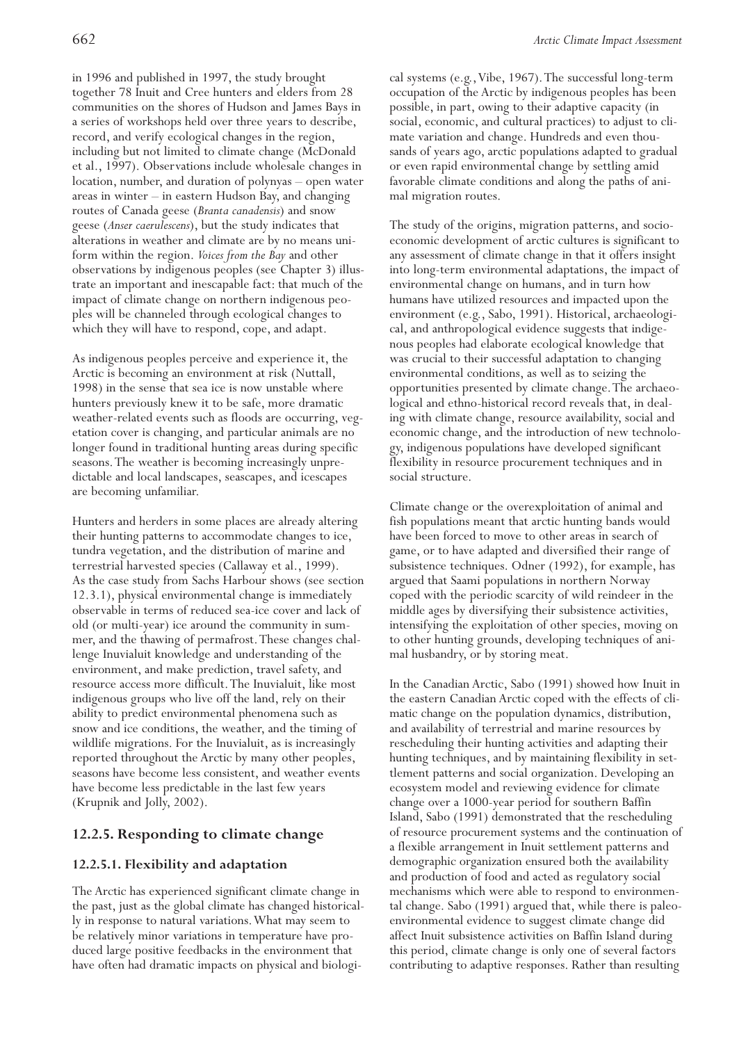in 1996 and published in 1997, the study brought together 78 Inuit and Cree hunters and elders from 28 communities on the shores of Hudson and James Bays in a series of workshops held over three years to describe, record, and verify ecological changes in the region, including but not limited to climate change (McDonald et al., 1997). Observations include wholesale changes in location, number, and duration of polynyas – open water areas in winter – in eastern Hudson Bay, and changing routes of Canada geese (*Branta canadensis*) and snow geese (*Anser caerulescens*), but the study indicates that alterations in weather and climate are by no means uniform within the region. *Voices from the Bay* and other observations by indigenous peoples (see Chapter 3) illustrate an important and inescapable fact: that much of the impact of climate change on northern indigenous peoples will be channeled through ecological changes to which they will have to respond, cope, and adapt.

As indigenous peoples perceive and experience it, the Arctic is becoming an environment at risk (Nuttall, 1998) in the sense that sea ice is now unstable where hunters previously knew it to be safe, more dramatic weather-related events such as floods are occurring, vegetation cover is changing, and particular animals are no longer found in traditional hunting areas during specific seasons. The weather is becoming increasingly unpredictable and local landscapes, seascapes, and icescapes are becoming unfamiliar.

Hunters and herders in some places are already altering their hunting patterns to accommodate changes to ice, tundra vegetation, and the distribution of marine and terrestrial harvested species (Callaway et al., 1999). As the case study from Sachs Harbour shows (see section 12.3.1), physical environmental change is immediately observable in terms of reduced sea-ice cover and lack of old (or multi-year) ice around the community in summer, and the thawing of permafrost. These changes challenge Inuvialuit knowledge and understanding of the environment, and make prediction, travel safety, and resource access more difficult. The Inuvialuit, like most indigenous groups who live off the land, rely on their ability to predict environmental phenomena such as snow and ice conditions, the weather, and the timing of wildlife migrations. For the Inuvialuit, as is increasingly reported throughout the Arctic by many other peoples, seasons have become less consistent, and weather events have become less predictable in the last few years (Krupnik and Jolly, 2002).

## 12.2.5. Responding to climate change

### 12.2.5.1. Flexibility and adaptation

The Arctic has experienced significant climate change in the past, just as the global climate has changed historically in response to natural variations. What may seem to be relatively minor variations in temperature have produced large positive feedbacks in the environment that have often had dramatic impacts on physical and biological systems (e.g., Vibe, 1967). The successful long-term occupation of the Arctic by indigenous peoples has been possible, in part, owing to their adaptive capacity (in social, economic, and cultural practices) to adjust to climate variation and change. Hundreds and even thousands of years ago, arctic populations adapted to gradual or even rapid environmental change by settling amid favorable climate conditions and along the paths of animal migration routes.

The study of the origins, migration patterns, and socioeconomic development of arctic cultures is significant to any assessment of climate change in that it offers insight into long-term environmental adaptations, the impact of environmental change on humans, and in turn how humans have utilized resources and impacted upon the environment (e.g., Sabo, 1991). Historical, archaeological, and anthropological evidence suggests that indigenous peoples had elaborate ecological knowledge that was crucial to their successful adaptation to changing environmental conditions, as well as to seizing the opportunities presented by climate change. The archaeological and ethno-historical record reveals that, in dealing with climate change, resource availability, social and economic change, and the introduction of new technology, indigenous populations have developed significant flexibility in resource procurement techniques and in social structure.

Climate change or the overexploitation of animal and fish populations meant that arctic hunting bands would have been forced to move to other areas in search of game, or to have adapted and diversified their range of subsistence techniques. Odner (1992), for example, has argued that Saami populations in northern Norway coped with the periodic scarcity of wild reindeer in the middle ages by diversifying their subsistence activities, intensifying the exploitation of other species, moving on to other hunting grounds, developing techniques of animal husbandry, or by storing meat.

In the Canadian Arctic, Sabo (1991) showed how Inuit in the eastern Canadian Arctic coped with the effects of climatic change on the population dynamics, distribution, and availability of terrestrial and marine resources by rescheduling their hunting activities and adapting their hunting techniques, and by maintaining flexibility in settlement patterns and social organization. Developing an ecosystem model and reviewing evidence for climate change over a 1000-year period for southern Baffin Island, Sabo (1991) demonstrated that the rescheduling of resource procurement systems and the continuation of a flexible arrangement in Inuit settlement patterns and demographic organization ensured both the availability and production of food and acted as regulatory social mechanisms which were able to respond to environmental change. Sabo (1991) argued that, while there is paleoenvironmental evidence to suggest climate change did affect Inuit subsistence activities on Baffin Island during this period, climate change is only one of several factors contributing to adaptive responses. Rather than resulting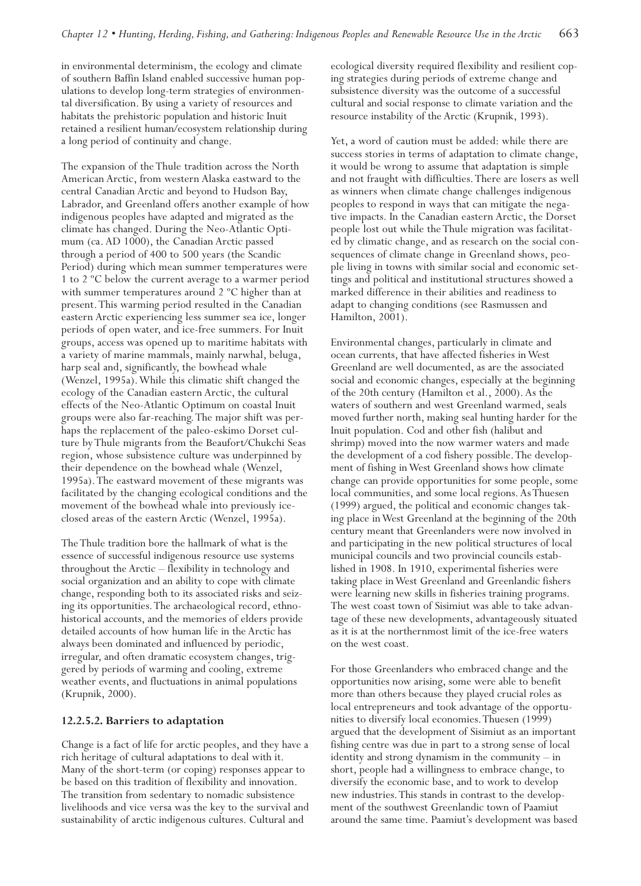in environmental determinism, the ecology and climate of southern Baffin Island enabled successive human populations to develop long-term strategies of environmental diversification. By using a variety of resources and habitats the prehistoric population and historic Inuit retained a resilient human/ecosystem relationship during a long period of continuity and change.

The expansion of the Thule tradition across the North American Arctic, from western Alaska eastward to the central Canadian Arctic and beyond to Hudson Bay, Labrador, and Greenland offers another example of how indigenous peoples have adapted and migrated as the climate has changed. During the Neo-Atlantic Optimum (ca. AD 1000), the Canadian Arctic passed through a period of 400 to 500 years (the Scandic Period) during which mean summer temperatures were 1 to 2 ºC below the current average to a warmer period with summer temperatures around 2 ºC higher than at present. This warming period resulted in the Canadian eastern Arctic experiencing less summer sea ice, longer periods of open water, and ice-free summers. For Inuit groups, access was opened up to maritime habitats with a variety of marine mammals, mainly narwhal, beluga, harp seal and, significantly, the bowhead whale (Wenzel, 1995a). While this climatic shift changed the ecology of the Canadian eastern Arctic, the cultural effects of the Neo-Atlantic Optimum on coastal Inuit groups were also far-reaching. The major shift was perhaps the replacement of the paleo-eskimo Dorset culture by Thule migrants from the Beaufort/Chukchi Seas region, whose subsistence culture was underpinned by their dependence on the bowhead whale (Wenzel, 1995a). The eastward movement of these migrants was facilitated by the changing ecological conditions and the movement of the bowhead whale into previously ice-closed areas of the eastern Arctic (Wenzel, 1995a).

The Thule tradition bore the hallmark of what is the essence of successful indigenous resource use systems throughout the Arctic – flexibility in technology and social organization and an ability to cope with climate change, responding both to its associated risks and seizing its opportunities. The archaeological record, ethnohistorical accounts, and the memories of elders provide detailed accounts of how human life in the Arctic has always been dominated and influenced by periodic, irregular, and often dramatic ecosystem changes, triggered by periods of warming and cooling, extreme weather events, and fluctuations in animal populations (Krupnik, 2000).

### 12.2.5.2. Barriers to adaptation

Change is a fact of life for arctic peoples, and they have a rich heritage of cultural adaptations to deal with it. Many of the short-term (or coping) responses appear to be based on this tradition of flexibility and innovation. The transition from sedentary to nomadic subsistence livelihoods and vice versa was the key to the survival and sustainability of arctic indigenous cultures. Cultural and ecological diversity required flexibility and resilient coping strategies during periods of extreme change and subsistence diversity was the outcome of a successful cultural and social response to climate variation and the resource instability of the Arctic (Krupnik, 1993).

Yet, a word of caution must be added: while there are success stories in terms of adaptation to climate change, it would be wrong to assume that adaptation is simple and not fraught with difficulties. There are losers as well as winners when climate change challenges indigenous peoples to respond in ways that can mitigate the negative impacts. In the Canadian eastern Arctic, the Dorset people lost out while the Thule migration was facilitated by climatic change, and as research on the social consequences of climate change in Greenland shows, people living in towns with similar social and economic settings and political and institutional structures showed a marked difference in their abilities and readiness to adapt to changing conditions (see Rasmussen and Hamilton, 2001).

Environmental changes, particularly in climate and ocean currents, that have affected fisheries in West Greenland are well documented, as are the associated social and economic changes, especially at the beginning of the 20th century (Hamilton et al., 2000). As the waters of southern and west Greenland warmed, seals moved further north, making seal hunting harder for the Inuit population. Cod and other fish (halibut and shrimp) moved into the now warmer waters and made the development of a cod fishery possible. The development of fishing in West Greenland shows how climate change can provide opportunities for some people, some local communities, and some local regions. As Thuesen (1999) argued, the political and economic changes taking place in West Greenland at the beginning of the 20th century meant that Greenlanders were now involved in and participating in the new political structures of local municipal councils and two provincial councils established in 1908. In 1910, experimental fisheries were taking place in West Greenland and Greenlandic fishers were learning new skills in fisheries training programs. The west coast town of Sisimiut was able to take advantage of these new developments, advantageously situated as it is at the northernmost limit of the ice-free waters on the west coast.

For those Greenlanders who embraced change and the opportunities now arising, some were able to benefit more than others because they played crucial roles as local entrepreneurs and took advantage of the opportunities to diversify local economies. Thuesen (1999) argued that the development of Sisimiut as an important fishing centre was due in part to a strong sense of local identity and strong dynamism in the community – in short, people had a willingness to embrace change, to diversify the economic base, and to work to develop new industries. This stands in contrast to the development of the southwest Greenlandic town of Paamiut around the same time. Paamiut's development was based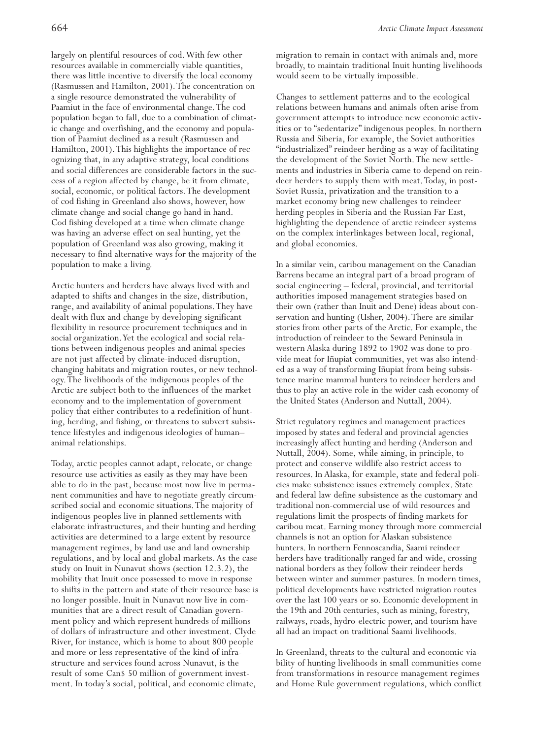largely on plentiful resources of cod. With few other resources available in commercially viable quantities, there was little incentive to diversify the local economy (Rasmussen and Hamilton, 2001). The concentration on a single resource demonstrated the vulnerability of Paamiut in the face of environmental change. The cod population began to fall, due to a combination of climatic change and overfishing, and the economy and population of Paamiut declined as a result (Rasmussen and Hamilton, 2001). This highlights the importance of recognizing that, in any adaptive strategy, local conditions and social differences are considerable factors in the success of a region affected by change, be it from climate, social, economic, or political factors. The development of cod fishing in Greenland also shows, however, how climate change and social change go hand in hand. Cod fishing developed at a time when climate change was having an adverse effect on seal hunting, yet the population of Greenland was also growing, making it necessary to find alternative ways for the majority of the population to make a living.

Arctic hunters and herders have always lived with and adapted to shifts and changes in the size, distribution, range, and availability of animal populations. They have dealt with flux and change by developing significant flexibility in resource procurement techniques and in social organization. Yet the ecological and social relations between indigenous peoples and animal species are not just affected by climate-induced disruption, changing habitats and migration routes, or new technology. The livelihoods of the indigenous peoples of the Arctic are subject both to the influences of the market economy and to the implementation of government policy that either contributes to a redefinition of hunting, herding, and fishing, or threatens to subvert subsistence lifestyles and indigenous ideologies of human–animal relationships.

Today, arctic peoples cannot adapt, relocate, or change resource use activities as easily as they may have been able to do in the past, because most now live in permanent communities and have to negotiate greatly circumscribed social and economic situations. The majority of indigenous peoples live in planned settlements with elaborate infrastructures, and their hunting and herding activities are determined to a large extent by resource management regimes, by land use and land ownership regulations, and by local and global markets. As the case study on Inuit in Nunavut shows (section 12.3.2), the mobility that Inuit once possessed to move in response to shifts in the pattern and state of their resource base is no longer possible. Inuit in Nunavut now live in communities that are a direct result of Canadian government policy and which represent hundreds of millions of dollars of infrastructure and other investment. Clyde River, for instance, which is home to about 800 people and more or less representative of the kind of infrastructure and services found across Nunavut, is the result of some Can$ 50 million of government investment. In today's social, political, and economic climate, migration to remain in contact with animals and, more broadly, to maintain traditional Inuit hunting livelihoods would seem to be virtually impossible.

Changes to settlement patterns and to the ecological relations between humans and animals often arise from government attempts to introduce new economic activities or to "sedentarize" indigenous peoples. In northern Russia and Siberia, for example, the Soviet authorities "industrialized" reindeer herding as a way of facilitating the development of the Soviet North. The new settlements and industries in Siberia came to depend on reindeer herders to supply them with meat. Today, in post-Soviet Russia, privatization and the transition to a market economy bring new challenges to reindeer herding peoples in Siberia and the Russian Far East, highlighting the dependence of arctic reindeer systems on the complex interlinkages between local, regional, and global economies.

In a similar vein, caribou management on the Canadian Barrens became an integral part of a broad program of social engineering – federal, provincial, and territorial authorities imposed management strategies based on their own (rather than Inuit and Dene) ideas about conservation and hunting (Usher, 2004). There are similar stories from other parts of the Arctic. For example, the introduction of reindeer to the Seward Peninsula in western Alaska during 1892 to 1902 was done to provide meat for Iñupiat communities, yet was also intended as a way of transforming Iñupiat from being subsistence marine mammal hunters to reindeer herders and thus to play an active role in the wider cash economy of the United States (Anderson and Nuttall, 2004).

Strict regulatory regimes and management practices imposed by states and federal and provincial agencies increasingly affect hunting and herding (Anderson and Nuttall, 2004). Some, while aiming, in principle, to protect and conserve wildlife also restrict access to resources. In Alaska, for example, state and federal policies make subsistence issues extremely complex. State and federal law define subsistence as the customary and traditional non-commercial use of wild resources and regulations limit the prospects of finding markets for caribou meat. Earning money through more commercial channels is not an option for Alaskan subsistence hunters. In northern Fennoscandia, Saami reindeer herders have traditionally ranged far and wide, crossing national borders as they follow their reindeer herds between winter and summer pastures. In modern times, political developments have restricted migration routes over the last 100 years or so. Economic development in the 19th and 20th centuries, such as mining, forestry, railways, roads, hydro-electric power, and tourism have all had an impact on traditional Saami livelihoods.

In Greenland, threats to the cultural and economic viability of hunting livelihoods in small communities come from transformations in resource management regimes and Home Rule government regulations, which conflict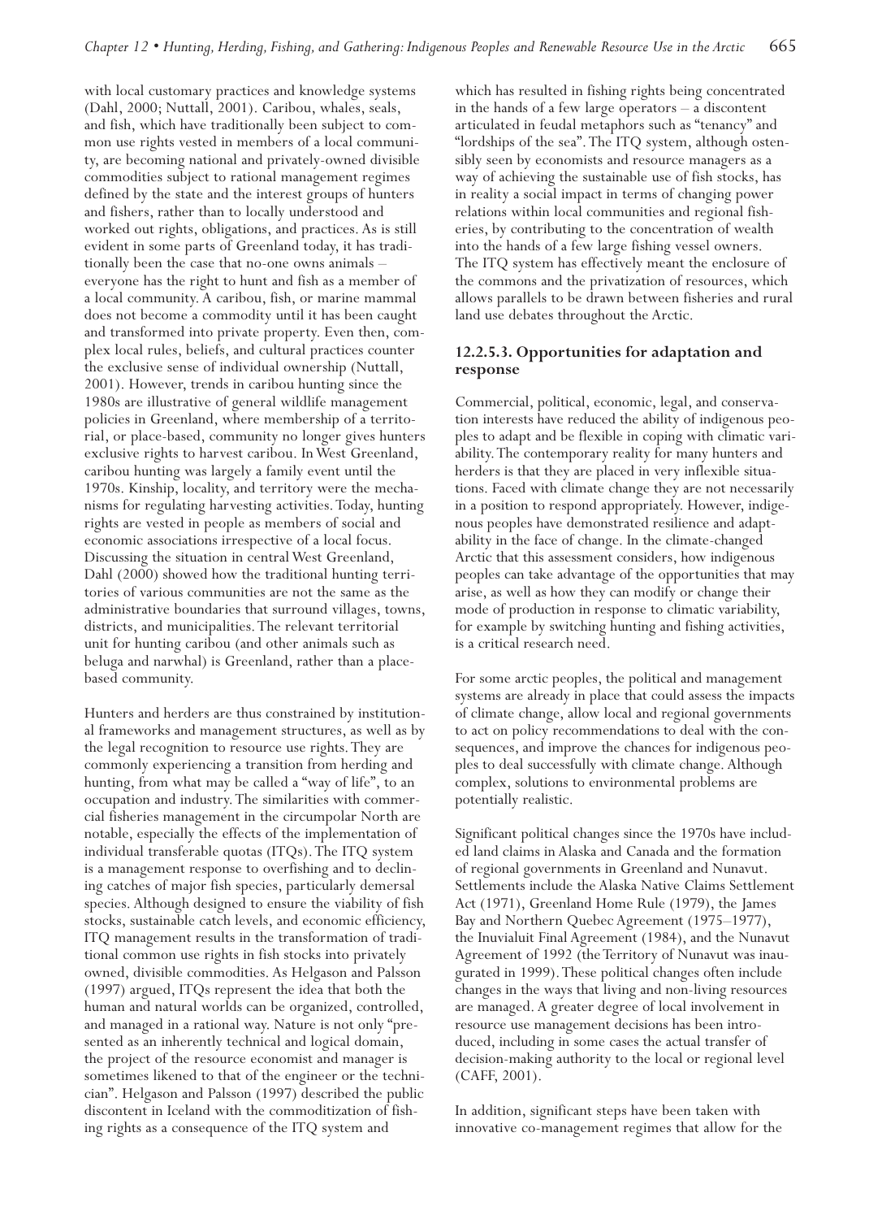with local customary practices and knowledge systems (Dahl, 2000; Nuttall, 2001). Caribou, whales, seals, and fish, which have traditionally been subject to common use rights vested in members of a local community, are becoming national and privately-owned divisible commodities subject to rational management regimes defined by the state and the interest groups of hunters and fishers, rather than to locally understood and worked out rights, obligations, and practices. As is still evident in some parts of Greenland today, it has traditionally been the case that no-one owns animals – everyone has the right to hunt and fish as a member of a local community. A caribou, fish, or marine mammal does not become a commodity until it has been caught and transformed into private property. Even then, complex local rules, beliefs, and cultural practices counter the exclusive sense of individual ownership (Nuttall, 2001). However, trends in caribou hunting since the 1980s are illustrative of general wildlife management policies in Greenland, where membership of a territorial, or place-based, community no longer gives hunters exclusive rights to harvest caribou. In West Greenland, caribou hunting was largely a family event until the 1970s. Kinship, locality, and territory were the mechanisms for regulating harvesting activities. Today, hunting rights are vested in people as members of social and economic associations irrespective of a local focus. Discussing the situation in central West Greenland, Dahl (2000) showed how the traditional hunting territories of various communities are not the same as the administrative boundaries that surround villages, towns, districts, and municipalities. The relevant territorial unit for hunting caribou (and other animals such as beluga and narwhal) is Greenland, rather than a place-based community.

Hunters and herders are thus constrained by institutional frameworks and management structures, as well as by the legal recognition to resource use rights. They are commonly experiencing a transition from herding and hunting, from what may be called a "way of life", to an occupation and industry. The similarities with commercial fisheries management in the circumpolar North are notable, especially the effects of the implementation of individual transferable quotas (ITQs). The ITQ system is a management response to overfishing and to declining catches of major fish species, particularly demersal species. Although designed to ensure the viability of fish stocks, sustainable catch levels, and economic efficiency, ITQ management results in the transformation of traditional common use rights in fish stocks into privately owned, divisible commodities. As Helgason and Palsson (1997) argued, ITQs represent the idea that both the human and natural worlds can be organized, controlled, and managed in a rational way. Nature is not only "presented as an inherently technical and logical domain, the project of the resource economist and manager is sometimes likened to that of the engineer or the technician". Helgason and Palsson (1997) described the public discontent in Iceland with the commoditization of fishing rights as a consequence of the ITQ system and which has resulted in fishing rights being concentrated in the hands of a few large operators – a discontent articulated in feudal metaphors such as "tenancy" and "lordships of the sea". The ITQ system, although ostensibly seen by economists and resource managers as a way of achieving the sustainable use of fish stocks, has in reality a social impact in terms of changing power relations within local communities and regional fisheries, by contributing to the concentration of wealth into the hands of a few large fishing vessel owners. The ITQ system has effectively meant the enclosure of the commons and the privatization of resources, which allows parallels to be drawn between fisheries and rural land use debates throughout the Arctic.

#### 12.2.5.3. Opportunities for adaptation and response

Commercial, political, economic, legal, and conservation interests have reduced the ability of indigenous peoples to adapt and be flexible in coping with climatic variability. The contemporary reality for many hunters and herders is that they are placed in very inflexible situations. Faced with climate change they are not necessarily in a position to respond appropriately. However, indigenous peoples have demonstrated resilience and adaptability in the face of change. In the climate-changed Arctic that this assessment considers, how indigenous peoples can take advantage of the opportunities that may arise, as well as how they can modify or change their mode of production in response to climatic variability, for example by switching hunting and fishing activities, is a critical research need.

For some arctic peoples, the political and management systems are already in place that could assess the impacts of climate change, allow local and regional governments to act on policy recommendations to deal with the consequences, and improve the chances for indigenous peoples to deal successfully with climate change. Although complex, solutions to environmental problems are potentially realistic.

Significant political changes since the 1970s have included land claims in Alaska and Canada and the formation of regional governments in Greenland and Nunavut. Settlements include the Alaska Native Claims Settlement Act (1971), Greenland Home Rule (1979), the James Bay and Northern Quebec Agreement (1975–1977), the Inuvialuit Final Agreement (1984), and the Nunavut Agreement of 1992 (the Territory of Nunavut was inaugurated in 1999). These political changes often include changes in the ways that living and non-living resources are managed. A greater degree of local involvement in resource use management decisions has been introduced, including in some cases the actual transfer of decision-making authority to the local or regional level (CAFF, 2001).

In addition, significant steps have been taken with innovative co-management regimes that allow for the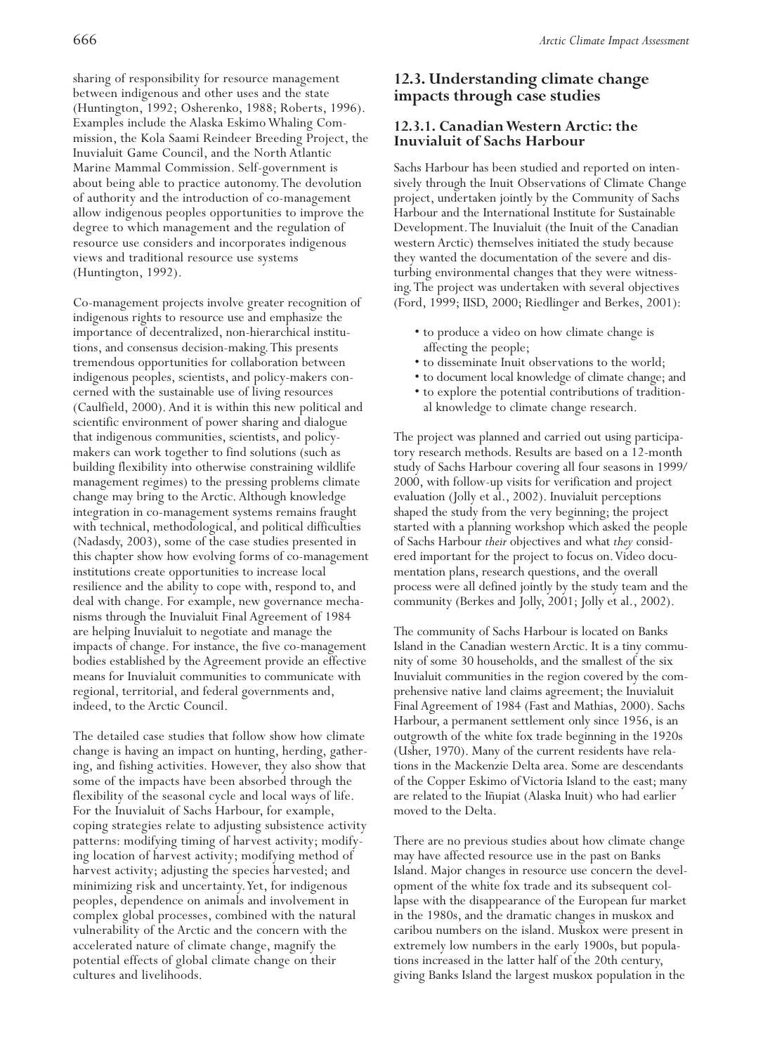sharing of responsibility for resource management between indigenous and other uses and the state (Huntington, 1992; Osherenko, 1988; Roberts, 1996). Examples include the Alaska Eskimo Whaling Commission, the Kola Saami Reindeer Breeding Project, the Inuvialuit Game Council, and the North Atlantic Marine Mammal Commission. Self-government is about being able to practice autonomy. The devolution of authority and the introduction of co-management allow indigenous peoples opportunities to improve the degree to which management and the regulation of resource use considers and incorporates indigenous views and traditional resource use systems (Huntington, 1992).

Co-management projects involve greater recognition of indigenous rights to resource use and emphasize the importance of decentralized, non-hierarchical institutions, and consensus decision-making. This presents tremendous opportunities for collaboration between indigenous peoples, scientists, and policy-makers concerned with the sustainable use of living resources (Caulfield, 2000). And it is within this new political and scientific environment of power sharing and dialogue that indigenous communities, scientists, and policy-makers can work together to find solutions (such as building flexibility into otherwise constraining wildlife management regimes) to the pressing problems climate change may bring to the Arctic. Although knowledge integration in co-management systems remains fraught with technical, methodological, and political difficulties (Nadasdy, 2003), some of the case studies presented in this chapter show how evolving forms of co-management institutions create opportunities to increase local resilience and the ability to cope with, respond to, and deal with change. For example, new governance mechanisms through the Inuvialuit Final Agreement of 1984 are helping Inuvialuit to negotiate and manage the impacts of change. For instance, the five co-management bodies established by the Agreement provide an effective means for Inuvialuit communities to communicate with regional, territorial, and federal governments and, indeed, to the Arctic Council.

The detailed case studies that follow show how climate change is having an impact on hunting, herding, gathering, and fishing activities. However, they also show that some of the impacts have been absorbed through the flexibility of the seasonal cycle and local ways of life. For the Inuvialuit of Sachs Harbour, for example, coping strategies relate to adjusting subsistence activity patterns: modifying timing of harvest activity; modifying location of harvest activity; modifying method of harvest activity; adjusting the species harvested; and minimizing risk and uncertainty. Yet, for indigenous peoples, dependence on animals and involvement in complex global processes, combined with the natural vulnerability of the Arctic and the concern with the accelerated nature of climate change, magnify the potential effects of global climate change on their cultures and livelihoods.

## 12.3. Understanding climate change impacts through case studies

### 12.3.1. Canadian Western Arctic: the Inuvialuit of Sachs Harbour

Sachs Harbour has been studied and reported on intensively through the Inuit Observations of Climate Change project, undertaken jointly by the Community of Sachs Harbour and the International Institute for Sustainable Development. The Inuvialuit (the Inuit of the Canadian western Arctic) themselves initiated the study because they wanted the documentation of the severe and disturbing environmental changes that they were witnessing. The project was undertaken with several objectives (Ford, 1999; IISD, 2000; Riedlinger and Berkes, 2001):

- to produce a video on how climate change is affecting the people;
- to disseminate Inuit observations to the world;
- to document local knowledge of climate change; and
- to explore the potential contributions of traditional knowledge to climate change research.

The project was planned and carried out using participatory research methods. Results are based on a 12-month study of Sachs Harbour covering all four seasons in 1999/2000, with follow-up visits for verification and project evaluation (Jolly et al., 2002). Inuvialuit perceptions shaped the study from the very beginning; the project started with a planning workshop which asked the people of Sachs Harbour *their* objectives and what *they* considered important for the project to focus on. Video documentation plans, research questions, and the overall process were all defined jointly by the study team and the community (Berkes and Jolly, 2001; Jolly et al., 2002).

The community of Sachs Harbour is located on Banks Island in the Canadian western Arctic. It is a tiny community of some 30 households, and the smallest of the six Inuvialuit communities in the region covered by the comprehensive native land claims agreement; the Inuvialuit Final Agreement of 1984 (Fast and Mathias, 2000). Sachs Harbour, a permanent settlement only since 1956, is an outgrowth of the white fox trade beginning in the 1920s (Usher, 1970). Many of the current residents have relations in the Mackenzie Delta area. Some are descendants of the Copper Eskimo of Victoria Island to the east; many are related to the Iñupiat (Alaska Inuit) who had earlier moved to the Delta.

There are no previous studies about how climate change may have affected resource use in the past on Banks Island. Major changes in resource use concern the development of the white fox trade and its subsequent collapse with the disappearance of the European fur market in the 1980s, and the dramatic changes in muskox and caribou numbers on the island. Muskox were present in extremely low numbers in the early 1900s, but populations increased in the latter half of the 20th century, giving Banks Island the largest muskox population in the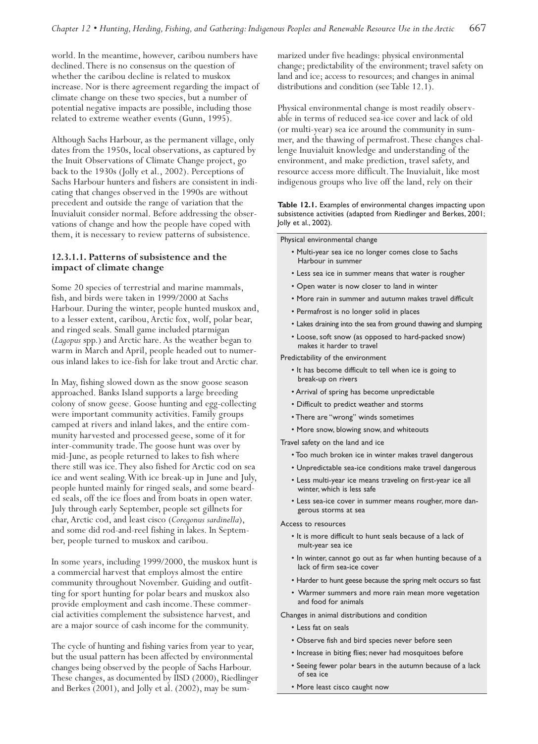world. In the meantime, however, caribou numbers have declined. There is no consensus on the question of whether the caribou decline is related to muskox increase. Nor is there agreement regarding the impact of climate change on these two species, but a number of potential negative impacts are possible, including those related to extreme weather events (Gunn, 1995).

Although Sachs Harbour, as the permanent village, only dates from the 1950s, local observations, as captured by the Inuit Observations of Climate Change project, go back to the 1930s (Jolly et al., 2002). Perceptions of Sachs Harbour hunters and fishers are consistent in indicating that changes observed in the 1990s are without precedent and outside the range of variation that the Inuvialuit consider normal. Before addressing the observations of change and how the people have coped with them, it is necessary to review patterns of subsistence.

#### 12.3.1.1. Patterns of subsistence and the impact of climate change

Some 20 species of terrestrial and marine mammals, fish, and birds were taken in 1999/2000 at Sachs Harbour. During the winter, people hunted muskox and, to a lesser extent, caribou, Arctic fox, wolf, polar bear, and ringed seals. Small game included ptarmigan (*Lagopus* spp.) and Arctic hare. As the weather began to warm in March and April, people headed out to numerous inland lakes to ice-fish for lake trout and Arctic char.

In May, fishing slowed down as the snow goose season approached. Banks Island supports a large breeding colony of snow geese. Goose hunting and egg-collecting were important community activities. Family groups camped at rivers and inland lakes, and the entire community harvested and processed geese, some of it for inter-community trade. The goose hunt was over by mid-June, as people returned to lakes to fish where there still was ice. They also fished for Arctic cod on sea ice and went sealing. With ice break-up in June and July, people hunted mainly for ringed seals, and some bearded seals, off the ice floes and from boats in open water. July through early September, people set gillnets for char, Arctic cod, and least cisco (*Coregonus sardinella*), and some did rod-and-reel fishing in lakes. In September, people turned to muskox and caribou.

In some years, including 1999/2000, the muskox hunt is a commercial harvest that employs almost the entire community throughout November. Guiding and outfitting for sport hunting for polar bears and muskox also provide employment and cash income. These commercial activities complement the subsistence harvest, and are a major source of cash income for the community.

The cycle of hunting and fishing varies from year to year, but the usual pattern has been affected by environmental changes being observed by the people of Sachs Harbour. These changes, as documented by IISD (2000), Riedlinger and Berkes (2001), and Jolly et al. (2002), may be summarized under five headings: physical environmental change; predictability of the environment; travel safety on land and ice; access to resources; and changes in animal distributions and condition (see Table 12.1).

Physical environmental change is most readily observable in terms of reduced sea-ice cover and lack of old (or multi-year) sea ice around the community in summer, and the thawing of permafrost. These changes challenge Inuvialuit knowledge and understanding of the environment, and make prediction, travel safety, and resource access more difficult. The Inuvialuit, like most indigenous groups who live off the land, rely on their

**Table 12.1.** Examples of environmental changes impacting upon subsistence activities (adapted from Riedlinger and Berkes, 2001; Jolly et al., 2002).

Physical environmental change
- Multi-year sea ice no longer comes close to Sachs Harbour in summer
- Less sea ice in summer means that water is rougher
- Open water is now closer to land in winter
- More rain in summer and autumn makes travel difficult
- Permafrost is no longer solid in places
- Lakes draining into the sea from ground thawing and slumping
- Loose, soft snow (as opposed to hard-packed snow) makes it harder to travel

Predictability of the environment
- It has become difficult to tell when ice is going to break-up on rivers
- Arrival of spring has become unpredictable
- Difficult to predict weather and storms
- There are "wrong" winds sometimes
- More snow, blowing snow, and whiteouts

Travel safety on the land and ice
- Too much broken ice in winter makes travel dangerous
- Unpredictable sea-ice conditions make travel dangerous
- Less multi-year ice means traveling on first-year ice all winter, which is less safe
- Less sea-ice cover in summer means rougher, more dangerous storms at sea

Access to resources
- It is more difficult to hunt seals because of a lack of mult-year sea ice
- In winter, cannot go out as far when hunting because of a lack of firm sea-ice cover
- Harder to hunt geese because the spring melt occurs so fast
- Warmer summers and more rain mean more vegetation and food for animals

Changes in animal distributions and condition
- Less fat on seals
- Observe fish and bird species never before seen
- Increase in biting flies; never had mosquitoes before
- Seeing fewer polar bears in the autumn because of a lack of sea ice
- More least cisco caught now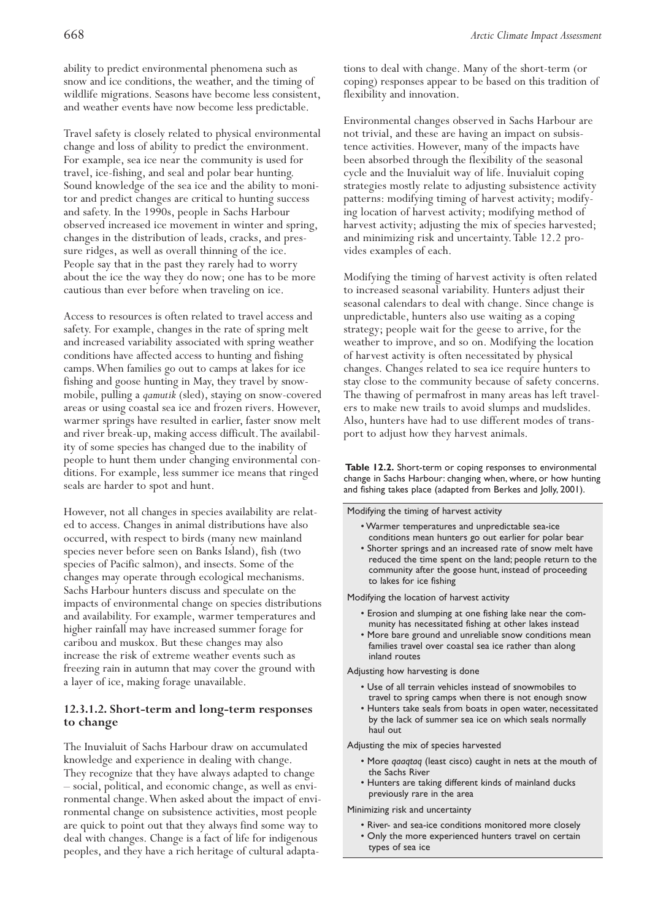ability to predict environmental phenomena such as snow and ice conditions, the weather, and the timing of wildlife migrations. Seasons have become less consistent, and weather events have now become less predictable.

Travel safety is closely related to physical environmental change and loss of ability to predict the environment. For example, sea ice near the community is used for travel, ice-fishing, and seal and polar bear hunting. Sound knowledge of the sea ice and the ability to monitor and predict changes are critical to hunting success and safety. In the 1990s, people in Sachs Harbour observed increased ice movement in winter and spring, changes in the distribution of leads, cracks, and pressure ridges, as well as overall thinning of the ice. People say that in the past they rarely had to worry about the ice the way they do now; one has to be more cautious than ever before when traveling on ice.

Access to resources is often related to travel access and safety. For example, changes in the rate of spring melt and increased variability associated with spring weather conditions have affected access to hunting and fishing camps. When families go out to camps at lakes for ice fishing and goose hunting in May, they travel by snowmobile, pulling a *qamutik* (sled), staying on snow-covered areas or using coastal sea ice and frozen rivers. However, warmer springs have resulted in earlier, faster snow melt and river break-up, making access difficult. The availability of some species has changed due to the inability of people to hunt them under changing environmental conditions. For example, less summer ice means that ringed seals are harder to spot and hunt.

However, not all changes in species availability are related to access. Changes in animal distributions have also occurred, with respect to birds (many new mainland species never before seen on Banks Island), fish (two species of Pacific salmon), and insects. Some of the changes may operate through ecological mechanisms. Sachs Harbour hunters discuss and speculate on the impacts of environmental change on species distributions and availability. For example, warmer temperatures and higher rainfall may have increased summer forage for caribou and muskox. But these changes may also increase the risk of extreme weather events such as freezing rain in autumn that may cover the ground with a layer of ice, making forage unavailable.

### 12.3.1.2. Short-term and long-term responses to change

The Inuvialuit of Sachs Harbour draw on accumulated knowledge and experience in dealing with change. They recognize that they have always adapted to change – social, political, and economic change, as well as environmental change. When asked about the impact of environmental change on subsistence activities, most people are quick to point out that they always find some way to deal with changes. Change is a fact of life for indigenous peoples, and they have a rich heritage of cultural adaptations to deal with change. Many of the short-term (or coping) responses appear to be based on this tradition of flexibility and innovation.

Environmental changes observed in Sachs Harbour are not trivial, and these are having an impact on subsistence activities. However, many of the impacts have been absorbed through the flexibility of the seasonal cycle and the Inuvialuit way of life. Inuvialuit coping strategies mostly relate to adjusting subsistence activity patterns: modifying timing of harvest activity; modifying location of harvest activity; modifying method of harvest activity; adjusting the mix of species harvested; and minimizing risk and uncertainty. Table 12.2 provides examples of each.

Modifying the timing of harvest activity is often related to increased seasonal variability. Hunters adjust their seasonal calendars to deal with change. Since change is unpredictable, hunters also use waiting as a coping strategy; people wait for the geese to arrive, for the weather to improve, and so on. Modifying the location of harvest activity is often necessitated by physical changes. Changes related to sea ice require hunters to stay close to the community because of safety concerns. The thawing of permafrost in many areas has left travelers to make new trails to avoid slumps and mudslides. Also, hunters have had to use different modes of transport to adjust how they harvest animals.

**Table 12.2.** Short-term or coping responses to environmental change in Sachs Harbour: changing when, where, or how hunting and fishing takes place (adapted from Berkes and Jolly, 2001).

Modifying the timing of harvest activity

- Warmer temperatures and unpredictable sea-ice conditions mean hunters go out earlier for polar bear
- Shorter springs and an increased rate of snow melt have reduced the time spent on the land; people return to the community after the goose hunt, instead of proceeding to lakes for ice fishing

Modifying the location of harvest activity

- Erosion and slumping at one fishing lake near the community has necessitated fishing at other lakes instead
- More bare ground and unreliable snow conditions mean families travel over coastal sea ice rather than along inland routes

Adjusting how harvesting is done

- Use of all terrain vehicles instead of snowmobiles to travel to spring camps when there is not enough snow
- Hunters take seals from boats in open water, necessitated by the lack of summer sea ice on which seals normally haul out

Adjusting the mix of species harvested

- More *qaaqtaq* (least cisco) caught in nets at the mouth of the Sachs River
- Hunters are taking different kinds of mainland ducks previously rare in the area

Minimizing risk and uncertainty

- River- and sea-ice conditions monitored more closely
- Only the more experienced hunters travel on certain types of sea ice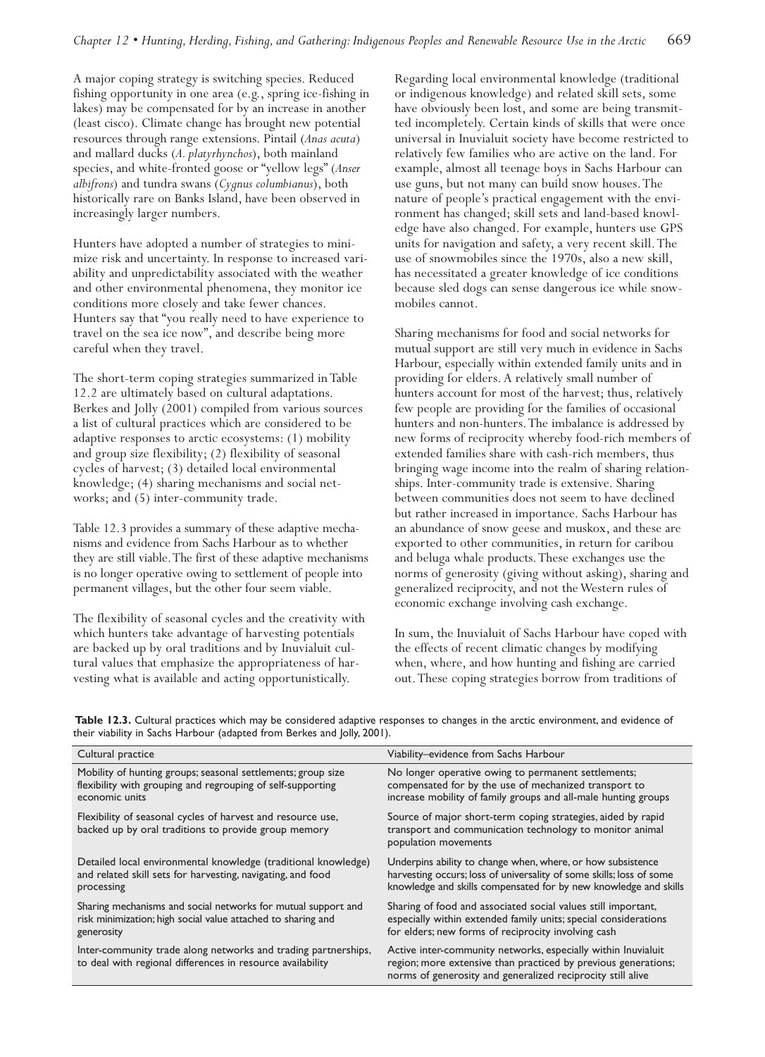A major coping strategy is switching species. Reduced fishing opportunity in one area (e.g., spring ice-fishing in lakes) may be compensated for by an increase in another (least cisco). Climate change has brought new potential resources through range extensions. Pintail (*Anas acuta*) and mallard ducks (*A. platyrhynchos*), both mainland species, and white-fronted goose or "yellow legs" (*Anser albifrons*) and tundra swans (*Cygnus columbianus*), both historically rare on Banks Island, have been observed in increasingly larger numbers.

Hunters have adopted a number of strategies to minimize risk and uncertainty. In response to increased variability and unpredictability associated with the weather and other environmental phenomena, they monitor ice conditions more closely and take fewer chances. Hunters say that "you really need to have experience to travel on the sea ice now", and describe being more careful when they travel.

The short-term coping strategies summarized in Table 12.2 are ultimately based on cultural adaptations. Berkes and Jolly (2001) compiled from various sources a list of cultural practices which are considered to be adaptive responses to arctic ecosystems: (1) mobility and group size flexibility; (2) flexibility of seasonal cycles of harvest; (3) detailed local environmental knowledge; (4) sharing mechanisms and social networks; and (5) inter-community trade.

Table 12.3 provides a summary of these adaptive mechanisms and evidence from Sachs Harbour as to whether they are still viable. The first of these adaptive mechanisms is no longer operative owing to settlement of people into permanent villages, but the other four seem viable.

The flexibility of seasonal cycles and the creativity with which hunters take advantage of harvesting potentials are backed up by oral traditions and by Inuvialuit cultural values that emphasize the appropriateness of harvesting what is available and acting opportunistically.

Regarding local environmental knowledge (traditional or indigenous knowledge) and related skill sets, some have obviously been lost, and some are being transmitted incompletely. Certain kinds of skills that were once universal in Inuvialuit society have become restricted to relatively few families who are active on the land. For example, almost all teenage boys in Sachs Harbour can use guns, but not many can build snow houses. The nature of people's practical engagement with the environment has changed; skill sets and land-based knowledge have also changed. For example, hunters use GPS units for navigation and safety, a very recent skill. The use of snowmobiles since the 1970s, also a new skill, has necessitated a greater knowledge of ice conditions because sled dogs can sense dangerous ice while snowmobiles cannot.

Sharing mechanisms for food and social networks for mutual support are still very much in evidence in Sachs Harbour, especially within extended family units and in providing for elders. A relatively small number of hunters account for most of the harvest; thus, relatively few people are providing for the families of occasional hunters and non-hunters. The imbalance is addressed by new forms of reciprocity whereby food-rich members of extended families share with cash-rich members, thus bringing wage income into the realm of sharing relationships. Inter-community trade is extensive. Sharing between communities does not seem to have declined but rather increased in importance. Sachs Harbour has an abundance of snow geese and muskox, and these are exported to other communities, in return for caribou and beluga whale products. These exchanges use the norms of generosity (giving without asking), sharing and generalized reciprocity, and not the Western rules of economic exchange involving cash exchange.

In sum, the Inuvialuit of Sachs Harbour have coped with the effects of recent climatic changes by modifying when, where, and how hunting and fishing are carried out. These coping strategies borrow from traditions of

**Table 12.3.** Cultural practices which may be considered adaptive responses to changes in the arctic environment, and evidence of their viability in Sachs Harbour (adapted from Berkes and Jolly, 2001).

| Cultural practice | Viability–evidence from Sachs Harbour |
|---|---|
| Mobility of hunting groups; seasonal settlements; group size flexibility with grouping and regrouping of self-supporting economic units | No longer operative owing to permanent settlements; compensated for by the use of mechanized transport to increase mobility of family groups and all-male hunting groups |
| Flexibility of seasonal cycles of harvest and resource use, backed up by oral traditions to provide group memory | Source of major short-term coping strategies, aided by rapid transport and communication technology to monitor animal population movements |
| Detailed local environmental knowledge (traditional knowledge) and related skill sets for harvesting, navigating, and food processing | Underpins ability to change when, where, or how subsistence harvesting occurs; loss of universality of some skills; loss of some knowledge and skills compensated for by new knowledge and skills |
| Sharing mechanisms and social networks for mutual support and risk minimization; high social value attached to sharing and generosity | Sharing of food and associated social values still important, especially within extended family units; special considerations for elders; new forms of reciprocity involving cash |
| Inter-community trade along networks and trading partnerships, to deal with regional differences in resource availability | Active inter-community networks, especially within Inuvialuit region; more extensive than practiced by previous generations; norms of generosity and generalized reciprocity still alive |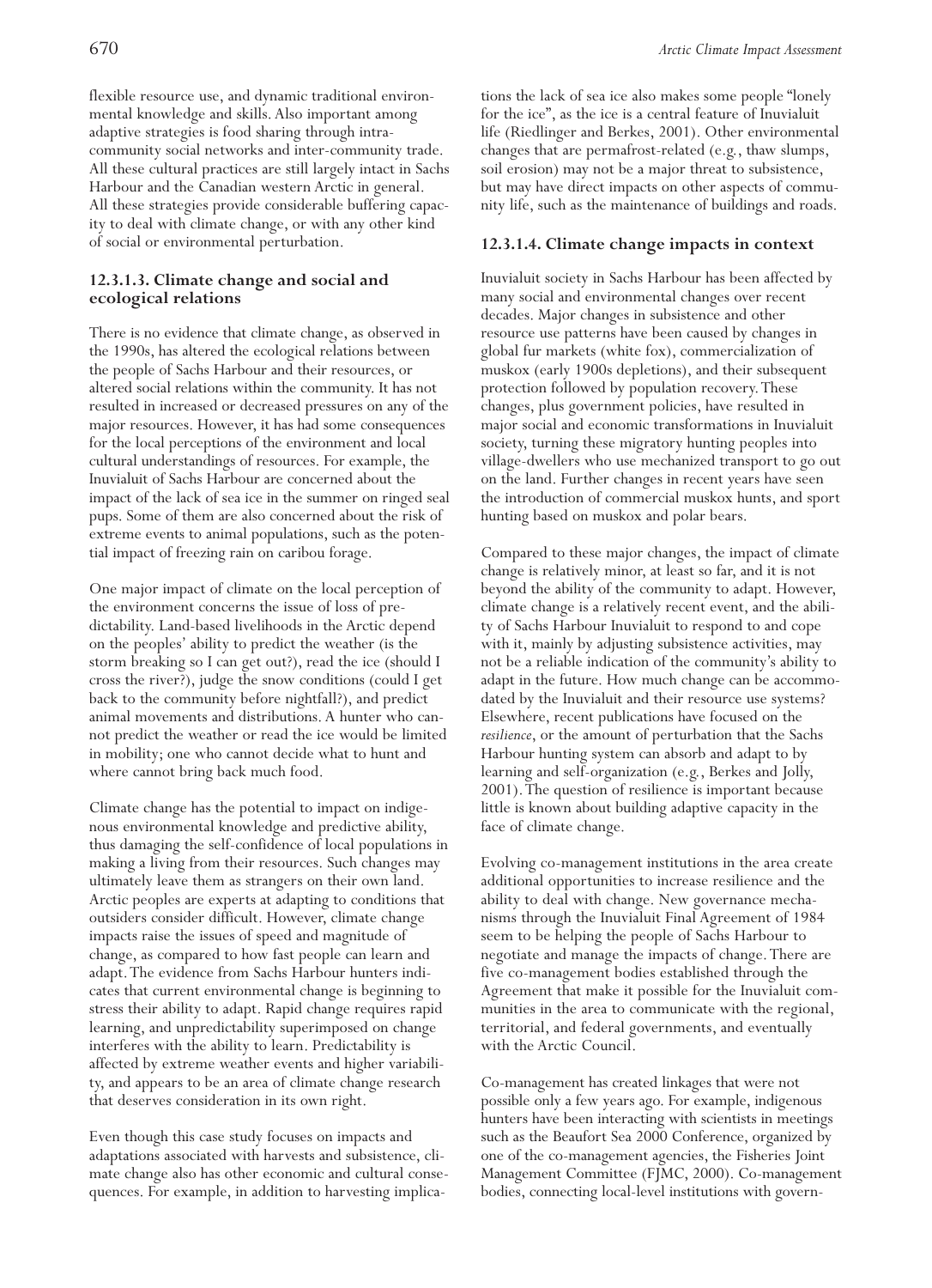flexible resource use, and dynamic traditional environmental knowledge and skills. Also important among adaptive strategies is food sharing through intra-community social networks and inter-community trade. All these cultural practices are still largely intact in Sachs Harbour and the Canadian western Arctic in general. All these strategies provide considerable buffering capacity to deal with climate change, or with any other kind of social or environmental perturbation.

### 12.3.1.3. Climate change and social and ecological relations

There is no evidence that climate change, as observed in the 1990s, has altered the ecological relations between the people of Sachs Harbour and their resources, or altered social relations within the community. It has not resulted in increased or decreased pressures on any of the major resources. However, it has had some consequences for the local perceptions of the environment and local cultural understandings of resources. For example, the Inuvialuit of Sachs Harbour are concerned about the impact of the lack of sea ice in the summer on ringed seal pups. Some of them are also concerned about the risk of extreme events to animal populations, such as the potential impact of freezing rain on caribou forage.

One major impact of climate on the local perception of the environment concerns the issue of loss of predictability. Land-based livelihoods in the Arctic depend on the peoples' ability to predict the weather (is the storm breaking so I can get out?), read the ice (should I cross the river?), judge the snow conditions (could I get back to the community before nightfall?), and predict animal movements and distributions. A hunter who cannot predict the weather or read the ice would be limited in mobility; one who cannot decide what to hunt and where cannot bring back much food.

Climate change has the potential to impact on indigenous environmental knowledge and predictive ability, thus damaging the self-confidence of local populations in making a living from their resources. Such changes may ultimately leave them as strangers on their own land. Arctic peoples are experts at adapting to conditions that outsiders consider difficult. However, climate change impacts raise the issues of speed and magnitude of change, as compared to how fast people can learn and adapt. The evidence from Sachs Harbour hunters indicates that current environmental change is beginning to stress their ability to adapt. Rapid change requires rapid learning, and unpredictability superimposed on change interferes with the ability to learn. Predictability is affected by extreme weather events and higher variability, and appears to be an area of climate change research that deserves consideration in its own right.

Even though this case study focuses on impacts and adaptations associated with harvests and subsistence, climate change also has other economic and cultural consequences. For example, in addition to harvesting implications the lack of sea ice also makes some people "lonely for the ice", as the ice is a central feature of Inuvialuit life (Riedlinger and Berkes, 2001). Other environmental changes that are permafrost-related (e.g., thaw slumps, soil erosion) may not be a major threat to subsistence, but may have direct impacts on other aspects of community life, such as the maintenance of buildings and roads.

### 12.3.1.4. Climate change impacts in context

Inuvialuit society in Sachs Harbour has been affected by many social and environmental changes over recent decades. Major changes in subsistence and other resource use patterns have been caused by changes in global fur markets (white fox), commercialization of muskox (early 1900s depletions), and their subsequent protection followed by population recovery. These changes, plus government policies, have resulted in major social and economic transformations in Inuvialuit society, turning these migratory hunting peoples into village-dwellers who use mechanized transport to go out on the land. Further changes in recent years have seen the introduction of commercial muskox hunts, and sport hunting based on muskox and polar bears.

Compared to these major changes, the impact of climate change is relatively minor, at least so far, and it is not beyond the ability of the community to adapt. However, climate change is a relatively recent event, and the ability of Sachs Harbour Inuvialuit to respond to and cope with it, mainly by adjusting subsistence activities, may not be a reliable indication of the community's ability to adapt in the future. How much change can be accommodated by the Inuvialuit and their resource use systems? Elsewhere, recent publications have focused on the *resilience*, or the amount of perturbation that the Sachs Harbour hunting system can absorb and adapt to by learning and self-organization (e.g., Berkes and Jolly, 2001). The question of resilience is important because little is known about building adaptive capacity in the face of climate change.

Evolving co-management institutions in the area create additional opportunities to increase resilience and the ability to deal with change. New governance mechanisms through the Inuvialuit Final Agreement of 1984 seem to be helping the people of Sachs Harbour to negotiate and manage the impacts of change. There are five co-management bodies established through the Agreement that make it possible for the Inuvialuit communities in the area to communicate with the regional, territorial, and federal governments, and eventually with the Arctic Council.

Co-management has created linkages that were not possible only a few years ago. For example, indigenous hunters have been interacting with scientists in meetings such as the Beaufort Sea 2000 Conference, organized by one of the co-management agencies, the Fisheries Joint Management Committee (FJMC, 2000). Co-management bodies, connecting local-level institutions with govern-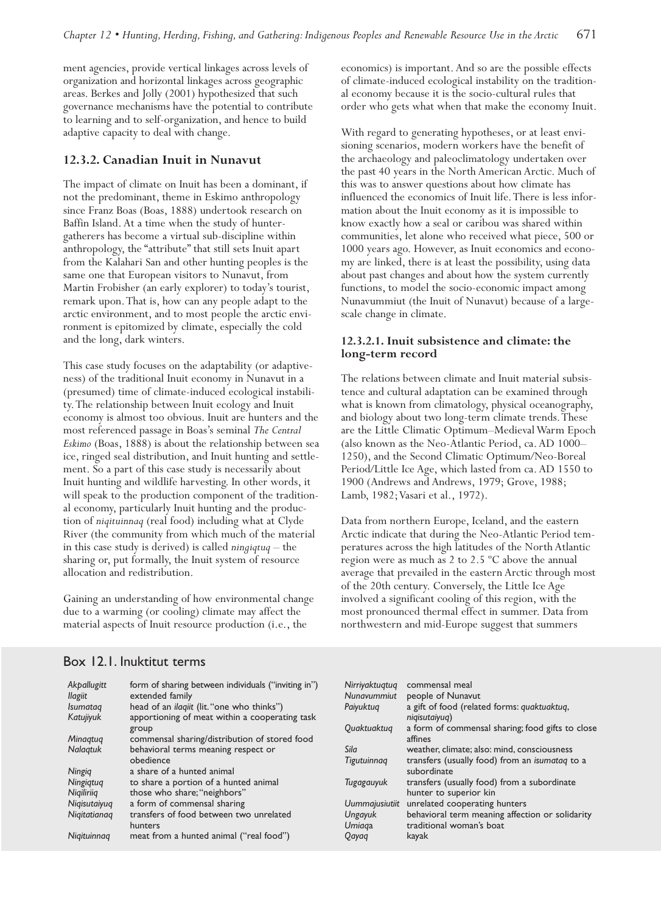ment agencies, provide vertical linkages across levels of organization and horizontal linkages across geographic areas. Berkes and Jolly (2001) hypothesized that such governance mechanisms have the potential to contribute to learning and to self-organization, and hence to build adaptive capacity to deal with change.

### 12.3.2. Canadian Inuit in Nunavut

The impact of climate on Inuit has been a dominant, if not the predominant, theme in Eskimo anthropology since Franz Boas (Boas, 1888) undertook research on Baffin Island. At a time when the study of hunter-gatherers has become a virtual sub-discipline within anthropology, the "attribute" that still sets Inuit apart from the Kalahari San and other hunting peoples is the same one that European visitors to Nunavut, from Martin Frobisher (an early explorer) to today's tourist, remark upon. That is, how can any people adapt to the arctic environment, and to most people the arctic environment is epitomized by climate, especially the cold and the long, dark winters.

This case study focuses on the adaptability (or adaptiveness) of the traditional Inuit economy in Nunavut in a (presumed) time of climate-induced ecological instability. The relationship between Inuit ecology and Inuit economy is almost too obvious. Inuit are hunters and the most referenced passage in Boas's seminal *The Central Eskimo* (Boas, 1888) is about the relationship between sea ice, ringed seal distribution, and Inuit hunting and settlement. So a part of this case study is necessarily about Inuit hunting and wildlife harvesting. In other words, it will speak to the production component of the traditional economy, particularly Inuit hunting and the production of *niqituinnaq* (real food) including what at Clyde River (the community from which much of the material in this case study is derived) is called *ningiqtuq* – the sharing or, put formally, the Inuit system of resource allocation and redistribution.

Gaining an understanding of how environmental change due to a warming (or cooling) climate may affect the material aspects of Inuit resource production (i.e., the economics) is important. And so are the possible effects of climate-induced ecological instability on the traditional economy because it is the socio-cultural rules that order who gets what when that make the economy Inuit.

With regard to generating hypotheses, or at least envisioning scenarios, modern workers have the benefit of the archaeology and paleoclimatology undertaken over the past 40 years in the North American Arctic. Much of this was to answer questions about how climate has influenced the economics of Inuit life. There is less information about the Inuit economy as it is impossible to know exactly how a seal or caribou was shared within communities, let alone who received what piece, 500 or 1000 years ago. However, as Inuit economics and economy are linked, there is at least the possibility, using data about past changes and about how the system currently functions, to model the socio-economic impact among Nunavummiut (the Inuit of Nunavut) because of a large-scale change in climate.

#### 12.3.2.1. Inuit subsistence and climate: the long-term record

The relations between climate and Inuit material subsistence and cultural adaptation can be examined through what is known from climatology, physical oceanography, and biology about two long-term climate trends. These are the Little Climatic Optimum–Medieval Warm Epoch (also known as the Neo-Atlantic Period, ca. AD 1000–1250), and the Second Climatic Optimum/Neo-Boreal Period/Little Ice Age, which lasted from ca. AD 1550 to 1900 (Andrews and Andrews, 1979; Grove, 1988; Lamb, 1982; Vasari et al., 1972).

Data from northern Europe, Iceland, and the eastern Arctic indicate that during the Neo-Atlantic Period temperatures across the high latitudes of the North Atlantic region were as much as 2 to 2.5 °C above the annual average that prevailed in the eastern Arctic through most of the 20th century. Conversely, the Little Ice Age involved a significant cooling of this region, with the most pronounced thermal effect in summer. Data from northwestern and mid-Europe suggest that summers

## Box 12.1. Inuktitut terms

| Term | Meaning |
|---|---|
| *Akpallugitt* | form of sharing between individuals ("inviting in") |
| *Ilagiit* | extended family |
| *Isumataq* | head of an *ilaqiit* (lit. "one who thinks") |
| *Katujiyuk* | apportioning of meat within a cooperating task group |
| *Minaqtuq* | commensal sharing/distribution of stored food |
| *Nalaqtuk* | behavioral terms meaning respect or obedience |
| *Ningiq* | a share of a hunted animal |
| *Ningiqtuq* | to share a portion of a hunted animal |
| *Niqiliriiq* | those who share; "neighbors" |
| *Niqisutaiyuq* | a form of commensal sharing |
| *Niqitatianaq* | transfers of food between two unrelated hunters |
| *Niqituinnaq* | meat from a hunted animal ("real food") |
| *Nirriyaktuqtuq* | commensal meal |
| *Nunavummiut* | people of Nunavut |
| *Paiyuktuq* | a gift of food (related forms: *quaktuaktuq*, *niqisutaiyuq*) |
| *Quaktuaktuq* | a form of commensal sharing; food gifts to close affines |
| *Sila* | weather, climate; also: mind, consciousness |
| *Tigutuinnaq* | transfers (usually food) from an *isumataq* to a subordinate |
| *Tugagauyuk* | transfers (usually food) from a subordinate hunter to superior kin |
| *Uummajusiutiit* | unrelated cooperating hunters |
| *Ungayuk* | behavioral term meaning affection or solidarity |
| *Umiaqa* | traditional woman's boat |
| *Qayaq* | kayak |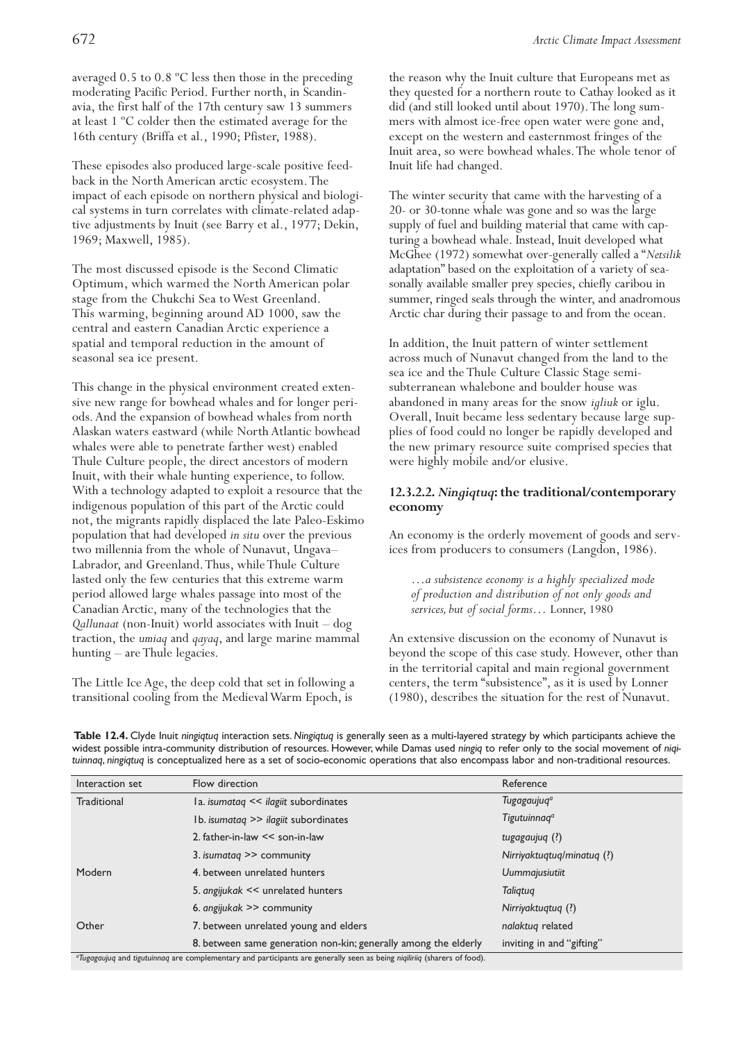averaged 0.5 to 0.8 ºC less then those in the preceding moderating Pacific Period. Further north, in Scandinavia, the first half of the 17th century saw 13 summers at least 1 ºC colder then the estimated average for the 16th century (Briffa et al., 1990; Pfister, 1988).

These episodes also produced large-scale positive feedback in the North American arctic ecosystem. The impact of each episode on northern physical and biological systems in turn correlates with climate-related adaptive adjustments by Inuit (see Barry et al., 1977; Dekin, 1969; Maxwell, 1985).

The most discussed episode is the Second Climatic Optimum, which warmed the North American polar stage from the Chukchi Sea to West Greenland. This warming, beginning around AD 1000, saw the central and eastern Canadian Arctic experience a spatial and temporal reduction in the amount of seasonal sea ice present.

This change in the physical environment created extensive new range for bowhead whales and for longer periods. And the expansion of bowhead whales from north Alaskan waters eastward (while North Atlantic bowhead whales were able to penetrate farther west) enabled Thule Culture people, the direct ancestors of modern Inuit, with their whale hunting experience, to follow. With a technology adapted to exploit a resource that the indigenous population of this part of the Arctic could not, the migrants rapidly displaced the late Paleo-Eskimo population that had developed *in situ* over the previous two millennia from the whole of Nunavut, Ungava–Labrador, and Greenland. Thus, while Thule Culture lasted only the few centuries that this extreme warm period allowed large whales passage into most of the Canadian Arctic, many of the technologies that the *Qallunaat* (non-Inuit) world associates with Inuit – dog traction, the *umiaq* and *qayaq*, and large marine mammal hunting – are Thule legacies.

The Little Ice Age, the deep cold that set in following a transitional cooling from the Medieval Warm Epoch, is the reason why the Inuit culture that Europeans met as they quested for a northern route to Cathay looked as it did (and still looked until about 1970). The long summers with almost ice-free open water were gone and, except on the western and easternmost fringes of the Inuit area, so were bowhead whales. The whole tenor of Inuit life had changed.

The winter security that came with the harvesting of a 20- or 30-tonne whale was gone and so was the large supply of fuel and building material that came with capturing a bowhead whale. Instead, Inuit developed what McGhee (1972) somewhat over-generally called a "*Netsilik* adaptation" based on the exploitation of a variety of seasonally available smaller prey species, chiefly caribou in summer, ringed seals through the winter, and anadromous Arctic char during their passage to and from the ocean.

In addition, the Inuit pattern of winter settlement across much of Nunavut changed from the land to the sea ice and the Thule Culture Classic Stage semi-subterranean whalebone and boulder house was abandoned in many areas for the snow *igliuk* or iglu. Overall, Inuit became less sedentary because large supplies of food could no longer be rapidly developed and the new primary resource suite comprised species that were highly mobile and/or elusive.

### 12.3.2.2. *Ningiqtuq*: the traditional/contemporary economy

An economy is the orderly movement of goods and services from producers to consumers (Langdon, 1986).

> *...a subsistence economy is a highly specialized mode of production and distribution of not only goods and services, but of social forms...* Lonner, 1980

An extensive discussion on the economy of Nunavut is beyond the scope of this case study. However, other than in the territorial capital and main regional government centers, the term "subsistence", as it is used by Lonner (1980), describes the situation for the rest of Nunavut.

**Table 12.4.** Clyde Inuit *ningiqtuq* interaction sets. *Ningiqtuq* is generally seen as a multi-layered strategy by which participants achieve the widest possible intra-community distribution of resources. However, while Damas used *ningiq* to refer only to the social movement of *niqituinnaq*, *ningiqtuq* is conceptualized here as a set of socio-economic operations that also encompass labor and non-traditional resources.

| Interaction set | Flow direction | Reference |
|---|---|---|
| Traditional | 1a. *isumataq* << *ilagiit* subordinates | *Tugagaujuq*[a] |
| | 1b. *isumataq* >> *ilagiit* subordinates | *Tigutuinnaq*[a] |
| | 2. father-in-law << son-in-law | *tugagaujuq* (?) |
| | 3. *isumataq* >> community | *Nirriyaktuqtuq/minatuq* (?) |
| Modern | 4. between unrelated hunters | *Uummajusiutiit* |
| | 5. *angijukak* << unrelated hunters | *Taliqtuq* |
| | 6. *angijukak* >> community | *Nirriyaktuqtuq* (?) |
| Other | 7. between unrelated young and elders | *nalaktuq* related |
| | 8. between same generation non-kin; generally among the elderly | inviting in and "gifting" |

[a]*Tugagaujuq* and *tigutuinnaq* are complementary and participants are generally seen as being *niqiliriiq* (sharers of food).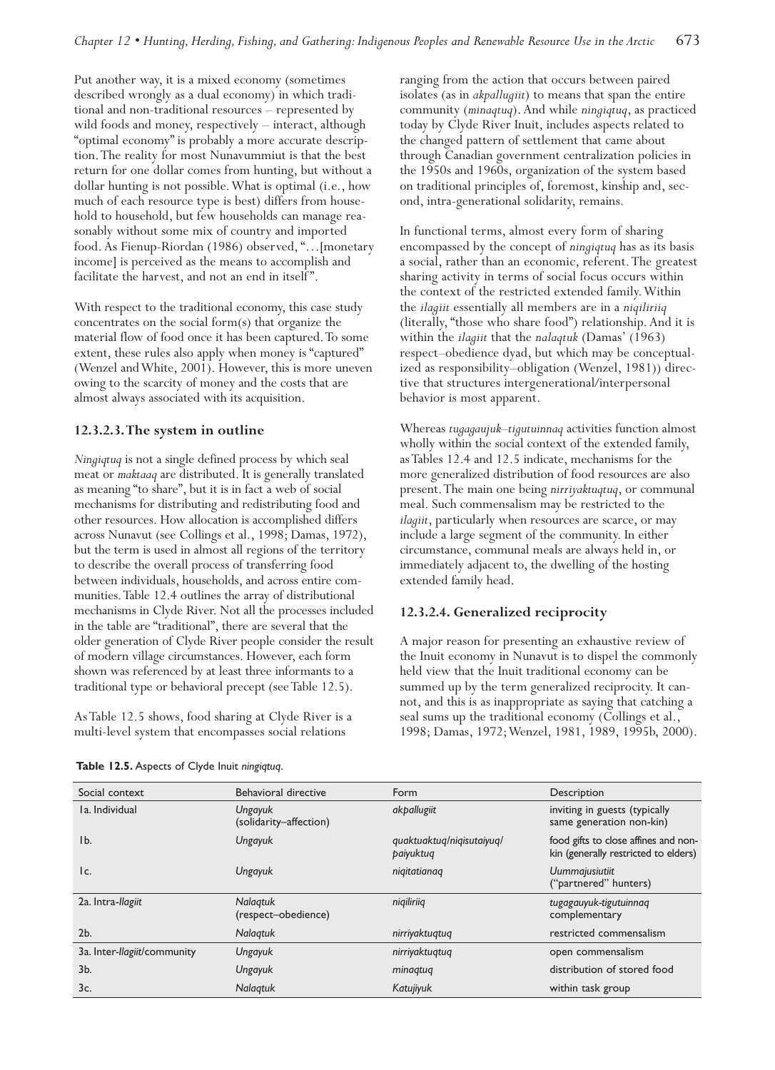Put another way, it is a mixed economy (sometimes described wrongly as a dual economy) in which traditional and non-traditional resources – represented by wild foods and money, respectively – interact, although "optimal economy" is probably a more accurate description. The reality for most Nunavummiut is that the best return for one dollar comes from hunting, but without a dollar hunting is not possible. What is optimal (i.e., how much of each resource type is best) differs from household to household, but few households can manage reasonably without some mix of country and imported food. As Fienup-Riordan (1986) observed, "…[monetary income] is perceived as the means to accomplish and facilitate the harvest, and not an end in itself".

With respect to the traditional economy, this case study concentrates on the social form(s) that organize the material flow of food once it has been captured. To some extent, these rules also apply when money is "captured" (Wenzel and White, 2001). However, this is more uneven owing to the scarcity of money and the costs that are almost always associated with its acquisition.

### 12.3.2.3. The system in outline

*Ningiqtuq* is not a single defined process by which seal meat or *maktaaq* are distributed. It is generally translated as meaning "to share", but it is in fact a web of social mechanisms for distributing and redistributing food and other resources. How allocation is accomplished differs across Nunavut (see Collings et al., 1998; Damas, 1972), but the term is used in almost all regions of the territory to describe the overall process of transferring food between individuals, households, and across entire communities. Table 12.4 outlines the array of distributional mechanisms in Clyde River. Not all the processes included in the table are "traditional", there are several that the older generation of Clyde River people consider the result of modern village circumstances. However, each form shown was referenced by at least three informants to a traditional type or behavioral precept (see Table 12.5).

As Table 12.5 shows, food sharing at Clyde River is a multi-level system that encompasses social relations ranging from the action that occurs between paired isolates (as in *akpallugiit*) to means that span the entire community (*minaqtuq*). And while *ningiqtuq*, as practiced today by Clyde River Inuit, includes aspects related to the changed pattern of settlement that came about through Canadian government centralization policies in the 1950s and 1960s, organization of the system based on traditional principles of, foremost, kinship and, second, intra-generational solidarity, remains.

In functional terms, almost every form of sharing encompassed by the concept of *ningiqtuq* has as its basis a social, rather than an economic, referent. The greatest sharing activity in terms of social focus occurs within the context of the restricted extended family. Within the *ilagiit* essentially all members are in a *niqiliriiq* (literally, "those who share food") relationship. And it is within the *ilagiit* that the *nalaqtuk* (Damas' (1963) respect–obedience dyad, but which may be conceptualized as responsibility–obligation (Wenzel, 1981)) directive that structures intergenerational/interpersonal behavior is most apparent.

Whereas *tugagaujuk–tigutuinnaq* activities function almost wholly within the social context of the extended family, as Tables 12.4 and 12.5 indicate, mechanisms for the more generalized distribution of food resources are also present. The main one being *nirriyaktuqtuq*, or communal meal. Such commensalism may be restricted to the *ilagiit*, particularly when resources are scarce, or may include a large segment of the community. In either circumstance, communal meals are always held in, or immediately adjacent to, the dwelling of the hosting extended family head.

### 12.3.2.4. Generalized reciprocity

A major reason for presenting an exhaustive review of the Inuit economy in Nunavut is to dispel the commonly held view that the Inuit traditional economy can be summed up by the term generalized reciprocity. It cannot, and this is as inappropriate as saying that catching a seal sums up the traditional economy (Collings et al., 1998; Damas, 1972; Wenzel, 1981, 1989, 1995b, 2000).

**Table 12.5.** Aspects of Clyde Inuit *ningiqtuq*.

| Social context | Behavioral directive | Form | Description |
|---|---|---|---|
| 1a. Individual | *Ungayuk* (solidarity–affection) | *akpallugiit* | inviting in guests (typically same generation non-kin) |
| 1b. | *Ungayuk* | *quaktuaktuq/niqisutaiyuq/paiyuktuq* | food gifts to close affines and non-kin (generally restricted to elders) |
| 1c. | *Ungayuk* | *niqitatianaq* | *Uummajusiutiit* ("partnered" hunters) |
| 2a. Intra-*Ilagiit* | *Nalaqtuk* (respect–obedience) | *niqiliriiq* | *tugagauyuk-tigutuinnaq* complementary |
| 2b. | *Nalaqtuk* | *nirriyaktuqtuq* | restricted commensalism |
| 3a. Inter-*Ilagiit*/community | *Ungayuk* | *nirriyaktuqtuq* | open commensalism |
| 3b. | *Ungayuk* | *minaqtuq* | distribution of stored food |
| 3c. | *Nalaqtuk* | *Katujiyuk* | within task group |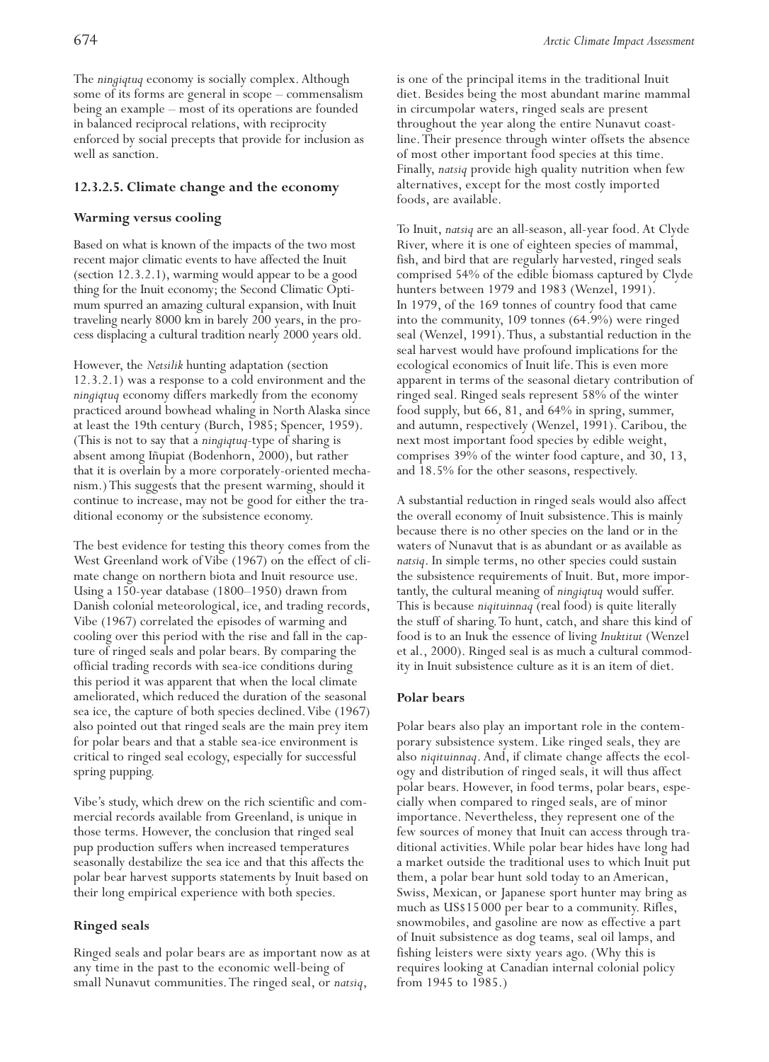The *ningiqtuq* economy is socially complex. Although some of its forms are general in scope – commensalism being an example – most of its operations are founded in balanced reciprocal relations, with reciprocity enforced by social precepts that provide for inclusion as well as sanction.

### 12.3.2.5. Climate change and the economy

#### Warming versus cooling

Based on what is known of the impacts of the two most recent major climatic events to have affected the Inuit (section 12.3.2.1), warming would appear to be a good thing for the Inuit economy; the Second Climatic Optimum spurred an amazing cultural expansion, with Inuit traveling nearly 8000 km in barely 200 years, in the process displacing a cultural tradition nearly 2000 years old.

However, the *Netsilik* hunting adaptation (section 12.3.2.1) was a response to a cold environment and the *ningiqtuq* economy differs markedly from the economy practiced around bowhead whaling in North Alaska since at least the 19th century (Burch, 1985; Spencer, 1959). (This is not to say that a *ningiqtuq*-type of sharing is absent among Iñupiat (Bodenhorn, 2000), but rather that it is overlain by a more corporately-oriented mechanism.) This suggests that the present warming, should it continue to increase, may not be good for either the traditional economy or the subsistence economy.

The best evidence for testing this theory comes from the West Greenland work of Vibe (1967) on the effect of climate change on northern biota and Inuit resource use. Using a 150-year database (1800–1950) drawn from Danish colonial meteorological, ice, and trading records, Vibe (1967) correlated the episodes of warming and cooling over this period with the rise and fall in the capture of ringed seals and polar bears. By comparing the official trading records with sea-ice conditions during this period it was apparent that when the local climate ameliorated, which reduced the duration of the seasonal sea ice, the capture of both species declined. Vibe (1967) also pointed out that ringed seals are the main prey item for polar bears and that a stable sea-ice environment is critical to ringed seal ecology, especially for successful spring pupping.

Vibe's study, which drew on the rich scientific and commercial records available from Greenland, is unique in those terms. However, the conclusion that ringed seal pup production suffers when increased temperatures seasonally destabilize the sea ice and that this affects the polar bear harvest supports statements by Inuit based on their long empirical experience with both species.

#### Ringed seals

Ringed seals and polar bears are as important now as at any time in the past to the economic well-being of small Nunavut communities. The ringed seal, or *natsiq*, is one of the principal items in the traditional Inuit diet. Besides being the most abundant marine mammal in circumpolar waters, ringed seals are present throughout the year along the entire Nunavut coastline. Their presence through winter offsets the absence of most other important food species at this time. Finally, *natsiq* provide high quality nutrition when few alternatives, except for the most costly imported foods, are available.

To Inuit, *natsiq* are an all-season, all-year food. At Clyde River, where it is one of eighteen species of mammal, fish, and bird that are regularly harvested, ringed seals comprised 54% of the edible biomass captured by Clyde hunters between 1979 and 1983 (Wenzel, 1991). In 1979, of the 169 tonnes of country food that came into the community, 109 tonnes (64.9%) were ringed seal (Wenzel, 1991). Thus, a substantial reduction in the seal harvest would have profound implications for the ecological economics of Inuit life. This is even more apparent in terms of the seasonal dietary contribution of ringed seal. Ringed seals represent 58% of the winter food supply, but 66, 81, and 64% in spring, summer, and autumn, respectively (Wenzel, 1991). Caribou, the next most important food species by edible weight, comprises 39% of the winter food capture, and 30, 13, and 18.5% for the other seasons, respectively.

A substantial reduction in ringed seals would also affect the overall economy of Inuit subsistence. This is mainly because there is no other species on the land or in the waters of Nunavut that is as abundant or as available as *natsiq*. In simple terms, no other species could sustain the subsistence requirements of Inuit. But, more importantly, the cultural meaning of *ningiqtuq* would suffer. This is because *niqituinnaq* (real food) is quite literally the stuff of sharing. To hunt, catch, and share this kind of food is to an Inuk the essence of living *Inuktitut* (Wenzel et al., 2000). Ringed seal is as much a cultural commodity in Inuit subsistence culture as it is an item of diet.

#### Polar bears

Polar bears also play an important role in the contemporary subsistence system. Like ringed seals, they are also *niqituinnaq*. And, if climate change affects the ecology and distribution of ringed seals, it will thus affect polar bears. However, in food terms, polar bears, especially when compared to ringed seals, are of minor importance. Nevertheless, they represent one of the few sources of money that Inuit can access through traditional activities. While polar bear hides have long had a market outside the traditional uses to which Inuit put them, a polar bear hunt sold today to an American, Swiss, Mexican, or Japanese sport hunter may bring as much as US$15 000 per bear to a community. Rifles, snowmobiles, and gasoline are now as effective a part of Inuit subsistence as dog teams, seal oil lamps, and fishing leisters were sixty years ago. (Why this is requires looking at Canadian internal colonial policy from 1945 to 1985.)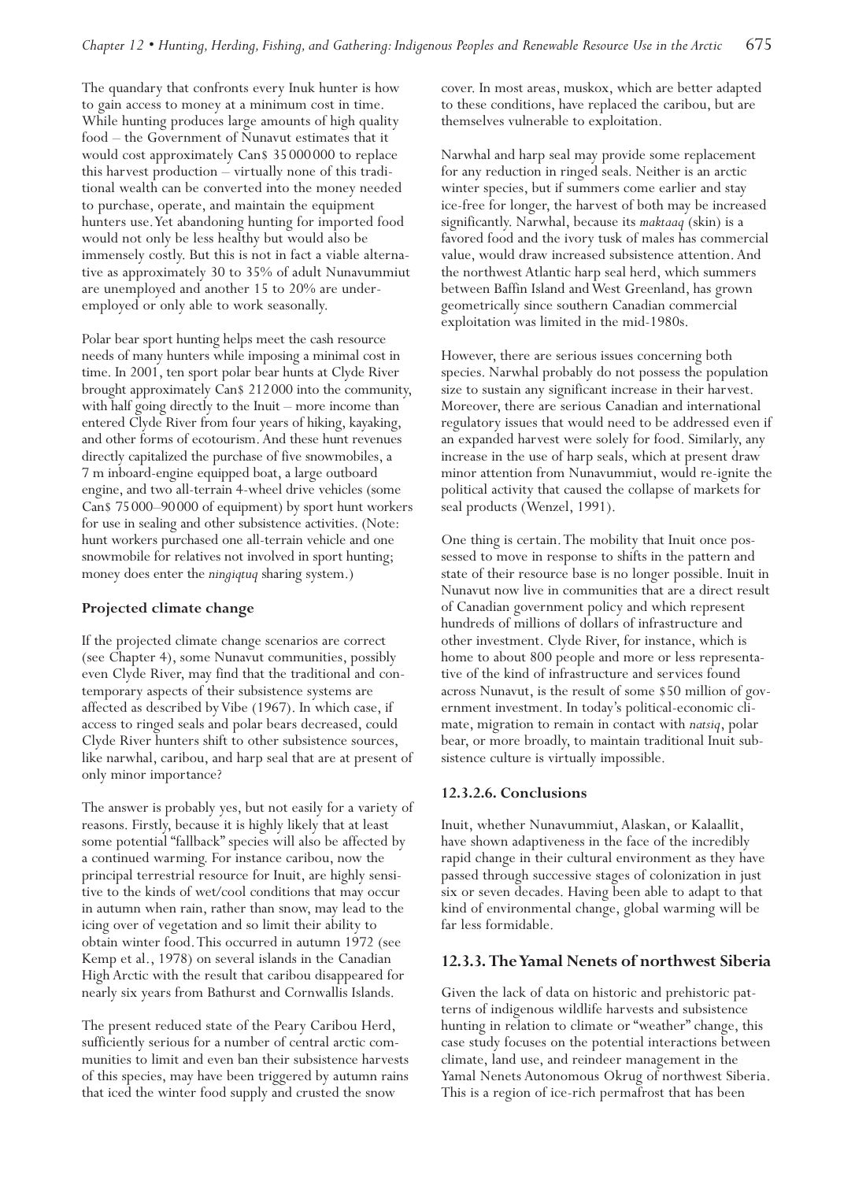The quandary that confronts every Inuk hunter is how to gain access to money at a minimum cost in time. While hunting produces large amounts of high quality food – the Government of Nunavut estimates that it would cost approximately Can$ 35 000 000 to replace this harvest production – virtually none of this traditional wealth can be converted into the money needed to purchase, operate, and maintain the equipment hunters use. Yet abandoning hunting for imported food would not only be less healthy but would also be immensely costly. But this is not in fact a viable alternative as approximately 30 to 35% of adult Nunavummiut are unemployed and another 15 to 20% are underemployed or only able to work seasonally.

Polar bear sport hunting helps meet the cash resource needs of many hunters while imposing a minimal cost in time. In 2001, ten sport polar bear hunts at Clyde River brought approximately Can$ 212 000 into the community, with half going directly to the Inuit – more income than entered Clyde River from four years of hiking, kayaking, and other forms of ecotourism. And these hunt revenues directly capitalized the purchase of five snowmobiles, a 7 m inboard-engine equipped boat, a large outboard engine, and two all-terrain 4-wheel drive vehicles (some Can$ 75 000–90 000 of equipment) by sport hunt workers for use in sealing and other subsistence activities. (Note: hunt workers purchased one all-terrain vehicle and one snowmobile for relatives not involved in sport hunting; money does enter the *ningiqtuq* sharing system.)

#### Projected climate change

If the projected climate change scenarios are correct (see Chapter 4), some Nunavut communities, possibly even Clyde River, may find that the traditional and contemporary aspects of their subsistence systems are affected as described by Vibe (1967). In which case, if access to ringed seals and polar bears decreased, could Clyde River hunters shift to other subsistence sources, like narwhal, caribou, and harp seal that are at present of only minor importance?

The answer is probably yes, but not easily for a variety of reasons. Firstly, because it is highly likely that at least some potential "fallback" species will also be affected by a continued warming. For instance caribou, now the principal terrestrial resource for Inuit, are highly sensitive to the kinds of wet/cool conditions that may occur in autumn when rain, rather than snow, may lead to the icing over of vegetation and so limit their ability to obtain winter food. This occurred in autumn 1972 (see Kemp et al., 1978) on several islands in the Canadian High Arctic with the result that caribou disappeared for nearly six years from Bathurst and Cornwallis Islands.

The present reduced state of the Peary Caribou Herd, sufficiently serious for a number of central arctic communities to limit and even ban their subsistence harvests of this species, may have been triggered by autumn rains that iced the winter food supply and crusted the snow cover. In most areas, muskox, which are better adapted to these conditions, have replaced the caribou, but are themselves vulnerable to exploitation.

Narwhal and harp seal may provide some replacement for any reduction in ringed seals. Neither is an arctic winter species, but if summers come earlier and stay ice-free for longer, the harvest of both may be increased significantly. Narwhal, because its *maktaaq* (skin) is a favored food and the ivory tusk of males has commercial value, would draw increased subsistence attention. And the northwest Atlantic harp seal herd, which summers between Baffin Island and West Greenland, has grown geometrically since southern Canadian commercial exploitation was limited in the mid-1980s.

However, there are serious issues concerning both species. Narwhal probably do not possess the population size to sustain any significant increase in their harvest. Moreover, there are serious Canadian and international regulatory issues that would need to be addressed even if an expanded harvest were solely for food. Similarly, any increase in the use of harp seals, which at present draw minor attention from Nunavummiut, would re-ignite the political activity that caused the collapse of markets for seal products (Wenzel, 1991).

One thing is certain. The mobility that Inuit once possessed to move in response to shifts in the pattern and state of their resource base is no longer possible. Inuit in Nunavut now live in communities that are a direct result of Canadian government policy and which represent hundreds of millions of dollars of infrastructure and other investment. Clyde River, for instance, which is home to about 800 people and more or less representative of the kind of infrastructure and services found across Nunavut, is the result of some $50 million of government investment. In today's political-economic climate, migration to remain in contact with *natsiq*, polar bear, or more broadly, to maintain traditional Inuit subsistence culture is virtually impossible.

### 12.3.2.6. Conclusions

Inuit, whether Nunavummiut, Alaskan, or Kalaallit, have shown adaptiveness in the face of the incredibly rapid change in their cultural environment as they have passed through successive stages of colonization in just six or seven decades. Having been able to adapt to that kind of environmental change, global warming will be far less formidable.

## 12.3.3. The Yamal Nenets of northwest Siberia

Given the lack of data on historic and prehistoric patterns of indigenous wildlife harvests and subsistence hunting in relation to climate or "weather" change, this case study focuses on the potential interactions between climate, land use, and reindeer management in the Yamal Nenets Autonomous Okrug of northwest Siberia. This is a region of ice-rich permafrost that has been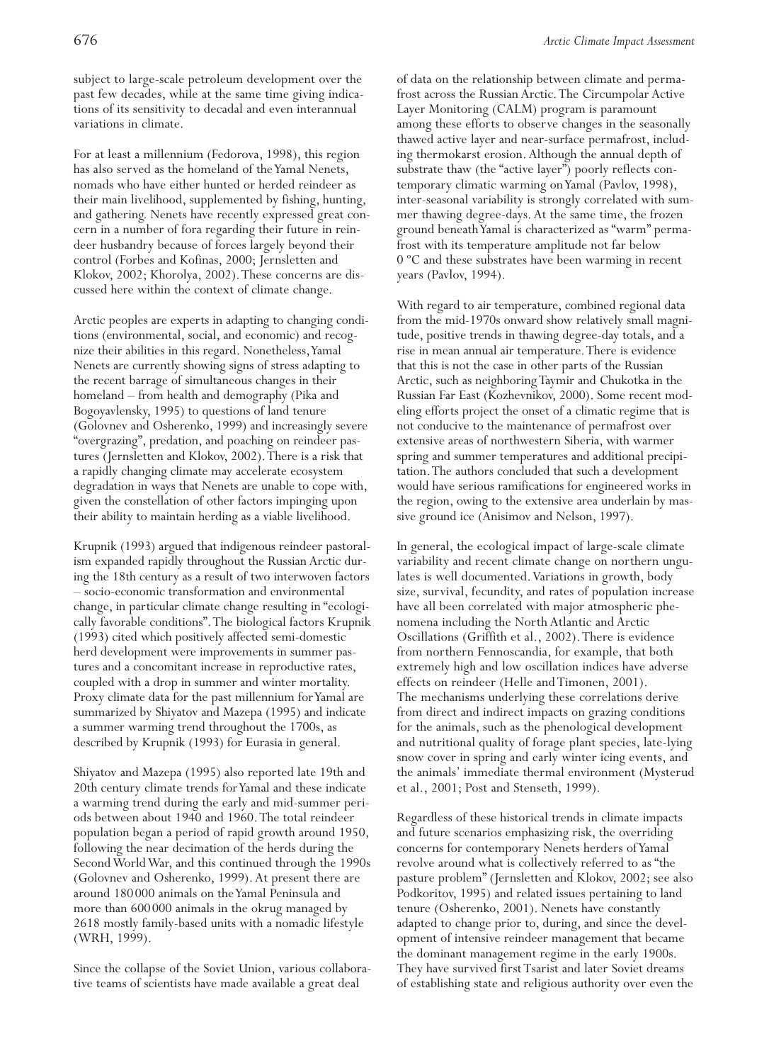subject to large-scale petroleum development over the past few decades, while at the same time giving indications of its sensitivity to decadal and even interannual variations in climate.

For at least a millennium (Fedorova, 1998), this region has also served as the homeland of the Yamal Nenets, nomads who have either hunted or herded reindeer as their main livelihood, supplemented by fishing, hunting, and gathering. Nenets have recently expressed great concern in a number of fora regarding their future in reindeer husbandry because of forces largely beyond their control (Forbes and Kofinas, 2000; Jernsletten and Klokov, 2002; Khorolya, 2002). These concerns are discussed here within the context of climate change.

Arctic peoples are experts in adapting to changing conditions (environmental, social, and economic) and recognize their abilities in this regard. Nonetheless, Yamal Nenets are currently showing signs of stress adapting to the recent barrage of simultaneous changes in their homeland – from health and demography (Pika and Bogoyavlensky, 1995) to questions of land tenure (Golovnev and Osherenko, 1999) and increasingly severe "overgrazing", predation, and poaching on reindeer pastures (Jernsletten and Klokov, 2002). There is a risk that a rapidly changing climate may accelerate ecosystem degradation in ways that Nenets are unable to cope with, given the constellation of other factors impinging upon their ability to maintain herding as a viable livelihood.

Krupnik (1993) argued that indigenous reindeer pastoralism expanded rapidly throughout the Russian Arctic during the 18th century as a result of two interwoven factors – socio-economic transformation and environmental change, in particular climate change resulting in "ecologically favorable conditions". The biological factors Krupnik (1993) cited which positively affected semi-domestic herd development were improvements in summer pastures and a concomitant increase in reproductive rates, coupled with a drop in summer and winter mortality. Proxy climate data for the past millennium for Yamal are summarized by Shiyatov and Mazepa (1995) and indicate a summer warming trend throughout the 1700s, as described by Krupnik (1993) for Eurasia in general.

Shiyatov and Mazepa (1995) also reported late 19th and 20th century climate trends for Yamal and these indicate a warming trend during the early and mid-summer periods between about 1940 and 1960. The total reindeer population began a period of rapid growth around 1950, following the near decimation of the herds during the Second World War, and this continued through the 1990s (Golovnev and Osherenko, 1999). At present there are around 180 000 animals on the Yamal Peninsula and more than 600 000 animals in the okrug managed by 2618 mostly family-based units with a nomadic lifestyle (WRH, 1999).

Since the collapse of the Soviet Union, various collaborative teams of scientists have made available a great deal of data on the relationship between climate and permafrost across the Russian Arctic. The Circumpolar Active Layer Monitoring (CALM) program is paramount among these efforts to observe changes in the seasonally thawed active layer and near-surface permafrost, including thermokarst erosion. Although the annual depth of substrate thaw (the "active layer") poorly reflects contemporary climatic warming on Yamal (Pavlov, 1998), inter-seasonal variability is strongly correlated with summer thawing degree-days. At the same time, the frozen ground beneath Yamal is characterized as "warm" permafrost with its temperature amplitude not far below 0 ºC and these substrates have been warming in recent years (Pavlov, 1994).

With regard to air temperature, combined regional data from the mid-1970s onward show relatively small magnitude, positive trends in thawing degree-day totals, and a rise in mean annual air temperature. There is evidence that this is not the case in other parts of the Russian Arctic, such as neighboring Taymir and Chukotka in the Russian Far East (Kozhevnikov, 2000). Some recent modeling efforts project the onset of a climatic regime that is not conducive to the maintenance of permafrost over extensive areas of northwestern Siberia, with warmer spring and summer temperatures and additional precipitation. The authors concluded that such a development would have serious ramifications for engineered works in the region, owing to the extensive area underlain by massive ground ice (Anisimov and Nelson, 1997).

In general, the ecological impact of large-scale climate variability and recent climate change on northern ungulates is well documented. Variations in growth, body size, survival, fecundity, and rates of population increase have all been correlated with major atmospheric phenomena including the North Atlantic and Arctic Oscillations (Griffith et al., 2002). There is evidence from northern Fennoscandia, for example, that both extremely high and low oscillation indices have adverse effects on reindeer (Helle and Timonen, 2001). The mechanisms underlying these correlations derive from direct and indirect impacts on grazing conditions for the animals, such as the phenological development and nutritional quality of forage plant species, late-lying snow cover in spring and early winter icing events, and the animals' immediate thermal environment (Mysterud et al., 2001; Post and Stenseth, 1999).

Regardless of these historical trends in climate impacts and future scenarios emphasizing risk, the overriding concerns for contemporary Nenets herders of Yamal revolve around what is collectively referred to as "the pasture problem" (Jernsletten and Klokov, 2002; see also Podkoritov, 1995) and related issues pertaining to land tenure (Osherenko, 2001). Nenets have constantly adapted to change prior to, during, and since the development of intensive reindeer management that became the dominant management regime in the early 1900s. They have survived first Tsarist and later Soviet dreams of establishing state and religious authority over even the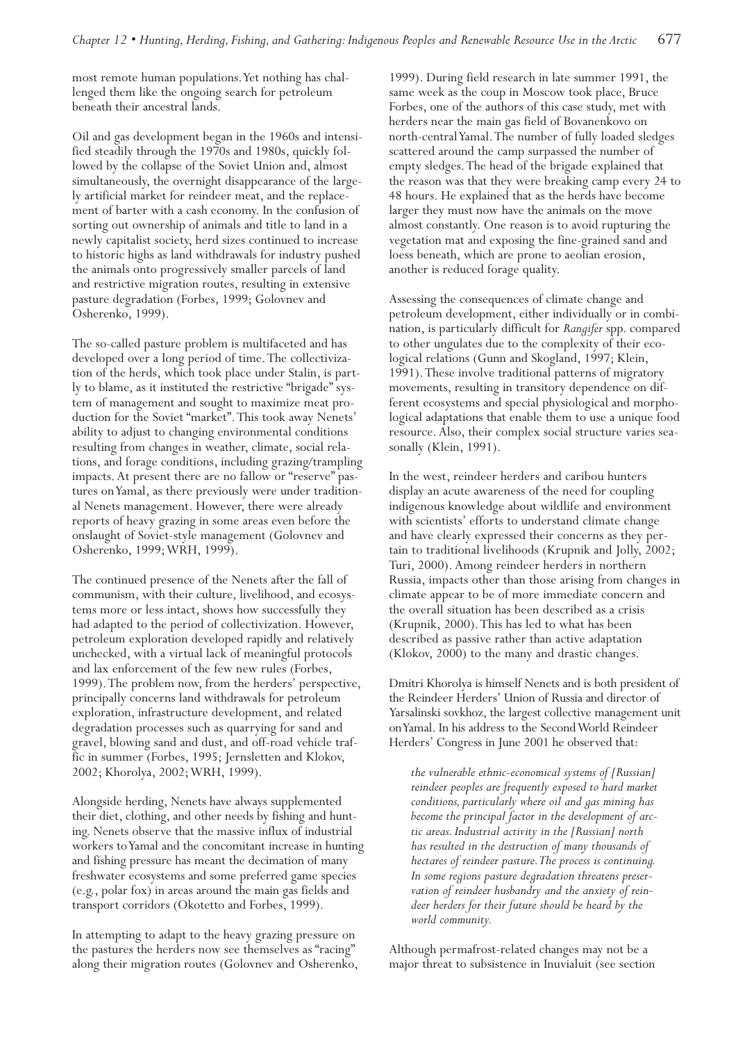most remote human populations. Yet nothing has challenged them like the ongoing search for petroleum beneath their ancestral lands.

Oil and gas development began in the 1960s and intensified steadily through the 1970s and 1980s, quickly followed by the collapse of the Soviet Union and, almost simultaneously, the overnight disappearance of the largely artificial market for reindeer meat, and the replacement of barter with a cash economy. In the confusion of sorting out ownership of animals and title to land in a newly capitalist society, herd sizes continued to increase to historic highs as land withdrawals for industry pushed the animals onto progressively smaller parcels of land and restrictive migration routes, resulting in extensive pasture degradation (Forbes, 1999; Golovnev and Osherenko, 1999).

The so-called pasture problem is multifaceted and has developed over a long period of time. The collectivization of the herds, which took place under Stalin, is partly to blame, as it instituted the restrictive "brigade" system of management and sought to maximize meat production for the Soviet "market". This took away Nenets' ability to adjust to changing environmental conditions resulting from changes in weather, climate, social relations, and forage conditions, including grazing/trampling impacts. At present there are no fallow or "reserve" pastures on Yamal, as there previously were under traditional Nenets management. However, there were already reports of heavy grazing in some areas even before the onslaught of Soviet-style management (Golovnev and Osherenko, 1999; WRH, 1999).

The continued presence of the Nenets after the fall of communism, with their culture, livelihood, and ecosystems more or less intact, shows how successfully they had adapted to the period of collectivization. However, petroleum exploration developed rapidly and relatively unchecked, with a virtual lack of meaningful protocols and lax enforcement of the few new rules (Forbes, 1999). The problem now, from the herders' perspective, principally concerns land withdrawals for petroleum exploration, infrastructure development, and related degradation processes such as quarrying for sand and gravel, blowing sand and dust, and off-road vehicle traffic in summer (Forbes, 1995; Jernsletten and Klokov, 2002; Khorolya, 2002; WRH, 1999).

Alongside herding, Nenets have always supplemented their diet, clothing, and other needs by fishing and hunting. Nenets observe that the massive influx of industrial workers to Yamal and the concomitant increase in hunting and fishing pressure has meant the decimation of many freshwater ecosystems and some preferred game species (e.g., polar fox) in areas around the main gas fields and transport corridors (Okotetto and Forbes, 1999).

In attempting to adapt to the heavy grazing pressure on the pastures the herders now see themselves as "racing" along their migration routes (Golovnev and Osherenko, 1999). During field research in late summer 1991, the same week as the coup in Moscow took place, Bruce Forbes, one of the authors of this case study, met with herders near the main gas field of Bovanenkovo on north-central Yamal. The number of fully loaded sledges scattered around the camp surpassed the number of empty sledges. The head of the brigade explained that the reason was that they were breaking camp every 24 to 48 hours. He explained that as the herds have become larger they must now have the animals on the move almost constantly. One reason is to avoid rupturing the vegetation mat and exposing the fine-grained sand and loess beneath, which are prone to aeolian erosion, another is reduced forage quality.

Assessing the consequences of climate change and petroleum development, either individually or in combination, is particularly difficult for *Rangifer* spp. compared to other ungulates due to the complexity of their ecological relations (Gunn and Skogland, 1997; Klein, 1991). These involve traditional patterns of migratory movements, resulting in transitory dependence on different ecosystems and special physiological and morphological adaptations that enable them to use a unique food resource. Also, their complex social structure varies seasonally (Klein, 1991).

In the west, reindeer herders and caribou hunters display an acute awareness of the need for coupling indigenous knowledge about wildlife and environment with scientists' efforts to understand climate change and have clearly expressed their concerns as they pertain to traditional livelihoods (Krupnik and Jolly, 2002; Turi, 2000). Among reindeer herders in northern Russia, impacts other than those arising from changes in climate appear to be of more immediate concern and the overall situation has been described as a crisis (Krupnik, 2000). This has led to what has been described as passive rather than active adaptation (Klokov, 2000) to the many and drastic changes.

Dmitri Khorolya is himself Nenets and is both president of the Reindeer Herders' Union of Russia and director of Yarsalinski sovkhoz, the largest collective management unit on Yamal. In his address to the Second World Reindeer Herders' Congress in June 2001 he observed that:

> *the vulnerable ethnic-economical systems of [Russian] reindeer peoples are frequently exposed to hard market conditions, particularly where oil and gas mining has become the principal factor in the development of arctic areas. Industrial activity in the [Russian] north has resulted in the destruction of many thousands of hectares of reindeer pasture. The process is continuing. In some regions pasture degradation threatens preservation of reindeer husbandry and the anxiety of reindeer herders for their future should be heard by the world community.*

Although permafrost-related changes may not be a major threat to subsistence in Inuvialuit (see section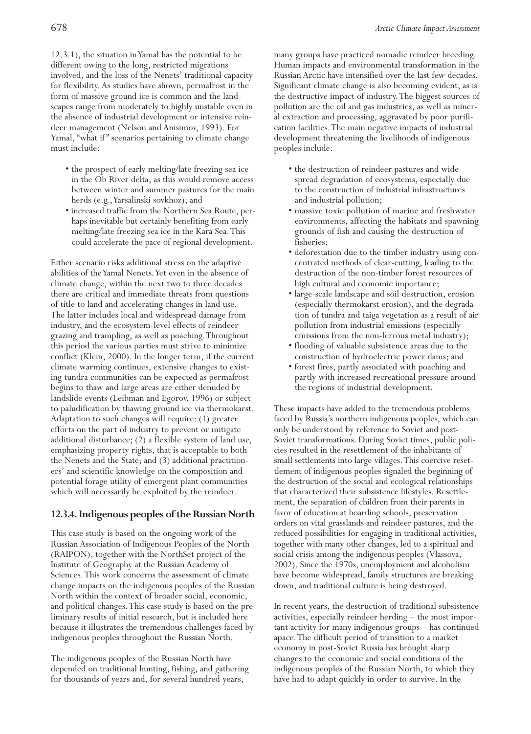12.3.1), the situation in Yamal has the potential to be different owing to the long, restricted migrations involved, and the loss of the Nenets' traditional capacity for flexibility. As studies have shown, permafrost in the form of massive ground ice is common and the landscapes range from moderately to highly unstable even in the absence of industrial development or intensive reindeer management (Nelson and Anisimov, 1993). For Yamal, "what if" scenarios pertaining to climate change must include:

- the prospect of early melting/late freezing sea ice in the Ob River delta, as this would remove access between winter and summer pastures for the main herds (e.g., Yarsalinski sovkhoz); and
- increased traffic from the Northern Sea Route, perhaps inevitable but certainly benefiting from early melting/late freezing sea ice in the Kara Sea. This could accelerate the pace of regional development.

Either scenario risks additional stress on the adaptive abilities of the Yamal Nenets. Yet even in the absence of climate change, within the next two to three decades there are critical and immediate threats from questions of title to land and accelerating changes in land use. The latter includes local and widespread damage from industry, and the ecosystem-level effects of reindeer grazing and trampling, as well as poaching. Throughout this period the various parties must strive to minimize conflict (Klein, 2000). In the longer term, if the current climate warming continues, extensive changes to existing tundra communities can be expected as permafrost begins to thaw and large areas are either denuded by landslide events (Leibman and Egorov, 1996) or subject to paludification by thawing ground ice via thermokarst. Adaptation to such changes will require: (1) greater efforts on the part of industry to prevent or mitigate additional disturbance; (2) a flexible system of land use, emphasizing property rights, that is acceptable to both the Nenets and the State; and (3) additional practitioners' and scientific knowledge on the composition and potential forage utility of emergent plant communities which will necessarily be exploited by the reindeer.

## 12.3.4. Indigenous peoples of the Russian North

This case study is based on the ongoing work of the Russian Association of Indigenous Peoples of the North (RAIPON), together with the NorthSet project of the Institute of Geography at the Russian Academy of Sciences. This work concerns the assessment of climate change impacts on the indigenous peoples of the Russian North within the context of broader social, economic, and political changes. This case study is based on the preliminary results of initial research, but is included here because it illustrates the tremendous challenges faced by indigenous peoples throughout the Russian North.

The indigenous peoples of the Russian North have depended on traditional hunting, fishing, and gathering for thousands of years and, for several hundred years, many groups have practiced nomadic reindeer breeding. Human impacts and environmental transformation in the Russian Arctic have intensified over the last few decades. Significant climate change is also becoming evident, as is the destructive impact of industry. The biggest sources of pollution are the oil and gas industries, as well as mineral extraction and processing, aggravated by poor purification facilities. The main negative impacts of industrial development threatening the livelihoods of indigenous peoples include:

- the destruction of reindeer pastures and widespread degradation of ecosystems, especially due to the construction of industrial infrastructures and industrial pollution;
- massive toxic pollution of marine and freshwater environments, affecting the habitats and spawning grounds of fish and causing the destruction of fisheries;
- deforestation due to the timber industry using concentrated methods of clear-cutting, leading to the destruction of the non-timber forest resources of high cultural and economic importance;
- large-scale landscape and soil destruction, erosion (especially thermokarst erosion), and the degradation of tundra and taiga vegetation as a result of air pollution from industrial emissions (especially emissions from the non-ferrous metal industry);
- flooding of valuable subsistence areas due to the construction of hydroelectric power dams; and
- forest fires, partly associated with poaching and partly with increased recreational pressure around the regions of industrial development.

These impacts have added to the tremendous problems faced by Russia's northern indigenous peoples, which can only be understood by reference to Soviet and post-Soviet transformations. During Soviet times, public policies resulted in the resettlement of the inhabitants of small settlements into large villages. This coercive resettlement of indigenous peoples signaled the beginning of the destruction of the social and ecological relationships that characterized their subsistence lifestyles. Resettlement, the separation of children from their parents in favor of education at boarding schools, preservation orders on vital grasslands and reindeer pastures, and the reduced possibilities for engaging in traditional activities, together with many other changes, led to a spiritual and social crisis among the indigenous peoples (Vlassova, 2002). Since the 1970s, unemployment and alcoholism have become widespread, family structures are breaking down, and traditional culture is being destroyed.

In recent years, the destruction of traditional subsistence activities, especially reindeer herding – the most important activity for many indigenous groups – has continued apace. The difficult period of transition to a market economy in post-Soviet Russia has brought sharp changes to the economic and social conditions of the indigenous peoples of the Russian North, to which they have had to adapt quickly in order to survive. In the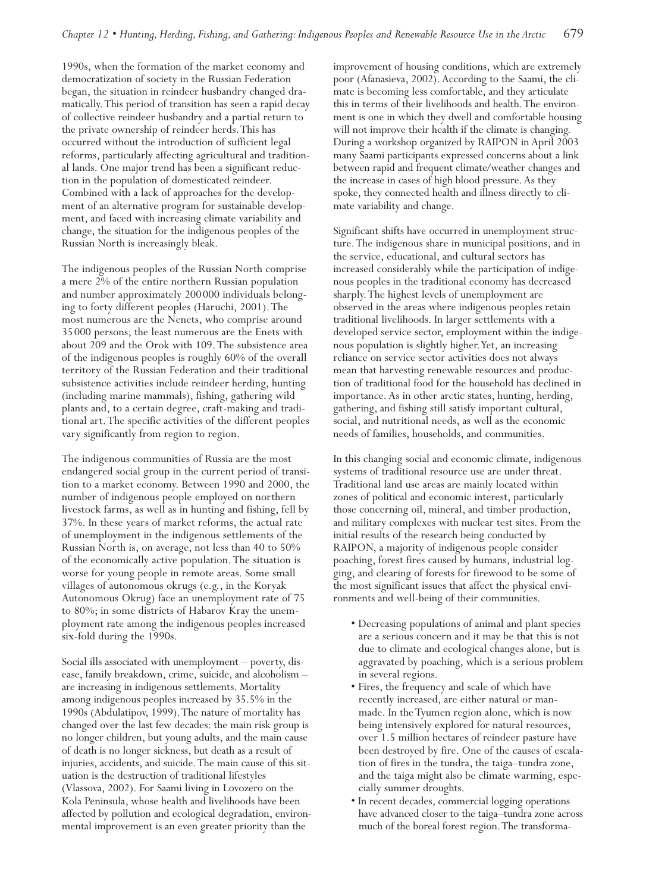1990s, when the formation of the market economy and democratization of society in the Russian Federation began, the situation in reindeer husbandry changed dramatically. This period of transition has seen a rapid decay of collective reindeer husbandry and a partial return to the private ownership of reindeer herds. This has occurred without the introduction of sufficient legal reforms, particularly affecting agricultural and traditional lands. One major trend has been a significant reduction in the population of domesticated reindeer. Combined with a lack of approaches for the development of an alternative program for sustainable development, and faced with increasing climate variability and change, the situation for the indigenous peoples of the Russian North is increasingly bleak.

The indigenous peoples of the Russian North comprise a mere 2% of the entire northern Russian population and number approximately 200000 individuals belonging to forty different peoples (Haruchi, 2001). The most numerous are the Nenets, who comprise around 35000 persons; the least numerous are the Enets with about 209 and the Orok with 109. The subsistence area of the indigenous peoples is roughly 60% of the overall territory of the Russian Federation and their traditional subsistence activities include reindeer herding, hunting (including marine mammals), fishing, gathering wild plants and, to a certain degree, craft-making and traditional art. The specific activities of the different peoples vary significantly from region to region.

The indigenous communities of Russia are the most endangered social group in the current period of transition to a market economy. Between 1990 and 2000, the number of indigenous people employed on northern livestock farms, as well as in hunting and fishing, fell by 37%. In these years of market reforms, the actual rate of unemployment in the indigenous settlements of the Russian North is, on average, not less than 40 to 50% of the economically active population. The situation is worse for young people in remote areas. Some small villages of autonomous okrugs (e.g., in the Koryak Autonomous Okrug) face an unemployment rate of 75 to 80%; in some districts of Habarov Kray the unemployment rate among the indigenous peoples increased six-fold during the 1990s.

Social ills associated with unemployment – poverty, disease, family breakdown, crime, suicide, and alcoholism – are increasing in indigenous settlements. Mortality among indigenous peoples increased by 35.5% in the 1990s (Abdulatipov, 1999). The nature of mortality has changed over the last few decades: the main risk group is no longer children, but young adults, and the main cause of death is no longer sickness, but death as a result of injuries, accidents, and suicide. The main cause of this situation is the destruction of traditional lifestyles (Vlassova, 2002). For Saami living in Lovozero on the Kola Peninsula, whose health and livelihoods have been affected by pollution and ecological degradation, environmental improvement is an even greater priority than the improvement of housing conditions, which are extremely poor (Afanasieva, 2002). According to the Saami, the climate is becoming less comfortable, and they articulate this in terms of their livelihoods and health. The environment is one in which they dwell and comfortable housing will not improve their health if the climate is changing. During a workshop organized by RAIPON in April 2003 many Saami participants expressed concerns about a link between rapid and frequent climate/weather changes and the increase in cases of high blood pressure. As they spoke, they connected health and illness directly to climate variability and change.

Significant shifts have occurred in unemployment structure. The indigenous share in municipal positions, and in the service, educational, and cultural sectors has increased considerably while the participation of indigenous peoples in the traditional economy has decreased sharply. The highest levels of unemployment are observed in the areas where indigenous peoples retain traditional livelihoods. In larger settlements with a developed service sector, employment within the indigenous population is slightly higher. Yet, an increasing reliance on service sector activities does not always mean that harvesting renewable resources and production of traditional food for the household has declined in importance. As in other arctic states, hunting, herding, gathering, and fishing still satisfy important cultural, social, and nutritional needs, as well as the economic needs of families, households, and communities.

In this changing social and economic climate, indigenous systems of traditional resource use are under threat. Traditional land use areas are mainly located within zones of political and economic interest, particularly those concerning oil, mineral, and timber production, and military complexes with nuclear test sites. From the initial results of the research being conducted by RAIPON, a majority of indigenous people consider poaching, forest fires caused by humans, industrial logging, and clearing of forests for firewood to be some of the most significant issues that affect the physical environments and well-being of their communities.

- Decreasing populations of animal and plant species are a serious concern and it may be that this is not due to climate and ecological changes alone, but is aggravated by poaching, which is a serious problem in several regions.
- Fires, the frequency and scale of which have recently increased, are either natural or man-made. In the Tyumen region alone, which is now being intensively explored for natural resources, over 1.5 million hectares of reindeer pasture have been destroyed by fire. One of the causes of escalation of fires in the tundra, the taiga–tundra zone, and the taiga might also be climate warming, especially summer droughts.
- In recent decades, commercial logging operations have advanced closer to the taiga–tundra zone across much of the boreal forest region. The transforma-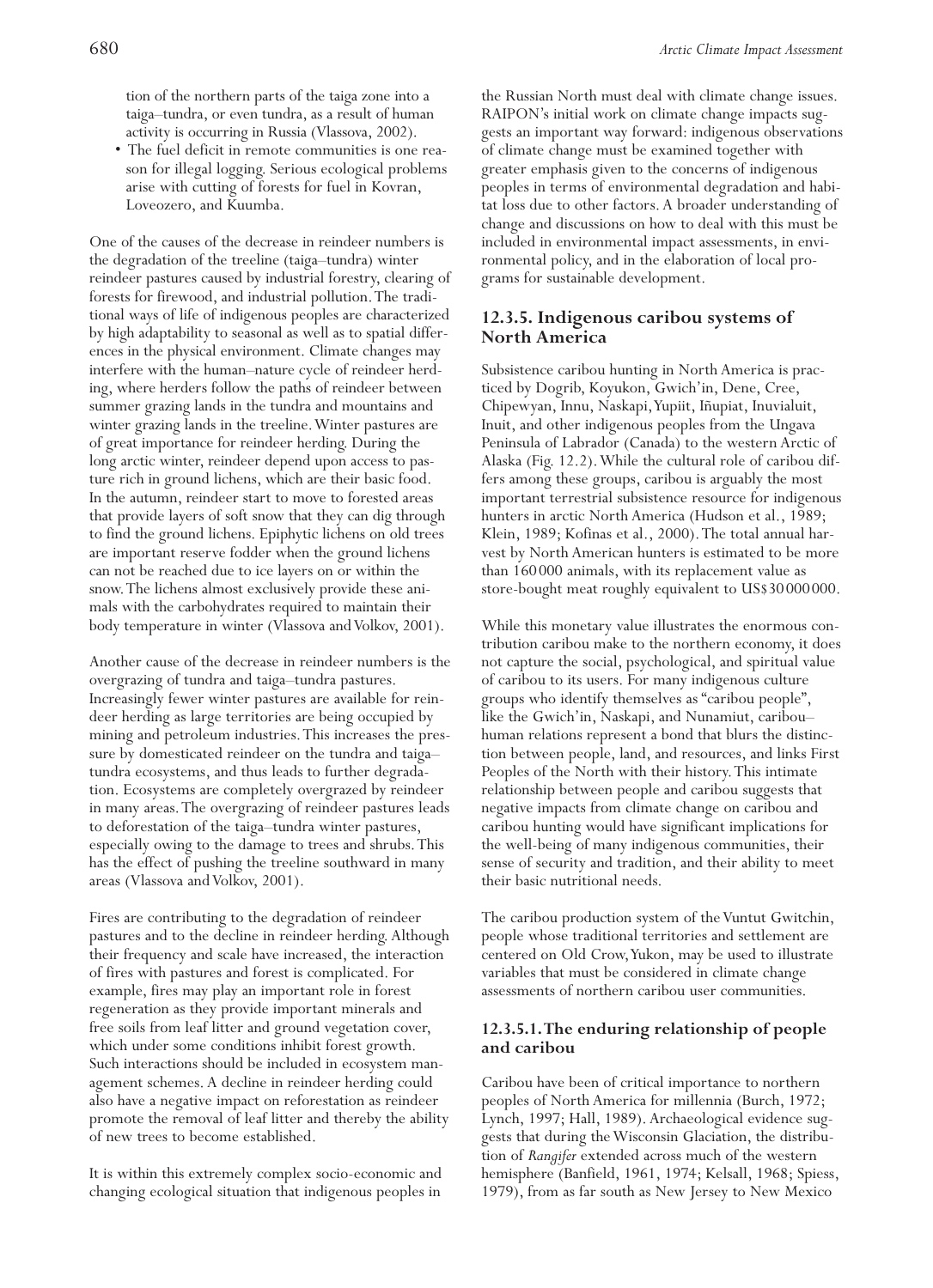tion of the northern parts of the taiga zone into a taiga–tundra, or even tundra, as a result of human activity is occurring in Russia (Vlassova, 2002).

- The fuel deficit in remote communities is one reason for illegal logging. Serious ecological problems arise with cutting of forests for fuel in Kovran, Loveozero, and Kuumba.

One of the causes of the decrease in reindeer numbers is the degradation of the treeline (taiga–tundra) winter reindeer pastures caused by industrial forestry, clearing of forests for firewood, and industrial pollution. The traditional ways of life of indigenous peoples are characterized by high adaptability to seasonal as well as to spatial differences in the physical environment. Climate changes may interfere with the human–nature cycle of reindeer herding, where herders follow the paths of reindeer between summer grazing lands in the tundra and mountains and winter grazing lands in the treeline. Winter pastures are of great importance for reindeer herding. During the long arctic winter, reindeer depend upon access to pasture rich in ground lichens, which are their basic food. In the autumn, reindeer start to move to forested areas that provide layers of soft snow that they can dig through to find the ground lichens. Epiphytic lichens on old trees are important reserve fodder when the ground lichens can not be reached due to ice layers on or within the snow. The lichens almost exclusively provide these animals with the carbohydrates required to maintain their body temperature in winter (Vlassova and Volkov, 2001).

Another cause of the decrease in reindeer numbers is the overgrazing of tundra and taiga–tundra pastures. Increasingly fewer winter pastures are available for reindeer herding as large territories are being occupied by mining and petroleum industries. This increases the pressure by domesticated reindeer on the tundra and taiga–tundra ecosystems, and thus leads to further degradation. Ecosystems are completely overgrazed by reindeer in many areas. The overgrazing of reindeer pastures leads to deforestation of the taiga–tundra winter pastures, especially owing to the damage to trees and shrubs. This has the effect of pushing the treeline southward in many areas (Vlassova and Volkov, 2001).

Fires are contributing to the degradation of reindeer pastures and to the decline in reindeer herding. Although their frequency and scale have increased, the interaction of fires with pastures and forest is complicated. For example, fires may play an important role in forest regeneration as they provide important minerals and free soils from leaf litter and ground vegetation cover, which under some conditions inhibit forest growth. Such interactions should be included in ecosystem management schemes. A decline in reindeer herding could also have a negative impact on reforestation as reindeer promote the removal of leaf litter and thereby the ability of new trees to become established.

It is within this extremely complex socio-economic and changing ecological situation that indigenous peoples in the Russian North must deal with climate change issues. RAIPON's initial work on climate change impacts suggests an important way forward: indigenous observations of climate change must be examined together with greater emphasis given to the concerns of indigenous peoples in terms of environmental degradation and habitat loss due to other factors. A broader understanding of change and discussions on how to deal with this must be included in environmental impact assessments, in environmental policy, and in the elaboration of local programs for sustainable development.

### 12.3.5. Indigenous caribou systems of North America

Subsistence caribou hunting in North America is practiced by Dogrib, Koyukon, Gwich'in, Dene, Cree, Chipewyan, Innu, Naskapi, Yupiit, Iñupiat, Inuvialuit, Inuit, and other indigenous peoples from the Ungava Peninsula of Labrador (Canada) to the western Arctic of Alaska (Fig. 12.2). While the cultural role of caribou differs among these groups, caribou is arguably the most important terrestrial subsistence resource for indigenous hunters in arctic North America (Hudson et al., 1989; Klein, 1989; Kofinas et al., 2000). The total annual harvest by North American hunters is estimated to be more than 160 000 animals, with its replacement value as store-bought meat roughly equivalent to US$30 000 000.

While this monetary value illustrates the enormous contribution caribou make to the northern economy, it does not capture the social, psychological, and spiritual value of caribou to its users. For many indigenous culture groups who identify themselves as "caribou people", like the Gwich'in, Naskapi, and Nunamiut, caribou–human relations represent a bond that blurs the distinction between people, land, and resources, and links First Peoples of the North with their history. This intimate relationship between people and caribou suggests that negative impacts from climate change on caribou and caribou hunting would have significant implications for the well-being of many indigenous communities, their sense of security and tradition, and their ability to meet their basic nutritional needs.

The caribou production system of the Vuntut Gwitchin, people whose traditional territories and settlement are centered on Old Crow, Yukon, may be used to illustrate variables that must be considered in climate change assessments of northern caribou user communities.

#### 12.3.5.1. The enduring relationship of people and caribou

Caribou have been of critical importance to northern peoples of North America for millennia (Burch, 1972; Lynch, 1997; Hall, 1989). Archaeological evidence suggests that during the Wisconsin Glaciation, the distribution of *Rangifer* extended across much of the western hemisphere (Banfield, 1961, 1974; Kelsall, 1968; Spiess, 1979), from as far south as New Jersey to New Mexico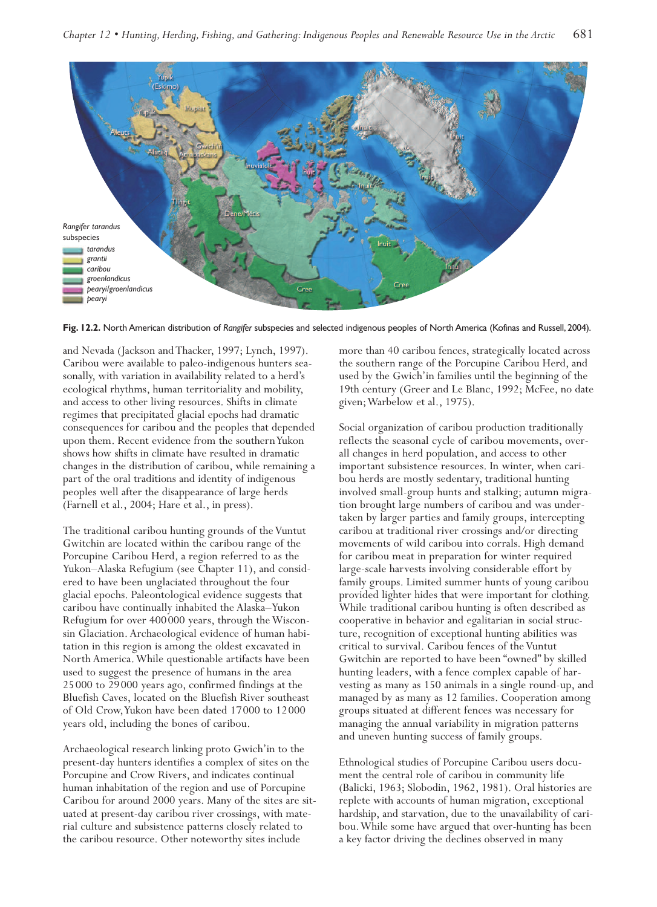**Fig. 12.2.** North American distribution of *Rangifer* subspecies and selected indigenous peoples of North America (Kofinas and Russell, 2004).

and Nevada (Jackson and Thacker, 1997; Lynch, 1997). Caribou were available to paleo-indigenous hunters seasonally, with variation in availability related to a herd's ecological rhythms, human territoriality and mobility, and access to other living resources. Shifts in climate regimes that precipitated glacial epochs had dramatic consequences for caribou and the peoples that depended upon them. Recent evidence from the southern Yukon shows how shifts in climate have resulted in dramatic changes in the distribution of caribou, while remaining a part of the oral traditions and identity of indigenous peoples well after the disappearance of large herds (Farnell et al., 2004; Hare et al., in press).

The traditional caribou hunting grounds of the Vuntut Gwitchin are located within the caribou range of the Porcupine Caribou Herd, a region referred to as the Yukon–Alaska Refugium (see Chapter 11), and considered to have been unglaciated throughout the four glacial epochs. Paleontological evidence suggests that caribou have continually inhabited the Alaska–Yukon Refugium for over 400000 years, through the Wisconsin Glaciation. Archaeological evidence of human habitation in this region is among the oldest excavated in North America. While questionable artifacts have been used to suggest the presence of humans in the area 25000 to 29000 years ago, confirmed findings at the Bluefish Caves, located on the Bluefish River southeast of Old Crow, Yukon have been dated 17000 to 12000 years old, including the bones of caribou.

Archaeological research linking proto Gwich'in to the present-day hunters identifies a complex of sites on the Porcupine and Crow Rivers, and indicates continual human inhabitation of the region and use of Porcupine Caribou for around 2000 years. Many of the sites are situated at present-day caribou river crossings, with material culture and subsistence patterns closely related to the caribou resource. Other noteworthy sites include more than 40 caribou fences, strategically located across the southern range of the Porcupine Caribou Herd, and used by the Gwich'in families until the beginning of the 19th century (Greer and Le Blanc, 1992; McFee, no date given; Warbelow et al., 1975).

Social organization of caribou production traditionally reflects the seasonal cycle of caribou movements, overall changes in herd population, and access to other important subsistence resources. In winter, when caribou herds are mostly sedentary, traditional hunting involved small-group hunts and stalking; autumn migration brought large numbers of caribou and was undertaken by larger parties and family groups, intercepting caribou at traditional river crossings and/or directing movements of wild caribou into corrals. High demand for caribou meat in preparation for winter required large-scale harvests involving considerable effort by family groups. Limited summer hunts of young caribou provided lighter hides that were important for clothing. While traditional caribou hunting is often described as cooperative in behavior and egalitarian in social structure, recognition of exceptional hunting abilities was critical to survival. Caribou fences of the Vuntut Gwitchin are reported to have been "owned" by skilled hunting leaders, with a fence complex capable of harvesting as many as 150 animals in a single round-up, and managed by as many as 12 families. Cooperation among groups situated at different fences was necessary for managing the annual variability in migration patterns and uneven hunting success of family groups.

Ethnological studies of Porcupine Caribou users document the central role of caribou in community life (Balicki, 1963; Slobodin, 1962, 1981). Oral histories are replete with accounts of human migration, exceptional hardship, and starvation, due to the unavailability of caribou. While some have argued that over-hunting has been a key factor driving the declines observed in many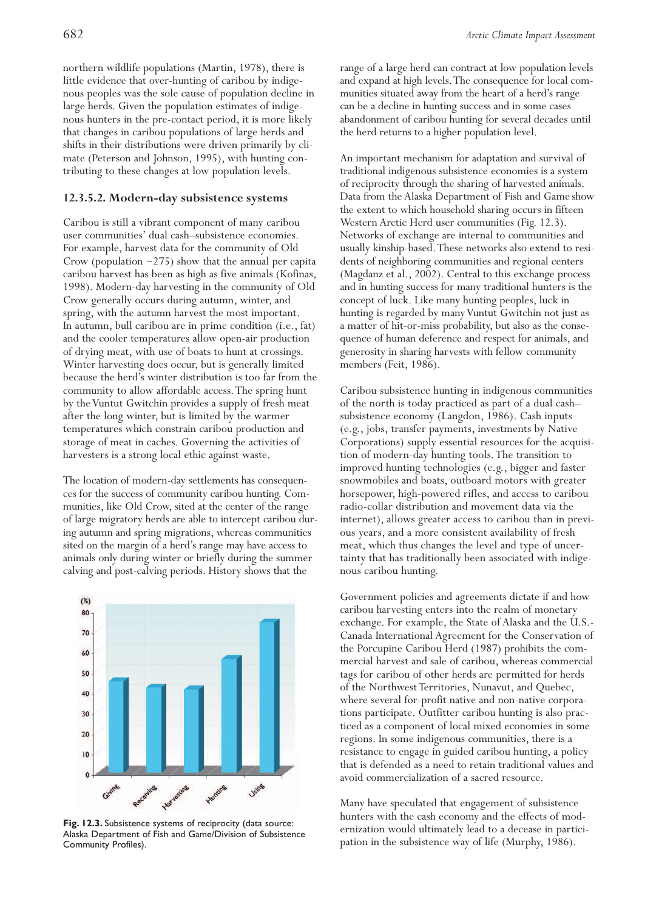northern wildlife populations (Martin, 1978), there is little evidence that over-hunting of caribou by indigenous peoples was the sole cause of population decline in large herds. Given the population estimates of indigenous hunters in the pre-contact period, it is more likely that changes in caribou populations of large herds and shifts in their distributions were driven primarily by climate (Peterson and Johnson, 1995), with hunting contributing to these changes at low population levels.

#### 12.3.5.2. Modern-day subsistence systems

Caribou is still a vibrant component of many caribou user communities' dual cash–subsistence economies. For example, harvest data for the community of Old Crow (population ~275) show that the annual per capita caribou harvest has been as high as five animals (Kofinas, 1998). Modern-day harvesting in the community of Old Crow generally occurs during autumn, winter, and spring, with the autumn harvest the most important. In autumn, bull caribou are in prime condition (i.e., fat) and the cooler temperatures allow open-air production of drying meat, with use of boats to hunt at crossings. Winter harvesting does occur, but is generally limited because the herd's winter distribution is too far from the community to allow affordable access. The spring hunt by the Vuntut Gwitchin provides a supply of fresh meat after the long winter, but is limited by the warmer temperatures which constrain caribou production and storage of meat in caches. Governing the activities of harvesters is a strong local ethic against waste.

The location of modern-day settlements has consequences for the success of community caribou hunting. Communities, like Old Crow, sited at the center of the range of large migratory herds are able to intercept caribou during autumn and spring migrations, whereas communities sited on the margin of a herd's range may have access to animals only during winter or briefly during the summer calving and post-calving periods. History shows that the range of a large herd can contract at low population levels and expand at high levels. The consequence for local communities situated away from the heart of a herd's range can be a decline in hunting success and in some cases abandonment of caribou hunting for several decades until the herd returns to a higher population level.

An important mechanism for adaptation and survival of traditional indigenous subsistence economies is a system of reciprocity through the sharing of harvested animals. Data from the Alaska Department of Fish and Game show the extent to which household sharing occurs in fifteen Western Arctic Herd user communities (Fig. 12.3). Networks of exchange are internal to communities and usually kinship-based. These networks also extend to residents of neighboring communities and regional centers (Magdanz et al., 2002). Central to this exchange process and in hunting success for many traditional hunters is the concept of luck. Like many hunting peoples, luck in hunting is regarded by many Vuntut Gwitchin not just as a matter of hit-or-miss probability, but also as the consequence of human deference and respect for animals, and generosity in sharing harvests with fellow community members (Feit, 1986).

**Fig. 12.3.** Subsistence systems of reciprocity (data source: Alaska Department of Fish and Game/Division of Subsistence Community Profiles).

Caribou subsistence hunting in indigenous communities of the north is today practiced as part of a dual cash–subsistence economy (Langdon, 1986). Cash inputs (e.g., jobs, transfer payments, investments by Native Corporations) supply essential resources for the acquisition of modern-day hunting tools. The transition to improved hunting technologies (e.g., bigger and faster snowmobiles and boats, outboard motors with greater horsepower, high-powered rifles, and access to caribou radio-collar distribution and movement data via the internet), allows greater access to caribou than in previous years, and a more consistent availability of fresh meat, which thus changes the level and type of uncertainty that has traditionally been associated with indigenous caribou hunting.

Government policies and agreements dictate if and how caribou harvesting enters into the realm of monetary exchange. For example, the State of Alaska and the U.S.-Canada International Agreement for the Conservation of the Porcupine Caribou Herd (1987) prohibits the commercial harvest and sale of caribou, whereas commercial tags for caribou of other herds are permitted for herds of the Northwest Territories, Nunavut, and Quebec, where several for-profit native and non-native corporations participate. Outfitter caribou hunting is also practiced as a component of local mixed economies in some regions. In some indigenous communities, there is a resistance to engage in guided caribou hunting, a policy that is defended as a need to retain traditional values and avoid commercialization of a sacred resource.

Many have speculated that engagement of subsistence hunters with the cash economy and the effects of modernization would ultimately lead to a decease in participation in the subsistence way of life (Murphy, 1986).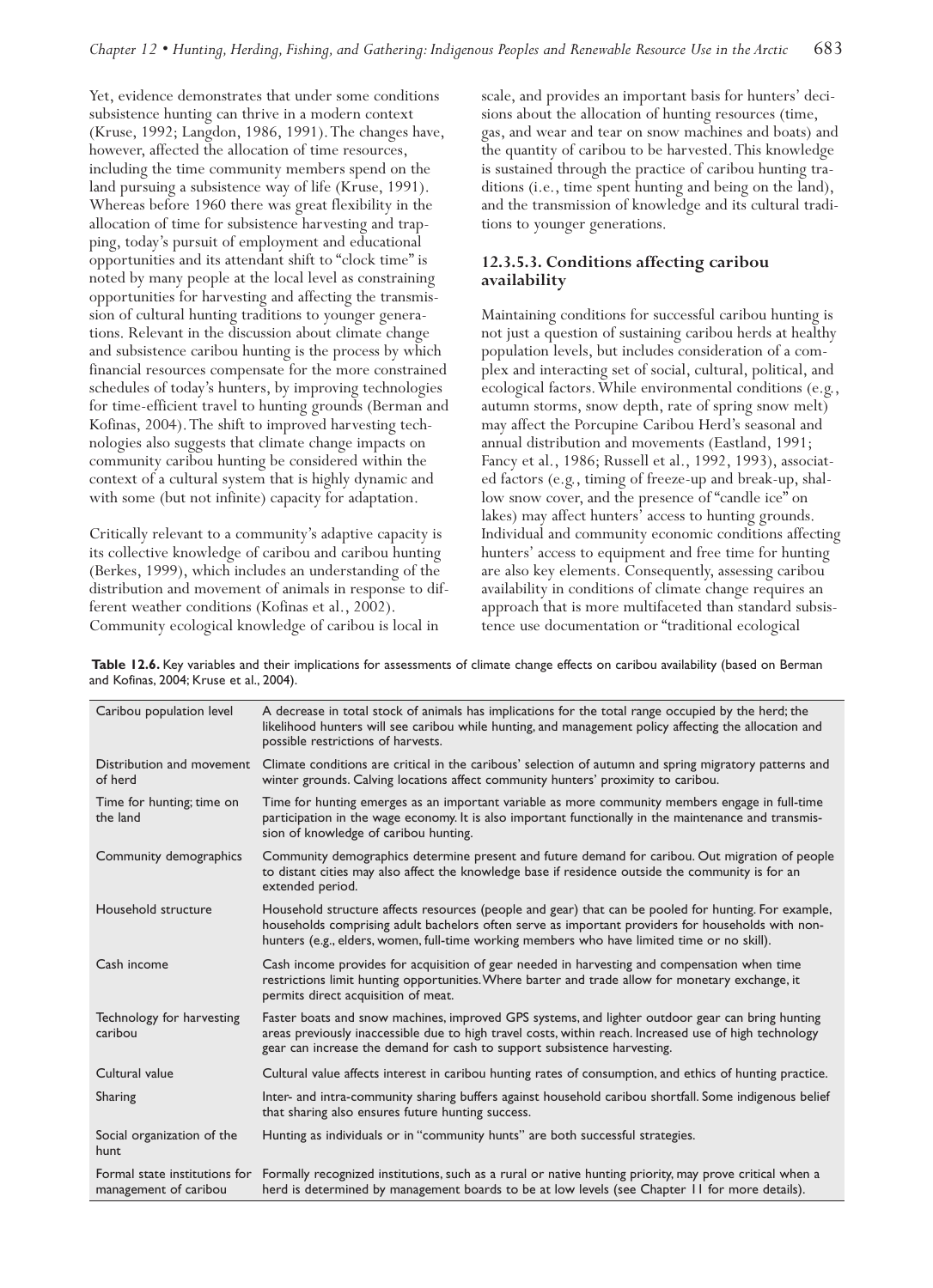Yet, evidence demonstrates that under some conditions subsistence hunting can thrive in a modern context (Kruse, 1992; Langdon, 1986, 1991). The changes have, however, affected the allocation of time resources, including the time community members spend on the land pursuing a subsistence way of life (Kruse, 1991). Whereas before 1960 there was great flexibility in the allocation of time for subsistence harvesting and trapping, today's pursuit of employment and educational opportunities and its attendant shift to "clock time" is noted by many people at the local level as constraining opportunities for harvesting and affecting the transmission of cultural hunting traditions to younger generations. Relevant in the discussion about climate change and subsistence caribou hunting is the process by which financial resources compensate for the more constrained schedules of today's hunters, by improving technologies for time-efficient travel to hunting grounds (Berman and Kofinas, 2004). The shift to improved harvesting technologies also suggests that climate change impacts on community caribou hunting be considered within the context of a cultural system that is highly dynamic and with some (but not infinite) capacity for adaptation.

Critically relevant to a community's adaptive capacity is its collective knowledge of caribou and caribou hunting (Berkes, 1999), which includes an understanding of the distribution and movement of animals in response to different weather conditions (Kofinas et al., 2002). Community ecological knowledge of caribou is local in scale, and provides an important basis for hunters' decisions about the allocation of hunting resources (time, gas, and wear and tear on snow machines and boats) and the quantity of caribou to be harvested. This knowledge is sustained through the practice of caribou hunting traditions (i.e., time spent hunting and being on the land), and the transmission of knowledge and its cultural traditions to younger generations.

### 12.3.5.3. Conditions affecting caribou availability

Maintaining conditions for successful caribou hunting is not just a question of sustaining caribou herds at healthy population levels, but includes consideration of a complex and interacting set of social, cultural, political, and ecological factors. While environmental conditions (e.g., autumn storms, snow depth, rate of spring snow melt) may affect the Porcupine Caribou Herd's seasonal and annual distribution and movements (Eastland, 1991; Fancy et al., 1986; Russell et al., 1992, 1993), associated factors (e.g., timing of freeze-up and break-up, shallow snow cover, and the presence of "candle ice" on lakes) may affect hunters' access to hunting grounds. Individual and community economic conditions affecting hunters' access to equipment and free time for hunting are also key elements. Consequently, assessing caribou availability in conditions of climate change requires an approach that is more multifaceted than standard subsistence use documentation or "traditional ecological

**Table 12.6.** Key variables and their implications for assessments of climate change effects on caribou availability (based on Berman and Kofinas, 2004; Kruse et al., 2004).

| Variable | Implications |
|---|---|
| Caribou population level | A decrease in total stock of animals has implications for the total range occupied by the herd; the likelihood hunters will see caribou while hunting, and management policy affecting the allocation and possible restrictions of harvests. |
| Distribution and movement of herd | Climate conditions are critical in the caribous' selection of autumn and spring migratory patterns and winter grounds. Calving locations affect community hunters' proximity to caribou. |
| Time for hunting; time on the land | Time for hunting emerges as an important variable as more community members engage in full-time participation in the wage economy. It is also important functionally in the maintenance and transmission of knowledge of caribou hunting. |
| Community demographics | Community demographics determine present and future demand for caribou. Out migration of people to distant cities may also affect the knowledge base if residence outside the community is for an extended period. |
| Household structure | Household structure affects resources (people and gear) that can be pooled for hunting. For example, households comprising adult bachelors often serve as important providers for households with non-hunters (e.g., elders, women, full-time working members who have limited time or no skill). |
| Cash income | Cash income provides for acquisition of gear needed in harvesting and compensation when time restrictions limit hunting opportunities. Where barter and trade allow for monetary exchange, it permits direct acquisition of meat. |
| Technology for harvesting caribou | Faster boats and snow machines, improved GPS systems, and lighter outdoor gear can bring hunting areas previously inaccessible due to high travel costs, within reach. Increased use of high technology gear can increase the demand for cash to support subsistence harvesting. |
| Cultural value | Cultural value affects interest in caribou hunting rates of consumption, and ethics of hunting practice. |
| Sharing | Inter- and intra-community sharing buffers against household caribou shortfall. Some indigenous belief that sharing also ensures future hunting success. |
| Social organization of the hunt | Hunting as individuals or in "community hunts" are both successful strategies. |
| Formal state institutions for management of caribou | Formally recognized institutions, such as a rural or native hunting priority, may prove critical when a herd is determined by management boards to be at low levels (see Chapter 11 for more details). |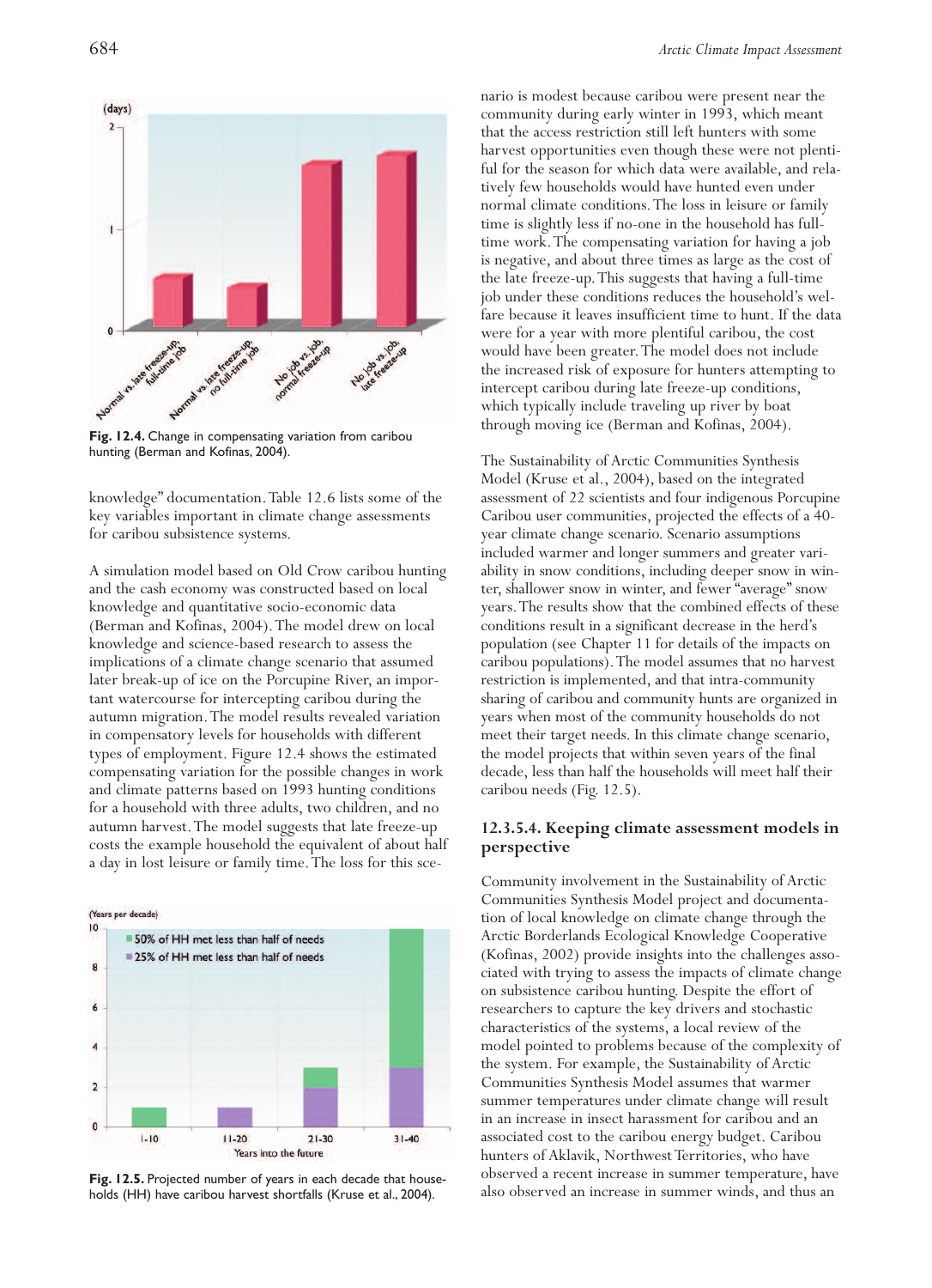Fig. 12.4. Change in compensating variation from caribou hunting (Berman and Kofinas, 2004).

knowledge" documentation. Table 12.6 lists some of the key variables important in climate change assessments for caribou subsistence systems.

A simulation model based on Old Crow caribou hunting and the cash economy was constructed based on local knowledge and quantitative socio-economic data (Berman and Kofinas, 2004). The model drew on local knowledge and science-based research to assess the implications of a climate change scenario that assumed later break-up of ice on the Porcupine River, an important watercourse for intercepting caribou during the autumn migration. The model results revealed variation in compensatory levels for households with different types of employment. Figure 12.4 shows the estimated compensating variation for the possible changes in work and climate patterns based on 1993 hunting conditions for a household with three adults, two children, and no autumn harvest. The model suggests that late freeze-up costs the example household the equivalent of about half a day in lost leisure or family time. The loss for this scenario is modest because caribou were present near the community during early winter in 1993, which meant that the access restriction still left hunters with some harvest opportunities even though these were not plentiful for the season for which data were available, and relatively few households would have hunted even under normal climate conditions. The loss in leisure or family time is slightly less if no-one in the household has full-time work. The compensating variation for having a job is negative, and about three times as large as the cost of the late freeze-up. This suggests that having a full-time job under these conditions reduces the household's welfare because it leaves insufficient time to hunt. If the data were for a year with more plentiful caribou, the cost would have been greater. The model does not include the increased risk of exposure for hunters attempting to intercept caribou during late freeze-up conditions, which typically include traveling up river by boat through moving ice (Berman and Kofinas, 2004).

Fig. 12.5. Projected number of years in each decade that households (HH) have caribou harvest shortfalls (Kruse et al., 2004).

The Sustainability of Arctic Communities Synthesis Model (Kruse et al., 2004), based on the integrated assessment of 22 scientists and four indigenous Porcupine Caribou user communities, projected the effects of a 40-year climate change scenario. Scenario assumptions included warmer and longer summers and greater variability in snow conditions, including deeper snow in winter, shallower snow in winter, and fewer "average" snow years. The results show that the combined effects of these conditions result in a significant decrease in the herd's population (see Chapter 11 for details of the impacts on caribou populations). The model assumes that no harvest restriction is implemented, and that intra-community sharing of caribou and community hunts are organized in years when most of the community households do not meet their target needs. In this climate change scenario, the model projects that within seven years of the final decade, less than half the households will meet half their caribou needs (Fig. 12.5).

#### 12.3.5.4. Keeping climate assessment models in perspective

Community involvement in the Sustainability of Arctic Communities Synthesis Model project and documentation of local knowledge on climate change through the Arctic Borderlands Ecological Knowledge Cooperative (Kofinas, 2002) provide insights into the challenges associated with trying to assess the impacts of climate change on subsistence caribou hunting. Despite the effort of researchers to capture the key drivers and stochastic characteristics of the systems, a local review of the model pointed to problems because of the complexity of the system. For example, the Sustainability of Arctic Communities Synthesis Model assumes that warmer summer temperatures under climate change will result in an increase in insect harassment for caribou and an associated cost to the caribou energy budget. Caribou hunters of Aklavik, Northwest Territories, who have observed a recent increase in summer temperature, have also observed an increase in summer winds, and thus an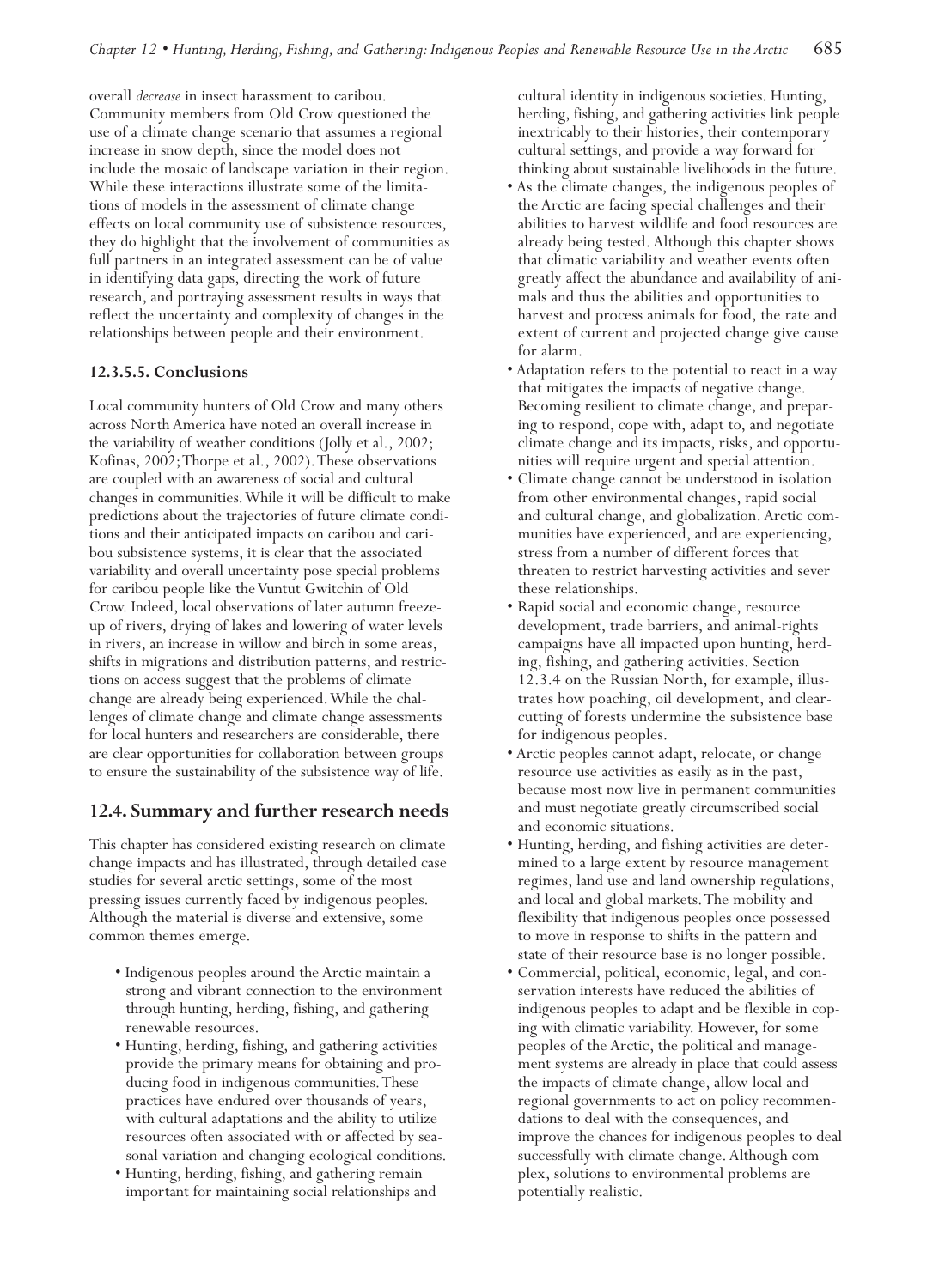overall *decrease* in insect harassment to caribou. Community members from Old Crow questioned the use of a climate change scenario that assumes a regional increase in snow depth, since the model does not include the mosaic of landscape variation in their region. While these interactions illustrate some of the limitations of models in the assessment of climate change effects on local community use of subsistence resources, they do highlight that the involvement of communities as full partners in an integrated assessment can be of value in identifying data gaps, directing the work of future research, and portraying assessment results in ways that reflect the uncertainty and complexity of changes in the relationships between people and their environment.

### 12.3.5.5. Conclusions

Local community hunters of Old Crow and many others across North America have noted an overall increase in the variability of weather conditions (Jolly et al., 2002; Kofinas, 2002; Thorpe et al., 2002). These observations are coupled with an awareness of social and cultural changes in communities. While it will be difficult to make predictions about the trajectories of future climate conditions and their anticipated impacts on caribou and caribou subsistence systems, it is clear that the associated variability and overall uncertainty pose special problems for caribou people like the Vuntut Gwitchin of Old Crow. Indeed, local observations of later autumn freeze-up of rivers, drying of lakes and lowering of water levels in rivers, an increase in willow and birch in some areas, shifts in migrations and distribution patterns, and restrictions on access suggest that the problems of climate change are already being experienced. While the challenges of climate change and climate change assessments for local hunters and researchers are considerable, there are clear opportunities for collaboration between groups to ensure the sustainability of the subsistence way of life.

## 12.4. Summary and further research needs

This chapter has considered existing research on climate change impacts and has illustrated, through detailed case studies for several arctic settings, some of the most pressing issues currently faced by indigenous peoples. Although the material is diverse and extensive, some common themes emerge.

- Indigenous peoples around the Arctic maintain a strong and vibrant connection to the environment through hunting, herding, fishing, and gathering renewable resources.
- Hunting, herding, fishing, and gathering activities provide the primary means for obtaining and producing food in indigenous communities. These practices have endured over thousands of years, with cultural adaptations and the ability to utilize resources often associated with or affected by seasonal variation and changing ecological conditions.
- Hunting, herding, fishing, and gathering remain important for maintaining social relationships and cultural identity in indigenous societies. Hunting, herding, fishing, and gathering activities link people inextricably to their histories, their contemporary cultural settings, and provide a way forward for thinking about sustainable livelihoods in the future.
- As the climate changes, the indigenous peoples of the Arctic are facing special challenges and their abilities to harvest wildlife and food resources are already being tested. Although this chapter shows that climatic variability and weather events often greatly affect the abundance and availability of animals and thus the abilities and opportunities to harvest and process animals for food, the rate and extent of current and projected change give cause for alarm.
- Adaptation refers to the potential to react in a way that mitigates the impacts of negative change. Becoming resilient to climate change, and preparing to respond, cope with, adapt to, and negotiate climate change and its impacts, risks, and opportunities will require urgent and special attention.
- Climate change cannot be understood in isolation from other environmental changes, rapid social and cultural change, and globalization. Arctic communities have experienced, and are experiencing, stress from a number of different forces that threaten to restrict harvesting activities and sever these relationships.
- Rapid social and economic change, resource development, trade barriers, and animal-rights campaigns have all impacted upon hunting, herding, fishing, and gathering activities. Section 12.3.4 on the Russian North, for example, illustrates how poaching, oil development, and clear-cutting of forests undermine the subsistence base for indigenous peoples.
- Arctic peoples cannot adapt, relocate, or change resource use activities as easily as in the past, because most now live in permanent communities and must negotiate greatly circumscribed social and economic situations.
- Hunting, herding, and fishing activities are determined to a large extent by resource management regimes, land use and land ownership regulations, and local and global markets. The mobility and flexibility that indigenous peoples once possessed to move in response to shifts in the pattern and state of their resource base is no longer possible.
- Commercial, political, economic, legal, and conservation interests have reduced the abilities of indigenous peoples to adapt and be flexible in coping with climatic variability. However, for some peoples of the Arctic, the political and management systems are already in place that could assess the impacts of climate change, allow local and regional governments to act on policy recommendations to deal with the consequences, and improve the chances for indigenous peoples to deal successfully with climate change. Although complex, solutions to environmental problems are potentially realistic.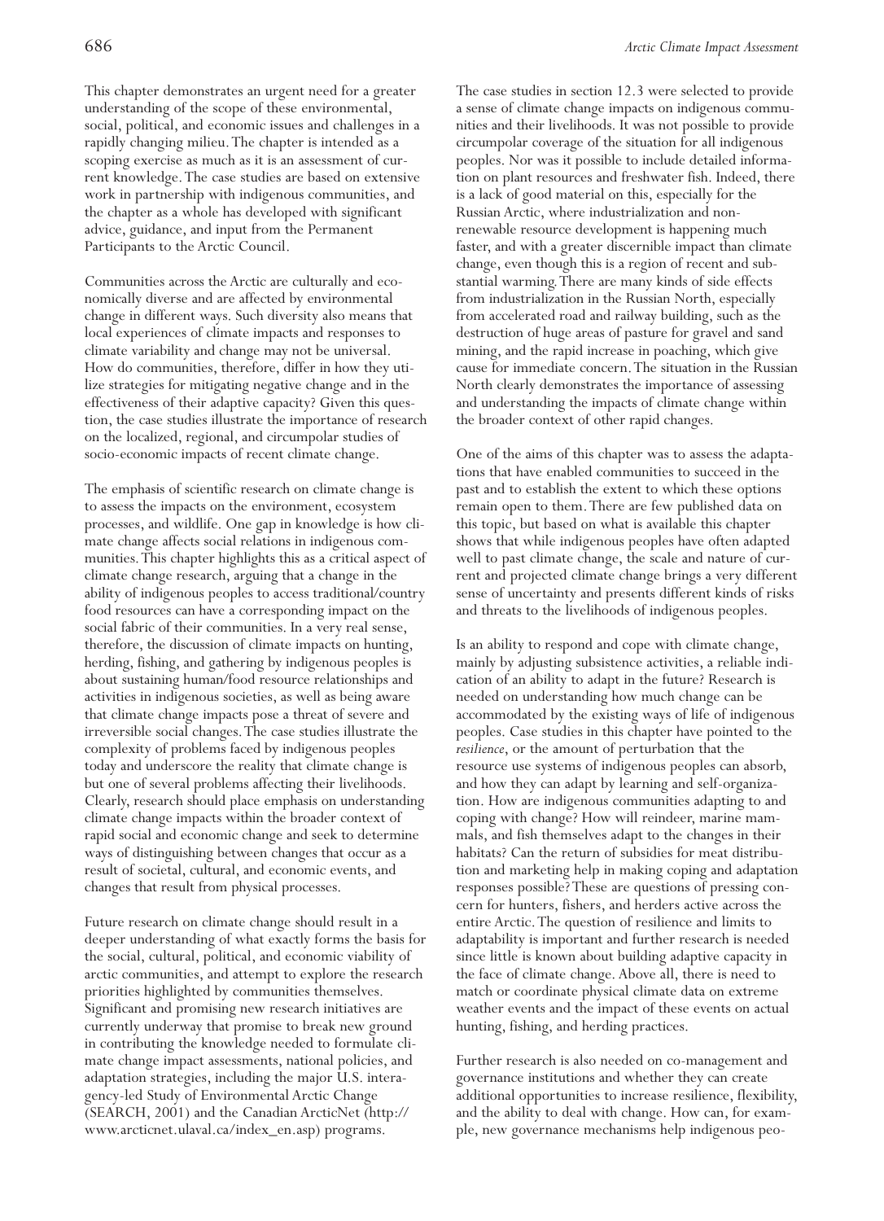This chapter demonstrates an urgent need for a greater understanding of the scope of these environmental, social, political, and economic issues and challenges in a rapidly changing milieu. The chapter is intended as a scoping exercise as much as it is an assessment of current knowledge. The case studies are based on extensive work in partnership with indigenous communities, and the chapter as a whole has developed with significant advice, guidance, and input from the Permanent Participants to the Arctic Council.

Communities across the Arctic are culturally and economically diverse and are affected by environmental change in different ways. Such diversity also means that local experiences of climate impacts and responses to climate variability and change may not be universal. How do communities, therefore, differ in how they utilize strategies for mitigating negative change and in the effectiveness of their adaptive capacity? Given this question, the case studies illustrate the importance of research on the localized, regional, and circumpolar studies of socio-economic impacts of recent climate change.

The emphasis of scientific research on climate change is to assess the impacts on the environment, ecosystem processes, and wildlife. One gap in knowledge is how climate change affects social relations in indigenous communities. This chapter highlights this as a critical aspect of climate change research, arguing that a change in the ability of indigenous peoples to access traditional/country food resources can have a corresponding impact on the social fabric of their communities. In a very real sense, therefore, the discussion of climate impacts on hunting, herding, fishing, and gathering by indigenous peoples is about sustaining human/food resource relationships and activities in indigenous societies, as well as being aware that climate change impacts pose a threat of severe and irreversible social changes. The case studies illustrate the complexity of problems faced by indigenous peoples today and underscore the reality that climate change is but one of several problems affecting their livelihoods. Clearly, research should place emphasis on understanding climate change impacts within the broader context of rapid social and economic change and seek to determine ways of distinguishing between changes that occur as a result of societal, cultural, and economic events, and changes that result from physical processes.

Future research on climate change should result in a deeper understanding of what exactly forms the basis for the social, cultural, political, and economic viability of arctic communities, and attempt to explore the research priorities highlighted by communities themselves. Significant and promising new research initiatives are currently underway that promise to break new ground in contributing the knowledge needed to formulate climate change impact assessments, national policies, and adaptation strategies, including the major U.S. interagency-led Study of Environmental Arctic Change (SEARCH, 2001) and the Canadian ArcticNet (http://www.arcticnet.ulaval.ca/index_en.asp) programs.

The case studies in section 12.3 were selected to provide a sense of climate change impacts on indigenous communities and their livelihoods. It was not possible to provide circumpolar coverage of the situation for all indigenous peoples. Nor was it possible to include detailed information on plant resources and freshwater fish. Indeed, there is a lack of good material on this, especially for the Russian Arctic, where industrialization and nonrenewable resource development is happening much faster, and with a greater discernible impact than climate change, even though this is a region of recent and substantial warming. There are many kinds of side effects from industrialization in the Russian North, especially from accelerated road and railway building, such as the destruction of huge areas of pasture for gravel and sand mining, and the rapid increase in poaching, which give cause for immediate concern. The situation in the Russian North clearly demonstrates the importance of assessing and understanding the impacts of climate change within the broader context of other rapid changes.

One of the aims of this chapter was to assess the adaptations that have enabled communities to succeed in the past and to establish the extent to which these options remain open to them. There are few published data on this topic, but based on what is available this chapter shows that while indigenous peoples have often adapted well to past climate change, the scale and nature of current and projected climate change brings a very different sense of uncertainty and presents different kinds of risks and threats to the livelihoods of indigenous peoples.

Is an ability to respond and cope with climate change, mainly by adjusting subsistence activities, a reliable indication of an ability to adapt in the future? Research is needed on understanding how much change can be accommodated by the existing ways of life of indigenous peoples. Case studies in this chapter have pointed to the *resilience*, or the amount of perturbation that the resource use systems of indigenous peoples can absorb, and how they can adapt by learning and self-organization. How are indigenous communities adapting to and coping with change? How will reindeer, marine mammals, and fish themselves adapt to the changes in their habitats? Can the return of subsidies for meat distribution and marketing help in making coping and adaptation responses possible? These are questions of pressing concern for hunters, fishers, and herders active across the entire Arctic. The question of resilience and limits to adaptability is important and further research is needed since little is known about building adaptive capacity in the face of climate change. Above all, there is need to match or coordinate physical climate data on extreme weather events and the impact of these events on actual hunting, fishing, and herding practices.

Further research is also needed on co-management and governance institutions and whether they can create additional opportunities to increase resilience, flexibility, and the ability to deal with change. How can, for example, new governance mechanisms help indigenous peo-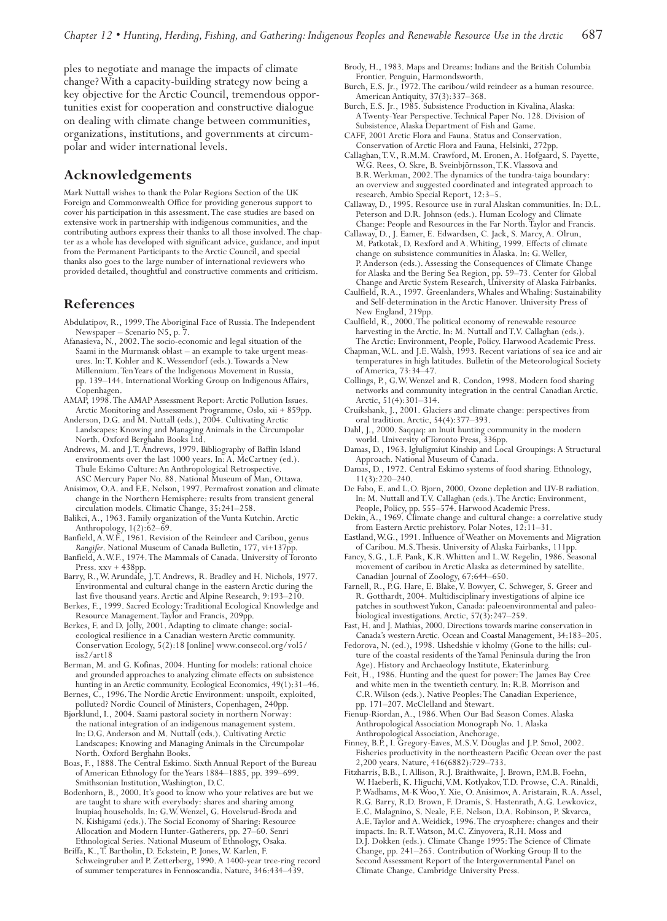ples to negotiate and manage the impacts of climate change? With a capacity-building strategy now being a key objective for the Arctic Council, tremendous opportunities exist for cooperation and constructive dialogue on dealing with climate change between communities, organizations, institutions, and governments at circumpolar and wider international levels.

## Acknowledgements

Mark Nuttall wishes to thank the Polar Regions Section of the UK Foreign and Commonwealth Office for providing generous support to cover his participation in this assessment. The case studies are based on extensive work in partnership with indigenous communities, and the contributing authors express their thanks to all those involved. The chapter as a whole has developed with significant advice, guidance, and input from the Permanent Participants to the Arctic Council, and special thanks also goes to the large number of international reviewers who provided detailed, thoughtful and constructive comments and criticism.

## References

Abdulatipov, R., 1999. The Aboriginal Face of Russia. The Independent Newspaper – Scenario N5, p. 7.

Afanasieva, N., 2002. The socio-economic and legal situation of the Saami in the Murmansk oblast – an example to take urgent measures. In: T. Kohler and K. Wessendorf (eds.). Towards a New Millennium. Ten Years of the Indigenous Movement in Russia, pp. 139–144. International Working Group on Indigenous Affairs, Copenhagen.

AMAP, 1998. The AMAP Assessment Report: Arctic Pollution Issues. Arctic Monitoring and Assessment Programme, Oslo, xii + 859pp.

Anderson, D.G. and M. Nuttall (eds.), 2004. Cultivating Arctic Landscapes: Knowing and Managing Animals in the Circumpolar North. Oxford Berghahn Books Ltd.

Andrews, M. and J.T. Andrews, 1979. Bibliography of Baffin Island environments over the last 1000 years. In: A. McCartney (ed.). Thule Eskimo Culture: An Anthropological Retrospective. ASC Mercury Paper No. 88. National Museum of Man, Ottawa.

Anisimov, O.A. and F.E. Nelson, 1997. Permafrost zonation and climate change in the Northern Hemisphere: results from transient general circulation models. Climatic Change, 35:241–258.

Balikci, A., 1963. Family organization of the Vunta Kutchin. Arctic Anthropology, 1(2):62–69.

Banfield, A.W.F., 1961. Revision of the Reindeer and Caribou, genus *Rangifer*. National Museum of Canada Bulletin, 177, vi+137pp.

Banfield, A.W.F., 1974. The Mammals of Canada. University of Toronto Press. xxv + 438pp.

Barry, R., W. Arundale, J.T. Andrews, R. Bradley and H. Nichols, 1977. Environmental and cultural change in the eastern Arctic during the last five thousand years. Arctic and Alpine Research, 9:193–210.

Berkes, F., 1999. Sacred Ecology: Traditional Ecological Knowledge and Resource Management. Taylor and Francis, 209pp.

Berkes, F. and D. Jolly, 2001. Adapting to climate change: social-ecological resilience in a Canadian western Arctic community. Conservation Ecology, 5(2):18 [online] www.consecol.org/vol5/iss2/art18

Berman, M. and G. Kofinas, 2004. Hunting for models: rational choice and grounded approaches to analyzing climate effects on subsistence hunting in an Arctic community. Ecological Economics, 49(1):31–46.

Bernes, C., 1996. The Nordic Arctic Environment: unspoilt, exploited, polluted? Nordic Council of Ministers, Copenhagen, 240pp.

Bjørklund, I., 2004. Saami pastoral society in northern Norway: the national integration of an indigenous management system. In: D.G. Anderson and M. Nuttall (eds.). Cultivating Arctic Landscapes: Knowing and Managing Animals in the Circumpolar North. Oxford Berghahn Books.

Boas, F., 1888. The Central Eskimo. Sixth Annual Report of the Bureau of American Ethnology for the Years 1884–1885, pp. 399–699. Smithsonian Institution, Washington, D.C.

Bodenhorn, B., 2000. It's good to know who your relatives are but we are taught to share with everybody: shares and sharing among Inupiaq households. In: G.W. Wenzel, G. Hovelsrud-Broda and N. Kishigami (eds.). The Social Economy of Sharing: Resource Allocation and Modern Hunter-Gatherers, pp. 27–60. Senri Ethnological Series. National Museum of Ethnology, Osaka.

Briffa, K., T. Bartholin, D. Eckstein, P. Jones, W. Karlen, F. Schweingruber and P. Zetterberg, 1990. A 1400-year tree-ring record of summer temperatures in Fennoscandia. Nature, 346:434–439.

Brody, H., 1983. Maps and Dreams: Indians and the British Columbia Frontier. Penguin, Harmondsworth.

Burch, E.S. Jr., 1972. The caribou/wild reindeer as a human resource. American Antiquity, 37(3):337–368.

Burch, E.S. Jr., 1985. Subsistence Production in Kivalina, Alaska: A Twenty-Year Perspective. Technical Paper No. 128. Division of Subsistence, Alaska Department of Fish and Game.

CAFF, 2001 Arctic Flora and Fauna. Status and Conservation. Conservation of Arctic Flora and Fauna, Helsinki, 272pp.

Callaghan, T.V., R.M.M. Crawford, M. Eronen, A. Hofgaard, S. Payette, W.G. Rees, O. Skre, B. Sveinbjörnsson, T.K. Vlassova and B.R. Werkman, 2002. The dynamics of the tundra-taiga boundary: an overview and suggested coordinated and integrated approach to research. Ambio Special Report, 12:3–5.

Callaway, D., 1995. Resource use in rural Alaskan communities. In: D.L. Peterson and D.R. Johnson (eds.). Human Ecology and Climate Change: People and Resources in the Far North. Taylor and Francis.

Callaway, D., J. Eamer, E. Edwardsen, C. Jack, S. Marcy, A. Olrun, M. Patkotak, D. Rexford and A. Whiting, 1999. Effects of climate change on subsistence communities in Alaska. In: G. Weller, P. Anderson (eds.). Assessing the Consequences of Climate Change for Alaska and the Bering Sea Region, pp. 59–73. Center for Global Change and Arctic System Research, University of Alaska Fairbanks.

Caulfield, R.A., 1997. Greenlanders, Whales and Whaling: Sustainability and Self-determination in the Arctic Hanover. University Press of New England, 219pp.

Caulfield, R., 2000. The political economy of renewable resource harvesting in the Arctic. In: M. Nuttall and T.V. Callaghan (eds.). The Arctic: Environment, People, Policy. Harwood Academic Press.

Chapman, W.L. and J.E. Walsh, 1993. Recent variations of sea ice and air temperatures in high latitudes. Bulletin of the Meteorological Society of America, 73:34–47.

Collings, P., G.W. Wenzel and R. Condon, 1998. Modern food sharing networks and community integration in the central Canadian Arctic. Arctic, 51(4):301–314.

Cruikshank, J., 2001. Glaciers and climate change: perspectives from oral tradition. Arctic, 54(4):377–393.

Dahl, J., 2000. Saqqaq: an Inuit hunting community in the modern world. University of Toronto Press, 336pp.

Damas, D., 1963. Igluligmiut Kinship and Local Groupings: A Structural Approach. National Museum of Canada.

Damas, D., 1972. Central Eskimo systems of food sharing. Ethnology, 11(3):220–240.

De Fabo, E. and L.O. Bjorn, 2000. Ozone depletion and UV-B radiation. In: M. Nuttall and T.V. Callaghan (eds.). The Arctic: Environment, People, Policy, pp. 555–574. Harwood Academic Press.

Dekin, A., 1969. Climate change and cultural change: a correlative study from Eastern Arctic prehistory. Polar Notes, 12:11–31.

Eastland, W.G., 1991. Influence of Weather on Movements and Migration of Caribou. M.S. Thesis. University of Alaska Fairbanks, 111pp.

Fancy, S.G., L.F. Pank, K.R. Whitten and L.W. Regelin, 1986. Seasonal movement of caribou in Arctic Alaska as determined by satellite. Canadian Journal of Zoology, 67:644–650.

Farnell, R., P.G. Hare, E. Blake, V. Bowyer, C. Schweger, S. Greer and R. Gotthardt, 2004. Multidisciplinary investigations of alpine ice patches in southwest Yukon, Canada: paleoenvironmental and paleobiological investigations. Arctic, 57(3):247–259.

Fast, H. and J. Mathias, 2000. Directions towards marine conservation in Canada's western Arctic. Ocean and Coastal Management, 34:183–205.

Fedorova, N. (ed.), 1998. Ushedshie v kholmy (Gone to the hills: culture of the coastal residents of the Yamal Peninsula during the Iron Age). History and Archaeology Institute, Ekaterinburg.

Feit, H., 1986. Hunting and the quest for power: The James Bay Cree and white men in the twentieth century. In: R.B. Morrison and C.R. Wilson (eds.). Native Peoples: The Canadian Experience, pp. 171–207. McClelland and Stewart.

Fienup-Riordan, A., 1986. When Our Bad Season Comes. Alaska Anthropological Association Monograph No. 1. Alaska Anthropological Association, Anchorage.

Finney, B.P., I. Gregory-Eaves, M.S.V. Douglas and J.P. Smol, 2002. Fisheries productivity in the northeastern Pacific Ocean over the past 2,200 years. Nature, 416(6882):729–733.

Fitzharris, B.B., I. Allison, R.J. Braithwaite, J. Brown, P.M.B. Foehn, W. Haeberli, K. Higuchi, V.M. Kotlyakov, T.D. Prowse, C.A. Rinaldi, P. Wadhams, M-K Woo, Y. Xie, O. Anisimov, A. Aristarain, R.A. Assel, R.G. Barry, R.D. Brown, F. Dramis, S. Hastenrath, A.G. Lewkovicz, E.C. Malagnino, S. Neale, F.E. Nelson, D.A. Robinson, P. Skvarca, A.E. Taylor and A. Weidick, 1996. The cryosphere: changes and their impacts. In: R.T. Watson, M.C. Zinyovera, R.H. Moss and D.J. Dokken (eds.). Climate Change 1995: The Science of Climate Change, pp. 241–265. Contribution of Working Group II to the Second Assessment Report of the Intergovernmental Panel on Climate Change. Cambridge University Press.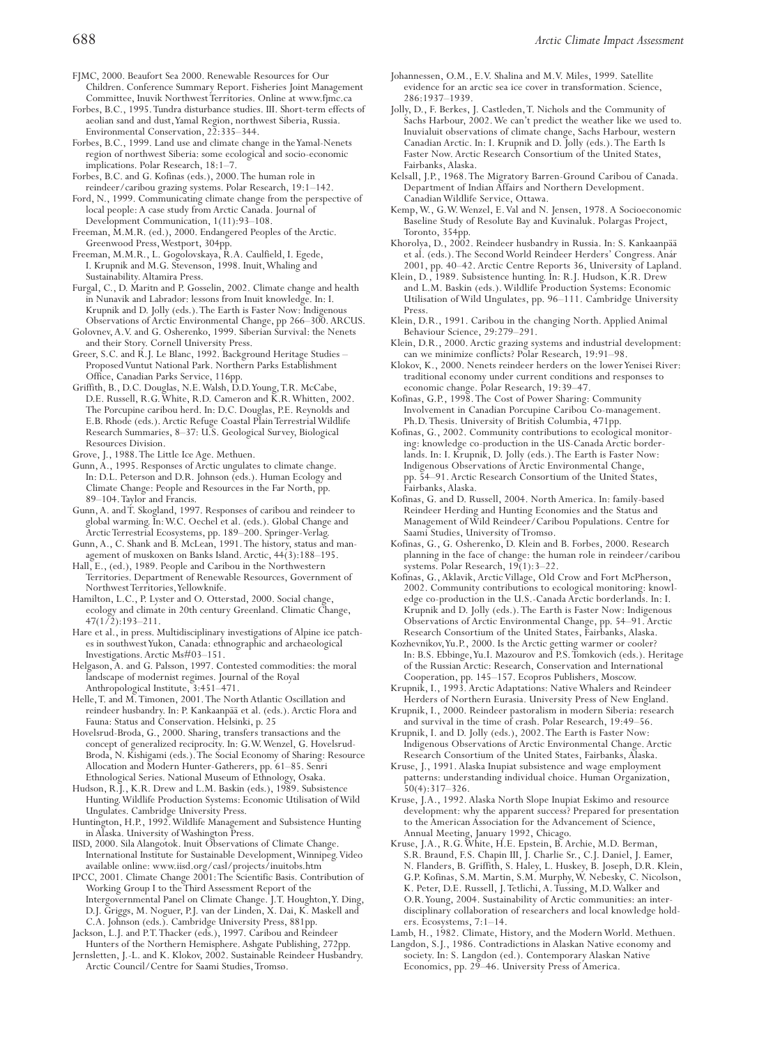FJMC, 2000. Beaufort Sea 2000. Renewable Resources for Our Children. Conference Summary Report. Fisheries Joint Management Committee, Inuvik Northwest Territories. Online at www.fjmc.ca

Forbes, B.C., 1995. Tundra disturbance studies. III. Short-term effects of aeolian sand and dust, Yamal Region, northwest Siberia, Russia. Environmental Conservation, 22:335–344.

Forbes, B.C., 1999. Land use and climate change in the Yamal-Nenets region of northwest Siberia: some ecological and socio-economic implications. Polar Research, 18:1–7.

Forbes, B.C. and G. Kofinas (eds.), 2000. The human role in reindeer/caribou grazing systems. Polar Research, 19:1–142.

Ford, N., 1999. Communicating climate change from the perspective of local people: A case study from Arctic Canada. Journal of Development Communication, 1(11):93–108.

Freeman, M.M.R. (ed.), 2000. Endangered Peoples of the Arctic. Greenwood Press, Westport, 304pp.

Freeman, M.M.R., L. Gogolovskaya, R.A. Caulfield, I. Egede, I. Krupnik and M.G. Stevenson, 1998. Inuit, Whaling and Sustainability. Altamira Press.

Furgal, C., D. Maritn and P. Gosselin, 2002. Climate change and health in Nunavik and Labrador: lessons from Inuit knowledge. In: I. Krupnik and D. Jolly (eds.). The Earth is Faster Now: Indigenous Observations of Arctic Environmental Change, pp 266–300. ARCUS.

Golovnev, A.V. and G. Osherenko, 1999. Siberian Survival: the Nenets and their Story. Cornell University Press.

Greer, S.C. and R.J. Le Blanc, 1992. Background Heritage Studies – Proposed Vuntut National Park. Northern Parks Establishment Office, Canadian Parks Service, 116pp.

Griffith, B., D.C. Douglas, N.E. Walsh, D.D. Young, T.R. McCabe, D.E. Russell, R.G. White, R.D. Cameron and K.R. Whitten, 2002. The Porcupine caribou herd. In: D.C. Douglas, P.E. Reynolds and E.B. Rhode (eds.). Arctic Refuge Coastal Plain Terrestrial Wildlife Research Summaries, 8–37: U.S. Geological Survey, Biological Resources Division.

Grove, J., 1988. The Little Ice Age. Methuen.

Gunn, A., 1995. Responses of Arctic ungulates to climate change. In: D.L. Peterson and D.R. Johnson (eds.). Human Ecology and Climate Change: People and Resources in the Far North, pp. 89–104. Taylor and Francis.

Gunn, A. and T. Skogland, 1997. Responses of caribou and reindeer to global warming. In: W.C. Oechel et al. (eds.). Global Change and Arctic Terrestrial Ecosystems, pp. 189–200. Springer-Verlag.

Gunn, A., C. Shank and B. McLean, 1991. The history, status and management of muskoxen on Banks Island. Arctic, 44(3):188–195.

Hall, E., (ed.), 1989. People and Caribou in the Northwestern Territories. Department of Renewable Resources, Government of Northwest Territories, Yellowknife.

Hamilton, L.C., P. Lyster and O. Otterstad, 2000. Social change, ecology and climate in 20th century Greenland. Climatic Change, 47(1/2):193–211.

Hare et al., in press. Multidisciplinary investigations of Alpine ice patches in southwest Yukon, Canada: ethnographic and archaeological Investigations. Arctic Ms#03–151.

Helgason, A. and G. Palsson, 1997. Contested commodities: the moral landscape of modernist regimes. Journal of the Royal Anthropological Institute, 3:451–471.

Helle, T. and M. Timonen, 2001. The North Atlantic Oscillation and reindeer husbandry. In: P. Kankaanpää et al. (eds.). Arctic Flora and Fauna: Status and Conservation. Helsinki, p. 25

Hovelsrud-Broda, G., 2000. Sharing, transfers transactions and the concept of generalized reciprocity. In: G.W. Wenzel, G. Hovelsrud-Broda, N. Kishigami (eds.). The Social Economy of Sharing: Resource Allocation and Modern Hunter-Gatherers, pp. 61–85. Senri Ethnological Series. National Museum of Ethnology, Osaka.

Hudson, R.J., K.R. Drew and L.M. Baskin (eds.), 1989. Subsistence Hunting. Wildlife Production Systems: Economic Utilisation of Wild Ungulates. Cambridge University Press.

Huntington, H.P., 1992. Wildlife Management and Subsistence Hunting in Alaska. University of Washington Press.

IISD, 2000. Sila Alangotok. Inuit Observations of Climate Change. International Institute for Sustainable Development, Winnipeg. Video available online: www.iisd.org/casl/projects/inuitobs.htm

IPCC, 2001. Climate Change 2001: The Scientific Basis. Contribution of Working Group I to the Third Assessment Report of the Intergovernmental Panel on Climate Change. J.T. Houghton, Y. Ding, D.J. Griggs, M. Noguer, P.J. van der Linden, X. Dai, K. Maskell and C.A. Johnson (eds.). Cambridge University Press, 881pp.

Jackson, L.J. and P.T. Thacker (eds.), 1997. Caribou and Reindeer Hunters of the Northern Hemisphere. Ashgate Publishing, 272pp.

Jernsletten, J.-L. and K. Klokov, 2002. Sustainable Reindeer Husbandry. Arctic Council/Centre for Saami Studies, Tromsø.

Johannessen, O.M., E.V. Shalina and M.V. Miles, 1999. Satellite evidence for an arctic sea ice cover in transformation. Science, 286:1937–1939.

Jolly, D., F. Berkes, J. Castleden, T. Nichols and the Community of Sachs Harbour, 2002. We can't predict the weather like we used to. Inuvialuit observations of climate change, Sachs Harbour, western Canadian Arctic. In: I. Krupnik and D. Jolly (eds.). The Earth Is Faster Now. Arctic Research Consortium of the United States, Fairbanks, Alaska.

Kelsall, J.P., 1968. The Migratory Barren-Ground Caribou of Canada. Department of Indian Affairs and Northern Development. Canadian Wildlife Service, Ottawa.

Kemp, W., G.W. Wenzel, E. Val and N. Jensen, 1978. A Socioeconomic Baseline Study of Resolute Bay and Kuvinaluk. Polargas Project, Toronto, 354pp.

Khorolya, D., 2002. Reindeer husbandry in Russia. In: S. Kankaanpää et al. (eds.). The Second World Reindeer Herders' Congress. Anár 2001, pp. 40–42. Arctic Centre Reports 36, University of Lapland.

Klein, D., 1989. Subsistence hunting. In: R.J. Hudson, K.R. Drew and L.M. Baskin (eds.). Wildlife Production Systems: Economic Utilisation of Wild Ungulates, pp. 96–111. Cambridge University Press.

Klein, D.R., 1991. Caribou in the changing North. Applied Animal Behaviour Science, 29:279–291.

Klein, D.R., 2000. Arctic grazing systems and industrial development: can we minimize conflicts? Polar Research, 19:91–98.

Klokov, K., 2000. Nenets reindeer herders on the lower Yenisei River: traditional economy under current conditions and responses to economic change. Polar Research, 19:39–47.

Kofinas, G.P., 1998. The Cost of Power Sharing: Community Involvement in Canadian Porcupine Caribou Co-management. Ph.D. Thesis. University of British Columbia, 471pp.

Kofinas, G., 2002. Community contributions to ecological monitoring: knowledge co-production in the US-Canada Arctic borderlands. In: I. Krupnik, D. Jolly (eds.). The Earth is Faster Now: Indigenous Observations of Arctic Environmental Change, pp. 54–91. Arctic Research Consortium of the United States, Fairbanks, Alaska.

Kofinas, G. and D. Russell, 2004. North America. In: family-based Reindeer Herding and Hunting Economies and the Status and Management of Wild Reindeer/Caribou Populations. Centre for Saami Studies, University of Tromsø.

Kofinas, G., G. Osherenko, D. Klein and B. Forbes, 2000. Research planning in the face of change: the human role in reindeer/caribou systems. Polar Research, 19(1):3–22.

Kofinas, G., Aklavik, Arctic Village, Old Crow and Fort McPherson, 2002. Community contributions to ecological monitoring: knowledge co-production in the U.S.-Canada Arctic borderlands. In: I. Krupnik and D. Jolly (eds.). The Earth is Faster Now: Indigenous Observations of Arctic Environmental Change, pp. 54–91. Arctic Research Consortium of the United States, Fairbanks, Alaska.

Kozhevnikov, Yu.P., 2000. Is the Arctic getting warmer or cooler? In: B.S. Ebbinge, Yu.I. Mazourov and P.S. Tomkovich (eds.). Heritage of the Russian Arctic: Research, Conservation and International Cooperation, pp. 145–157. Ecopros Publishers, Moscow.

Krupnik, I., 1993. Arctic Adaptations: Native Whalers and Reindeer Herders of Northern Eurasia. University Press of New England.

Krupnik, I., 2000. Reindeer pastoralism in modern Siberia: research and survival in the time of crash. Polar Research, 19:49–56.

Krupnik, I. and D. Jolly (eds.), 2002. The Earth is Faster Now: Indigenous Observations of Arctic Environmental Change. Arctic Research Consortium of the United States, Fairbanks, Alaska.

Kruse, J., 1991. Alaska Inupiat subsistence and wage employment patterns: understanding individual choice. Human Organization, 50(4):317–326.

Kruse, J.A., 1992. Alaska North Slope Inupiat Eskimo and resource development: why the apparent success? Prepared for presentation to the American Association for the Advancement of Science, Annual Meeting, January 1992, Chicago.

Kruse, J.A., R.G. White, H.E. Epstein, B. Archie, M.D. Berman, S.R. Braund, F.S. Chapin III, J. Charlie Sr., C.J. Daniel, J. Eamer, N. Flanders, B. Griffith, S. Haley, L. Huskey, B. Joseph, D.R. Klein, G.P. Kofinas, S.M. Martin, S.M. Murphy, W. Nebesky, C. Nicolson, K. Peter, D.E. Russell, J. Tetlichi, A. Tussing, M.D. Walker and O.R. Young, 2004. Sustainability of Arctic communities: an interdisciplinary collaboration of researchers and local knowledge holders. Ecosystems, 7:1–14.

Lamb, H., 1982. Climate, History, and the Modern World. Methuen.

Langdon, S.J., 1986. Contradictions in Alaskan Native economy and society. In: S. Langdon (ed.). Contemporary Alaskan Native Economics, pp. 29–46. University Press of America.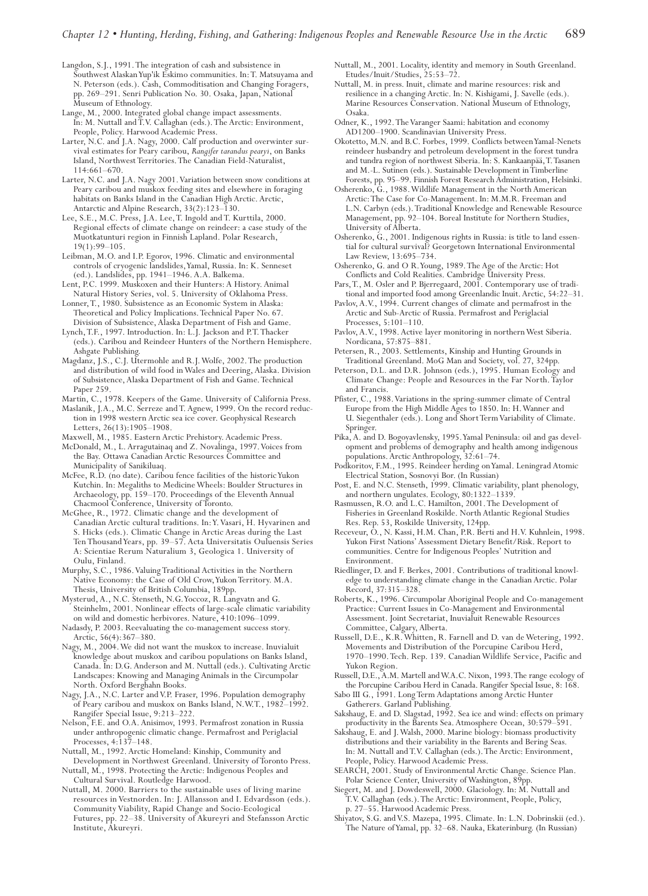Langdon, S.J., 1991. The integration of cash and subsistence in Southwest Alaskan Yup'ik Eskimo communities. In: T. Matsuyama and N. Peterson (eds.). Cash, Commoditisation and Changing Foragers, pp. 269–291. Senri Publication No. 30. Osaka, Japan, National Museum of Ethnology.

Lange, M., 2000. Integrated global change impact assessments. In: M. Nuttall and T.V. Callaghan (eds.). The Arctic: Environment, People, Policy. Harwood Academic Press.

Larter, N.C. and J.A. Nagy, 2000. Calf production and overwinter survival estimates for Peary caribou, *Rangifer tarandus pearyi*, on Banks Island, Northwest Territories. The Canadian Field-Naturalist, 114:661–670.

Larter, N.C. and J.A. Nagy 2001. Variation between snow conditions at Peary caribou and muskox feeding sites and elsewhere in foraging habitats on Banks Island in the Canadian High Arctic. Arctic, Antarctic and Alpine Research, 33(2):123–130.

Lee, S.E., M.C. Press, J.A. Lee, T. Ingold and T. Kurttila, 2000. Regional effects of climate change on reindeer: a case study of the Muotkatunturi region in Finnish Lapland. Polar Research, 19(1):99–105.

Leibman, M.O. and I.P. Egorov, 1996. Climatic and environmental controls of cryogenic landslides, Yamal, Russia. In: K. Senneset (ed.). Landslides, pp. 1941–1946. A.A. Balkema.

Lent, P.C. 1999. Muskoxen and their Hunters: A History. Animal Natural History Series, vol. 5. University of Oklahoma Press.

Lonner, T., 1980. Subsistence as an Economic System in Alaska: Theoretical and Policy Implications. Technical Paper No. 67. Division of Subsistence, Alaska Department of Fish and Game.

Lynch, T.F., 1997. Introduction. In: L.J. Jackson and P.T. Thacker (eds.). Caribou and Reindeer Hunters of the Northern Hemisphere. Ashgate Publishing.

Magdanz, J.S., C.J. Utermohle and R.J. Wolfe, 2002. The production and distribution of wild food in Wales and Deering, Alaska. Division of Subsistence, Alaska Department of Fish and Game. Technical Paper 259.

Martin, C., 1978. Keepers of the Game. University of California Press.

Maslanik, J.A., M.C. Serreze and T. Agnew, 1999. On the record reduction in 1998 western Arctic sea ice cover. Geophysical Research Letters, 26(13):1905–1908.

Maxwell, M., 1985. Eastern Arctic Prehistory. Academic Press.

McDonald, M., L. Arragutainaq and Z. Novalinga, 1997. Voices from the Bay. Ottawa Canadian Arctic Resources Committee and Municipality of Sanikiluaq.

McFee, R.D. (no date). Caribou fence facilities of the historic Yukon Kutchin. In: Megaliths to Medicine Wheels: Boulder Structures in Archaeology, pp. 159–170. Proceedings of the Eleventh Annual Chacmool Conference, University of Toronto.

McGhee, R., 1972. Climatic change and the development of Canadian Arctic cultural traditions. In: Y. Vasari, H. Hyvarinen and S. Hicks (eds.). Climatic Change in Arctic Areas during the Last Ten Thousand Years, pp. 39–57. Acta Universitatis Ouluensis Series A: Scientiae Rerum Naturalium 3, Geologica 1. University of Oulu, Finland.

Murphy, S.C., 1986. Valuing Traditional Activities in the Northern Native Economy: the Case of Old Crow, Yukon Territory. M.A. Thesis, University of British Columbia, 189pp.

Mysterud, A., N.C. Stenseth, N.G. Yoccoz, R. Langvatn and G. Steinhelm, 2001. Nonlinear effects of large-scale climatic variability on wild and domestic herbivores. Nature, 410:1096–1099.

Nadasdy, P. 2003. Reevaluating the co-management success story. Arctic, 56(4):367–380.

Nagy, M., 2004. We did not want the muskox to increase. Inuvialuit knowledge about muskox and caribou populations on Banks Island, Canada. In: D.G. Anderson and M. Nuttall (eds.). Cultivating Arctic Landscapes: Knowing and Managing Animals in the Circumpolar North. Oxford Berghahn Books.

Nagy, J.A., N.C. Larter and V.P. Fraser, 1996. Population demography of Peary caribou and muskox on Banks Island, N.W.T., 1982–1992. Rangifer Special Issue, 9:213–222.

Nelson, F.E. and O.A. Anisimov, 1993. Permafrost zonation in Russia under anthropogenic climatic change. Permafrost and Periglacial Processes, 4:137–148.

Nuttall, M., 1992. Arctic Homeland: Kinship, Community and Development in Northwest Greenland. University of Toronto Press.

Nuttall, M., 1998. Protecting the Arctic: Indigenous Peoples and Cultural Survival. Routledge Harwood.

Nuttall, M. 2000. Barriers to the sustainable uses of living marine resources in Vestnorden. In: J. Allansson and I. Edvardsson (eds.). Community Viability, Rapid Change and Socio-Ecological Futures, pp. 22–38. University of Akureyri and Stefansson Arctic Institute, Akureyri.

Nuttall, M., 2001. Locality, identity and memory in South Greenland. Etudes/Inuit/Studies, 25:53–72.

Nuttall, M. in press. Inuit, climate and marine resources: risk and resilience in a changing Arctic. In: N. Kishigami, J. Savelle (eds.). Marine Resources Conservation. National Museum of Ethnology, Osaka.

Odner, K., 1992. The Varanger Saami: habitation and economy AD1200–1900. Scandinavian University Press.

Okotetto, M.N. and B.C. Forbes, 1999. Conflicts between Yamal-Nenets reindeer husbandry and petroleum development in the forest tundra and tundra region of northwest Siberia. In: S. Kankaanpää, T. Tasanen and M.-L. Sutinen (eds.). Sustainable Development in Timberline Forests, pp. 95–99. Finnish Forest Research Administration, Helsinki.

Osherenko, G., 1988. Wildlife Management in the North American Arctic: The Case for Co-Management. In: M.M.R. Freeman and L.N. Carbyn (eds.). Traditional Knowledge and Renewable Resource Management, pp. 92–104. Boreal Institute for Northern Studies, University of Alberta.

Osherenko, G., 2001. Indigenous rights in Russia: is title to land essential for cultural survival? Georgetown International Environmental Law Review, 13:695–734.

Osherenko, G. and O R. Young, 1989. The Age of the Arctic: Hot Conflicts and Cold Realities. Cambridge University Press.

Pars, T., M. Osler and P. Bjerregaard, 2001. Contemporary use of traditional and imported food among Greenlandic Inuit. Arctic, 54:22–31.

Pavlov, A.V., 1994. Current changes of climate and permafrost in the Arctic and Sub-Arctic of Russia. Permafrost and Periglacial Processes, 5:101–110.

Pavlov, A.V., 1998. Active layer monitoring in northern West Siberia. Nordicana, 57:875–881.

Petersen, R., 2003. Settlements, Kinship and Hunting Grounds in Traditional Greenland. MoG Man and Society, vol. 27, 324pp.

Peterson, D.L. and D.R. Johnson (eds.), 1995. Human Ecology and Climate Change: People and Resources in the Far North. Taylor and Francis.

Pfister, C., 1988. Variations in the spring-summer climate of Central Europe from the High Middle Ages to 1850. In: H. Wanner and U. Siegenthaler (eds.). Long and Short Term Variability of Climate. Springer.

Pika, A. and D. Bogoyavlensky, 1995. Yamal Peninsula: oil and gas development and problems of demography and health among indigenous populations. Arctic Anthropology, 32:61–74.

Podkoritov, F.M., 1995. Reindeer herding on Yamal. Leningrad Atomic Electrical Station, Sosnovyi Bor. (In Russian)

Post, E. and N.C. Stenseth, 1999. Climatic variability, plant phenology, and northern ungulates. Ecology, 80:1322–1339.

Rasmussen, R.O. and L.C. Hamilton, 2001. The Development of Fisheries in Greenland Roskilde. North Atlantic Regional Studies Res. Rep. 53, Roskilde University, 124pp.

Receveur, O., N. Kassi, H.M. Chan, P.R. Berti and H.V. Kuhnlein, 1998. Yukon First Nations' Assessment Dietary Benefit/Risk. Report to communities. Centre for Indigenous Peoples' Nutrition and Environment.

Riedlinger, D. and F. Berkes, 2001. Contributions of traditional knowledge to understanding climate change in the Canadian Arctic. Polar Record, 37:315–328.

Roberts, K., 1996. Circumpolar Aboriginal People and Co-management Practice: Current Issues in Co-Management and Environmental Assessment. Joint Secretariat, Inuvialuit Renewable Resources Committee, Calgary, Alberta.

Russell, D.E., K.R. Whitten, R. Farnell and D. van de Wetering, 1992. Movements and Distribution of the Porcupine Caribou Herd, 1970–1990. Tech. Rep. 139. Canadian Wildlife Service, Pacific and Yukon Region.

Russell, D.E., A.M. Martell and W.A.C. Nixon, 1993. The range ecology of the Porcupine Caribou Herd in Canada. Rangifer Special Issue, 8: 168.

Sabo III G., 1991. Long Term Adaptations among Arctic Hunter Gatherers. Garland Publishing.

Sakshaug, E. and D. Slagstad, 1992. Sea ice and wind: effects on primary productivity in the Barents Sea. Atmosphere Ocean, 30:579–591.

Sakshaug, E. and J. Walsh, 2000. Marine biology: biomass productivity distributions and their variability in the Barents and Bering Seas. In: M. Nuttall and T.V. Callaghan (eds.). The Arctic: Environment, People, Policy. Harwood Academic Press.

SEARCH, 2001. Study of Environmental Arctic Change. Science Plan. Polar Science Center, University of Washington, 89pp.

Siegert, M. and J. Dowdeswell, 2000. Glaciology. In: M. Nuttall and T.V. Callaghan (eds.). The Arctic: Environment, People, Policy, p. 27–55. Harwood Academic Press.

Shiyatov, S.G. and V.S. Mazepa, 1995. Climate. In: L.N. Dobrinskii (ed.). The Nature of Yamal, pp. 32–68. Nauka, Ekaterinburg. (In Russian)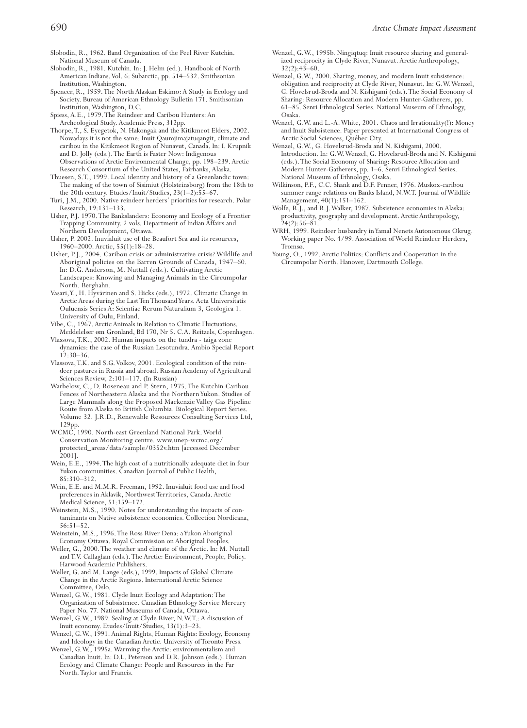Slobodin, R., 1962. Band Organization of the Peel River Kutchin. National Museum of Canada.

Slobodin, R., 1981. Kutchin. In: J. Helm (ed.). Handbook of North American Indians. Vol. 6: Subarctic, pp. 514–532. Smithsonian Institution, Washington.

Spencer, R., 1959. The North Alaskan Eskimo: A Study in Ecology and Society. Bureau of American Ethnology Bulletin 171. Smithsonian Institution, Washington, D.C.

Spiess, A.E., 1979. The Reindeer and Caribou Hunters: An Archeological Study. Academic Press, 312pp.

Thorpe, T., S. Eyegetok, N. Hakongak and the Kitikmeot Elders, 2002. Nowadays it is not the same: Inuit Qaumjimajatuqangit, climate and caribou in the Kitikmeot Region of Nunavut, Canada. In: I. Krupnik and D. Jolly (eds.). The Earth is Faster Now: Indigenous Observations of Arctic Environmental Change, pp. 198–239. Arctic Research Consortium of the United States, Fairbanks, Alaska.

Thuesen, S.T., 1999. Local identity and history of a Greenlandic town: The making of the town of Sisimiut (Holsteinsborg) from the 18th to the 20th century. Etudes/Inuit/Studies, 23(1–2):55–67.

Turi, J.M., 2000. Native reindeer herders' priorities for research. Polar Research, 19:131–133.

Usher, P.J. 1970. The Bankslanders: Economy and Ecology of a Frontier Trapping Community. 2 vols. Department of Indian Affairs and Northern Development, Ottawa.

Usher, P. 2002. Inuvialuit use of the Beaufort Sea and its resources, 1960–2000. Arctic, 55(1):18–28.

Usher, P.J., 2004. Caribou crisis or administrative crisis? Wildlife and Aboriginal policies on the Barren Grounds of Canada, 1947–60. In: D.G. Anderson, M. Nuttall (eds.). Cultivating Arctic Landscapes: Knowing and Managing Animals in the Circumpolar North. Berghahn.

Vasari, Y., H. Hyvärinen and S. Hicks (eds.), 1972. Climatic Change in Arctic Areas during the Last Ten Thousand Years. Acta Universitatis Ouluensis Series A: Scientiae Rerum Naturalium 3, Geologica 1. University of Oulu, Finland.

Vibe, C., 1967. Arctic Animals in Relation to Climatic Fluctuations. Meddelelser om Grønland, Bd 170, Nr 5. C.A. Reitzels, Copenhagen.

Vlassova, T.K., 2002. Human impacts on the tundra - taiga zone dynamics: the case of the Russian Lesotundra. Ambio Special Report 12:30–36.

Vlassova, T.K. and S.G. Volkov, 2001. Ecological condition of the reindeer pastures in Russia and abroad. Russian Academy of Agricultural Sciences Review, 2:101–117. (In Russian)

Warbelow, C., D. Roseneau and P. Stern, 1975. The Kutchin Caribou Fences of Northeastern Alaska and the Northern Yukon. Studies of Large Mammals along the Proposed Mackenzie Valley Gas Pipeline Route from Alaska to British Columbia. Biological Report Series. Volume 32. J.R.D., Renewable Resources Consulting Services Ltd, 129pp.

WCMC, 1990. North-east Greenland National Park. World Conservation Monitoring centre. www.unep-wcmc.org/protected_areas/data/sample/0352v.htm [accessed December 2001].

Wein, E.E., 1994. The high cost of a nutritionally adequate diet in four Yukon communities. Canadian Journal of Public Health, 85:310–312.

Wein, E.E. and M.M.R. Freeman, 1992. Inuvialuit food use and food preferences in Aklavik, Northwest Territories, Canada. Arctic Medical Science, 51:159–172.

Weinstein, M.S., 1990. Notes for understanding the impacts of contaminants on Native subsistence economies. Collection Nordicana, 56:51–52.

Weinstein, M.S., 1996. The Ross River Dena: a Yukon Aboriginal Economy Ottawa. Royal Commission on Aboriginal Peoples.

Weller, G., 2000. The weather and climate of the Arctic. In: M. Nuttall and T.V. Callaghan (eds.). The Arctic: Environment, People, Policy. Harwood Academic Publishers.

Weller, G. and M. Lange (eds.), 1999. Impacts of Global Climate Change in the Arctic Regions. International Arctic Science Committee, Oslo.

Wenzel, G.W., 1981. Clyde Inuit Ecology and Adaptation: The Organization of Subsistence. Canadian Ethnology Service Mercury Paper No. 77. National Museums of Canada, Ottawa.

Wenzel, G.W., 1989. Sealing at Clyde River, N.W.T.: A discussion of Inuit economy. Etudes/Inuit/Studies, 13(1):3–23.

Wenzel, G.W., 1991. Animal Rights, Human Rights: Ecology, Economy and Ideology in the Canadian Arctic. University of Toronto Press.

Wenzel, G.W., 1995a. Warming the Arctic: environmentalism and Canadian Inuit. In: D.L. Peterson and D.R. Johnson (eds.). Human Ecology and Climate Change: People and Resources in the Far North. Taylor and Francis.

Wenzel, G.W., 1995b. Ningiqtuq: Inuit resource sharing and generalized reciprocity in Clyde River, Nunavut. Arctic Anthropology, 32(2):43–60.

Wenzel, G.W., 2000. Sharing, money, and modern Inuit subsistence: obligation and reciprocity at Clyde River, Nunavut. In: G.W. Wenzel, G. Hovelsrud-Broda and N. Kishigami (eds.). The Social Economy of Sharing: Resource Allocation and Modern Hunter-Gatherers, pp. 61–85. Senri Ethnological Series. National Museum of Ethnology, Osaka.

Wenzel, G.W. and L.-A. White, 2001. Chaos and Irrationality(!): Money and Inuit Subsistence. Paper presented at International Congress of Arctic Social Sciences, Québec City.

Wenzel, G.W., G. Hovelsrud-Broda and N. Kishigami, 2000. Introduction. In: G.W. Wenzel, G. Hovelsrud-Broda and N. Kishigami (eds.). The Social Economy of Sharing: Resource Allocation and Modern Hunter-Gatherers, pp. 1–6. Senri Ethnological Series. National Museum of Ethnology, Osaka.

Wilkinson, P.F., C.C. Shank and D.F. Penner, 1976. Muskox-caribou summer range relations on Banks Island, N.W.T. Journal of Wildlife Management, 40(1):151–162.

Wolfe, R.J., and R.J. Walker, 1987. Subsistence economies in Alaska: productivity, geography and development. Arctic Anthropology, 24(2):56–81.

WRH, 1999. Reindeer husbandry in Yamal Nenets Autonomous Okrug. Working paper No. 4/99. Association of World Reindeer Herders, Tromsø.

Young, O., 1992. Arctic Politics: Conflicts and Cooperation in the Circumpolar North. Hanover, Dartmouth College.